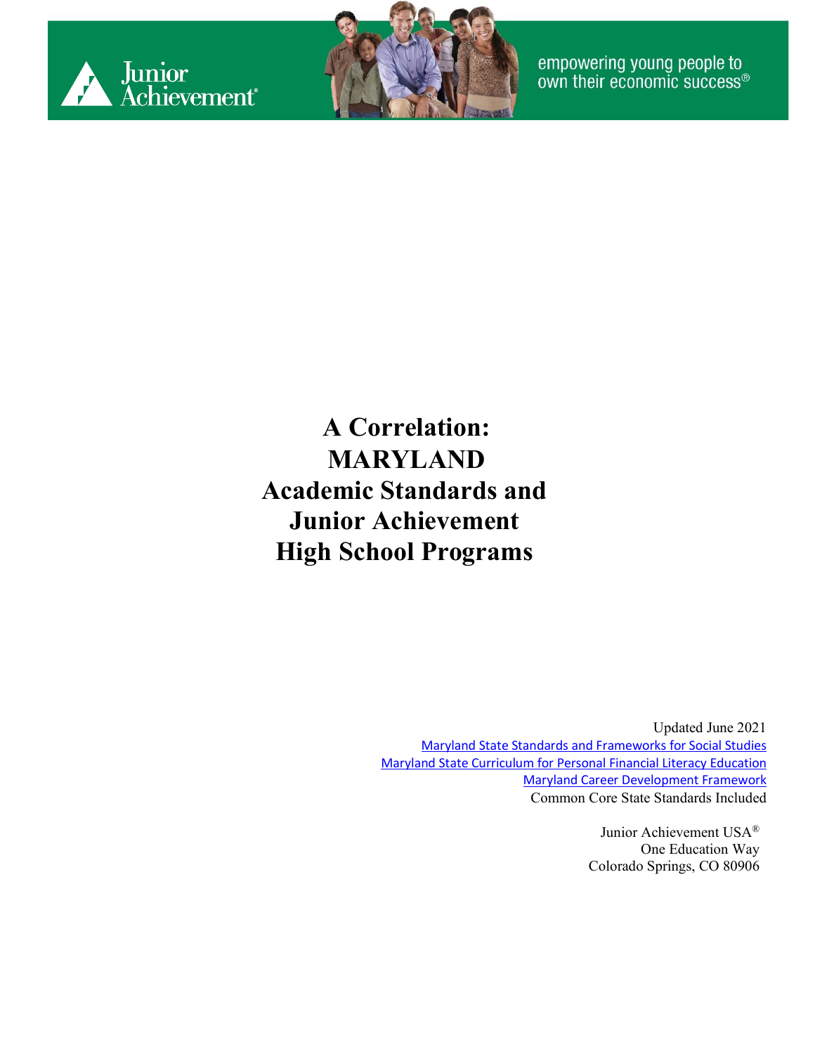Junior Achievement

empowering young people to own their economic success®

# A Correlation: MARYLAND Academic Standards and Junior Achievement High School Programs

Updated June 2021

Maryland State Standards and Frameworks for Social Studies

Maryland State Curriculum for Personal Financial Literacy Education

Maryland Career Development Framework

Common Core State Standards Included

Junior Achievement USA®
One Education Way
Colorado Springs, CO 80906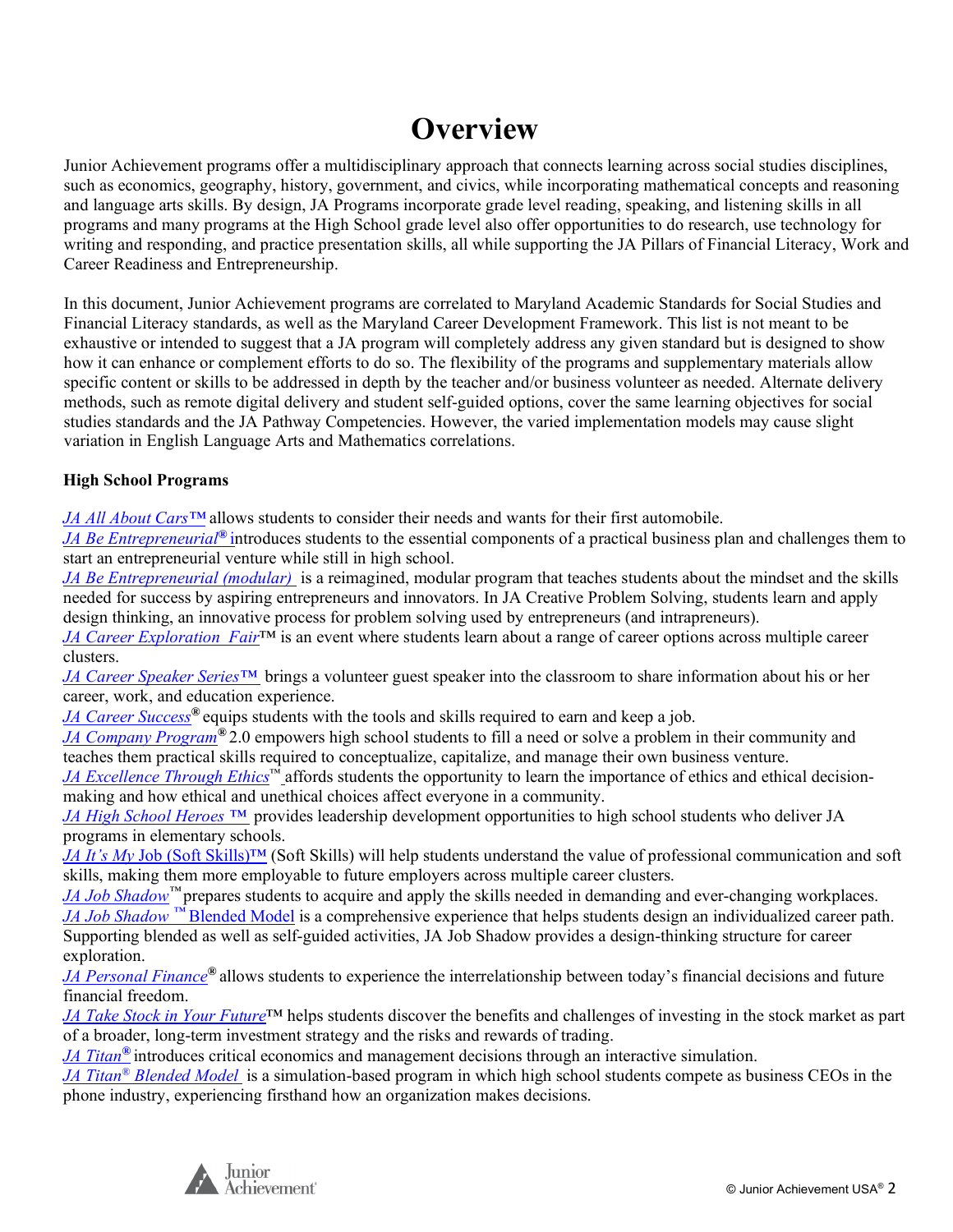# Overview

Junior Achievement programs offer a multidisciplinary approach that connects learning across social studies disciplines, such as economics, geography, history, government, and civics, while incorporating mathematical concepts and reasoning and language arts skills. By design, JA Programs incorporate grade level reading, speaking, and listening skills in all programs and many programs at the High School grade level also offer opportunities to do research, use technology for writing and responding, and practice presentation skills, all while supporting the JA Pillars of Financial Literacy, Work and Career Readiness and Entrepreneurship.

In this document, Junior Achievement programs are correlated to Maryland Academic Standards for Social Studies and Financial Literacy standards, as well as the Maryland Career Development Framework. This list is not meant to be exhaustive or intended to suggest that a JA program will completely address any given standard but is designed to show how it can enhance or complement efforts to do so. The flexibility of the programs and supplementary materials allow specific content or skills to be addressed in depth by the teacher and/or business volunteer as needed. Alternate delivery methods, such as remote digital delivery and student self-guided options, cover the same learning objectives for social studies standards and the JA Pathway Competencies. However, the varied implementation models may cause slight variation in English Language Arts and Mathematics correlations.

**High School Programs**

*JA All About Cars™* allows students to consider their needs and wants for their first automobile.
*JA Be Entrepreneurial®* introduces students to the essential components of a practical business plan and challenges them to start an entrepreneurial venture while still in high school.
*JA Be Entrepreneurial (modular)* is a reimagined, modular program that teaches students about the mindset and the skills needed for success by aspiring entrepreneurs and innovators. In JA Creative Problem Solving, students learn and apply design thinking, an innovative process for problem solving used by entrepreneurs (and intrapreneurs).
*JA Career Exploration Fair™* is an event where students learn about a range of career options across multiple career clusters.
*JA Career Speaker Series™* brings a volunteer guest speaker into the classroom to share information about his or her career, work, and education experience.
*JA Career Success®* equips students with the tools and skills required to earn and keep a job.
*JA Company Program®* 2.0 empowers high school students to fill a need or solve a problem in their community and teaches them practical skills required to conceptualize, capitalize, and manage their own business venture.
*JA Excellence Through Ethics™* affords students the opportunity to learn the importance of ethics and ethical decision-making and how ethical and unethical choices affect everyone in a community.
*JA High School Heroes ™* provides leadership development opportunities to high school students who deliver JA programs in elementary schools.
*JA It's My* Job (Soft Skills)™ (Soft Skills) will help students understand the value of professional communication and soft skills, making them more employable to future employers across multiple career clusters.
*JA Job Shadow™* prepares students to acquire and apply the skills needed in demanding and ever-changing workplaces.
*JA Job Shadow ™* Blended Model is a comprehensive experience that helps students design an individualized career path. Supporting blended as well as self-guided activities, JA Job Shadow provides a design-thinking structure for career exploration.
*JA Personal Finance®* allows students to experience the interrelationship between today's financial decisions and future financial freedom.
*JA Take Stock in Your Future™* helps students discover the benefits and challenges of investing in the stock market as part of a broader, long-term investment strategy and the risks and rewards of trading.
*JA Titan®* introduces critical economics and management decisions through an interactive simulation.
*JA Titan® Blended Model* is a simulation-based program in which high school students compete as business CEOs in the phone industry, experiencing firsthand how an organization makes decisions.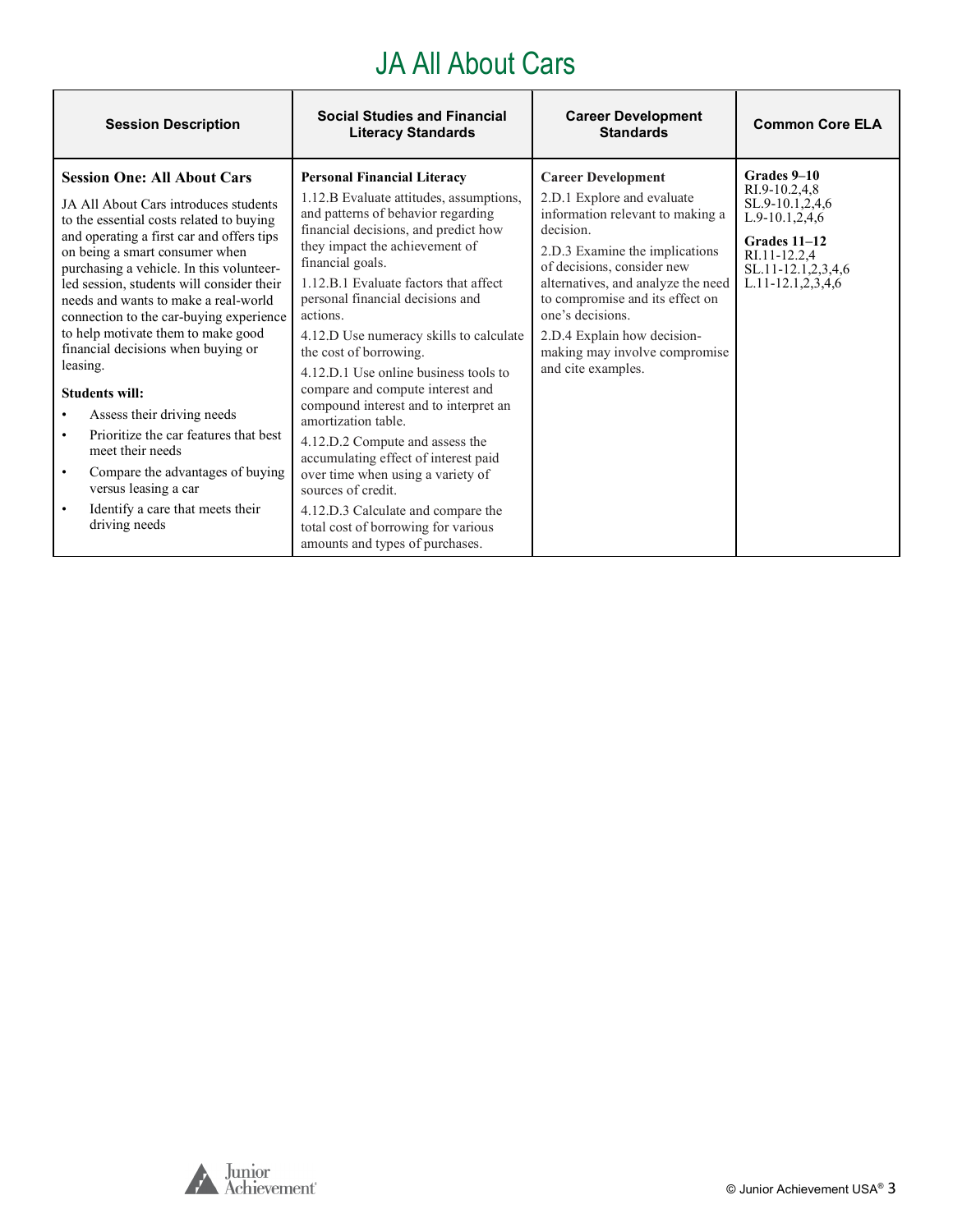# JA All About Cars

| Session Description | Social Studies and Financial Literacy Standards | Career Development Standards | Common Core ELA |
|---|---|---|---|
| **Session One: All About Cars**<br><br>JA All About Cars introduces students to the essential costs related to buying and operating a first car and offers tips on being a smart consumer when purchasing a vehicle. In this volunteer-led session, students will consider their needs and wants to make a real-world connection to the car-buying experience to help motivate them to make good financial decisions when buying or leasing.<br><br>**Students will:**<br>• Assess their driving needs<br>• Prioritize the car features that best meet their needs<br>• Compare the advantages of buying versus leasing a car<br>• Identify a care that meets their driving needs | **Personal Financial Literacy**<br><br>1.12.B Evaluate attitudes, assumptions, and patterns of behavior regarding financial decisions, and predict how they impact the achievement of financial goals.<br><br>1.12.B.1 Evaluate factors that affect personal financial decisions and actions.<br><br>4.12.D Use numeracy skills to calculate the cost of borrowing.<br><br>4.12.D.1 Use online business tools to compare and compute interest and compound interest and to interpret an amortization table.<br><br>4.12.D.2 Compute and assess the accumulating effect of interest paid over time when using a variety of sources of credit.<br><br>4.12.D.3 Calculate and compare the total cost of borrowing for various amounts and types of purchases. | **Career Development**<br><br>2.D.1 Explore and evaluate information relevant to making a decision.<br><br>2.D.3 Examine the implications of decisions, consider new alternatives, and analyze the need to compromise and its effect on one's decisions.<br><br>2.D.4 Explain how decision-making may involve compromise and cite examples. | **Grades 9–10**<br>RI.9-10.2,4,8<br>SL.9-10.1,2,4,6<br>L.9-10.1,2,4,6<br><br>**Grades 11–12**<br>RI.11-12.2,4<br>SL.11-12.1,2,3,4,6<br>L.11-12.1,2,3,4,6 |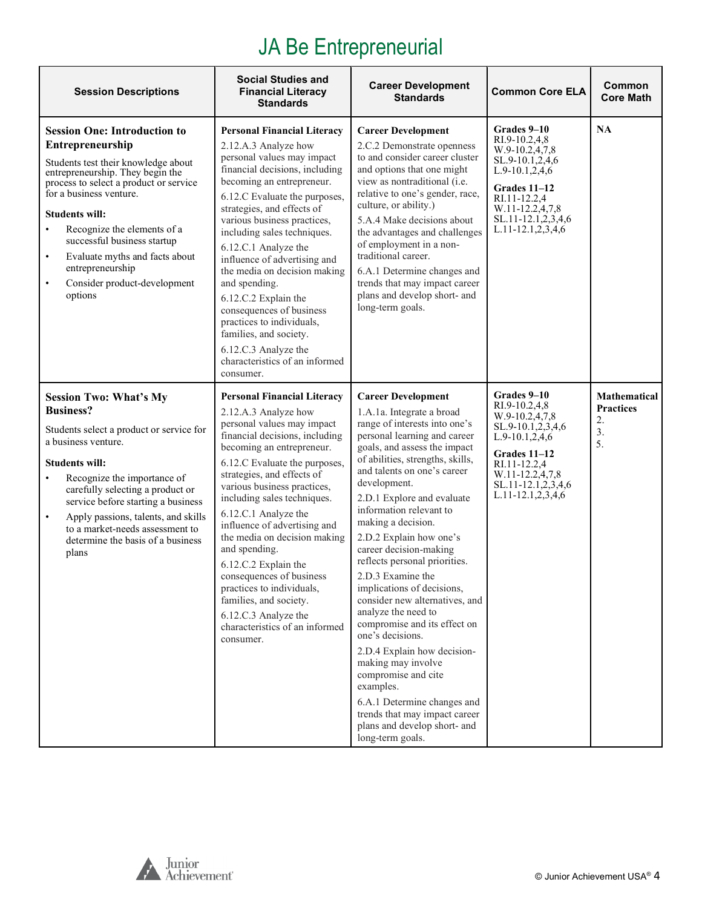# JA Be Entrepreneurial

| Session Descriptions | Social Studies and Financial Literacy Standards | Career Development Standards | Common Core ELA | Common Core Math |
|---|---|---|---|---|
| **Session One: Introduction to Entrepreneurship**<br><br>Students test their knowledge about entrepreneurship. They begin the process to select a product or service for a business venture.<br><br>**Students will:**<br>• Recognize the elements of a successful business startup<br>• Evaluate myths and facts about entrepreneurship<br>• Consider product-development options | **Personal Financial Literacy**<br>2.12.A.3 Analyze how personal values may impact financial decisions, including becoming an entrepreneur.<br>6.12.C Evaluate the purposes, strategies, and effects of various business practices, including sales techniques.<br>6.12.C.1 Analyze the influence of advertising and the media on decision making and spending.<br>6.12.C.2 Explain the consequences of business practices to individuals, families, and society.<br>6.12.C.3 Analyze the characteristics of an informed consumer. | **Career Development**<br>2.C.2 Demonstrate openness to and consider career cluster and options that one might view as nontraditional (i.e. relative to one's gender, race, culture, or ability.)<br>5.A.4 Make decisions about the advantages and challenges of employment in a non-traditional career.<br>6.A.1 Determine changes and trends that may impact career plans and develop short- and long-term goals. | **Grades 9–10**<br>RI.9-10.2,4,8<br>W.9-10.2,4,7,8<br>SL.9-10.1,2,4,6<br>L.9-10.1,2,4,6<br><br>**Grades 11–12**<br>RI.11-12.2,4<br>W.11-12.2,4,7,8<br>SL.11-12.1,2,3,4,6<br>L.11-12.1,2,3,4,6 | **NA** |
| **Session Two: What's My Business?**<br><br>Students select a product or service for a business venture.<br><br>**Students will:**<br>• Recognize the importance of carefully selecting a product or service before starting a business<br>• Apply passions, talents, and skills to a market-needs assessment to determine the basis of a business plans | **Personal Financial Literacy**<br>2.12.A.3 Analyze how personal values may impact financial decisions, including becoming an entrepreneur.<br>6.12.C Evaluate the purposes, strategies, and effects of various business practices, including sales techniques.<br>6.12.C.1 Analyze the influence of advertising and the media on decision making and spending.<br>6.12.C.2 Explain the consequences of business practices to individuals, families, and society.<br>6.12.C.3 Analyze the characteristics of an informed consumer. | **Career Development**<br>1.A.1a. Integrate a broad range of interests into one's personal learning and career goals, and assess the impact of abilities, strengths, skills, and talents on one's career development.<br>2.D.1 Explore and evaluate information relevant to making a decision.<br>2.D.2 Explain how one's career decision-making reflects personal priorities.<br>2.D.3 Examine the implications of decisions, consider new alternatives, and analyze the need to compromise and its effect on one's decisions.<br>2.D.4 Explain how decision-making may involve compromise and cite examples.<br>6.A.1 Determine changes and trends that may impact career plans and develop short- and long-term goals. | **Grades 9–10**<br>RI.9-10.2,4,8<br>W.9-10.2,4,7,8<br>SL.9-10.1,2,3,4,6<br>L.9-10.1,2,4,6<br><br>**Grades 11–12**<br>RI.11-12.2,4<br>W.11-12.2,4,7,8<br>SL.11-12.1,2,3,4,6<br>L.11-12.1,2,3,4,6 | **Mathematical Practices**<br>2.<br>3.<br>5. |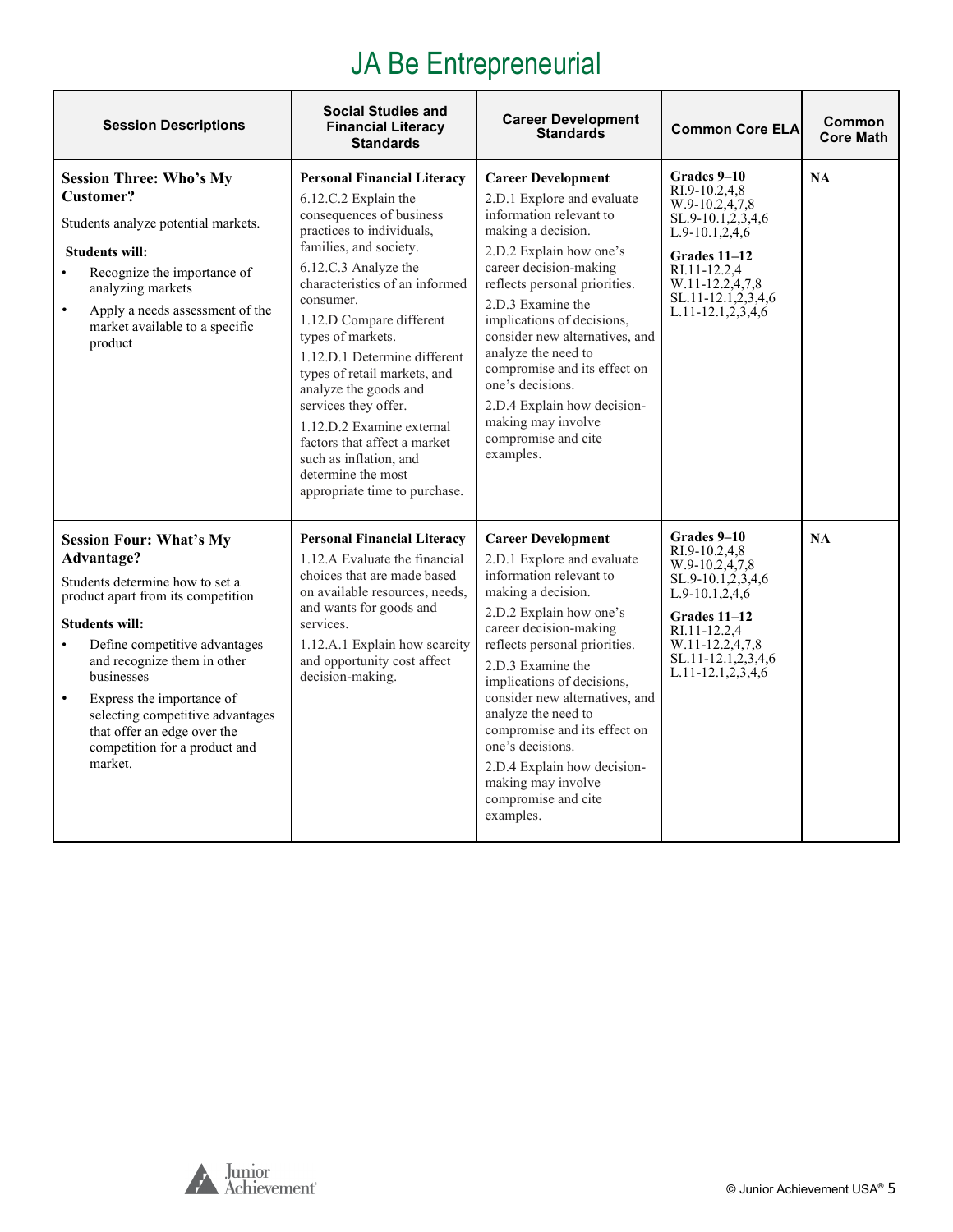# JA Be Entrepreneurial

| Session Descriptions | Social Studies and Financial Literacy Standards | Career Development Standards | Common Core ELA | Common Core Math |
|---|---|---|---|---|
| **Session Three: Who's My Customer?**<br>Students analyze potential markets.<br>**Students will:**<br>• Recognize the importance of analyzing markets<br>• Apply a needs assessment of the market available to a specific product | **Personal Financial Literacy**<br>6.12.C.2 Explain the consequences of business practices to individuals, families, and society.<br>6.12.C.3 Analyze the characteristics of an informed consumer.<br>1.12.D Compare different types of markets.<br>1.12.D.1 Determine different types of retail markets, and analyze the goods and services they offer.<br>1.12.D.2 Examine external factors that affect a market such as inflation, and determine the most appropriate time to purchase. | **Career Development**<br>2.D.1 Explore and evaluate information relevant to making a decision.<br>2.D.2 Explain how one's career decision-making reflects personal priorities.<br>2.D.3 Examine the implications of decisions, consider new alternatives, and analyze the need to compromise and its effect on one's decisions.<br>2.D.4 Explain how decision-making may involve compromise and cite examples. | **Grades 9–10**<br>RI.9-10.2,4,8<br>W.9-10.2,4,7,8<br>SL.9-10.1,2,3,4,6<br>L.9-10.1,2,4,6<br>**Grades 11–12**<br>RI.11-12.2,4<br>W.11-12.2,4,7,8<br>SL.11-12.1,2,3,4,6<br>L.11-12.1,2,3,4,6 | **NA** |
| **Session Four: What's My Advantage?**<br>Students determine how to set a product apart from its competition<br>**Students will:**<br>• Define competitive advantages and recognize them in other businesses<br>• Express the importance of selecting competitive advantages that offer an edge over the competition for a product and market. | **Personal Financial Literacy**<br>1.12.A Evaluate the financial choices that are made based on available resources, needs, and wants for goods and services.<br>1.12.A.1 Explain how scarcity and opportunity cost affect decision-making. | **Career Development**<br>2.D.1 Explore and evaluate information relevant to making a decision.<br>2.D.2 Explain how one's career decision-making reflects personal priorities.<br>2.D.3 Examine the implications of decisions, consider new alternatives, and analyze the need to compromise and its effect on one's decisions.<br>2.D.4 Explain how decision-making may involve compromise and cite examples. | **Grades 9–10**<br>RI.9-10.2,4,8<br>W.9-10.2,4,7,8<br>SL.9-10.1,2,3,4,6<br>L.9-10.1,2,4,6<br>**Grades 11–12**<br>RI.11-12.2,4<br>W.11-12.2,4,7,8<br>SL.11-12.1,2,3,4,6<br>L.11-12.1,2,3,4,6 | **NA** |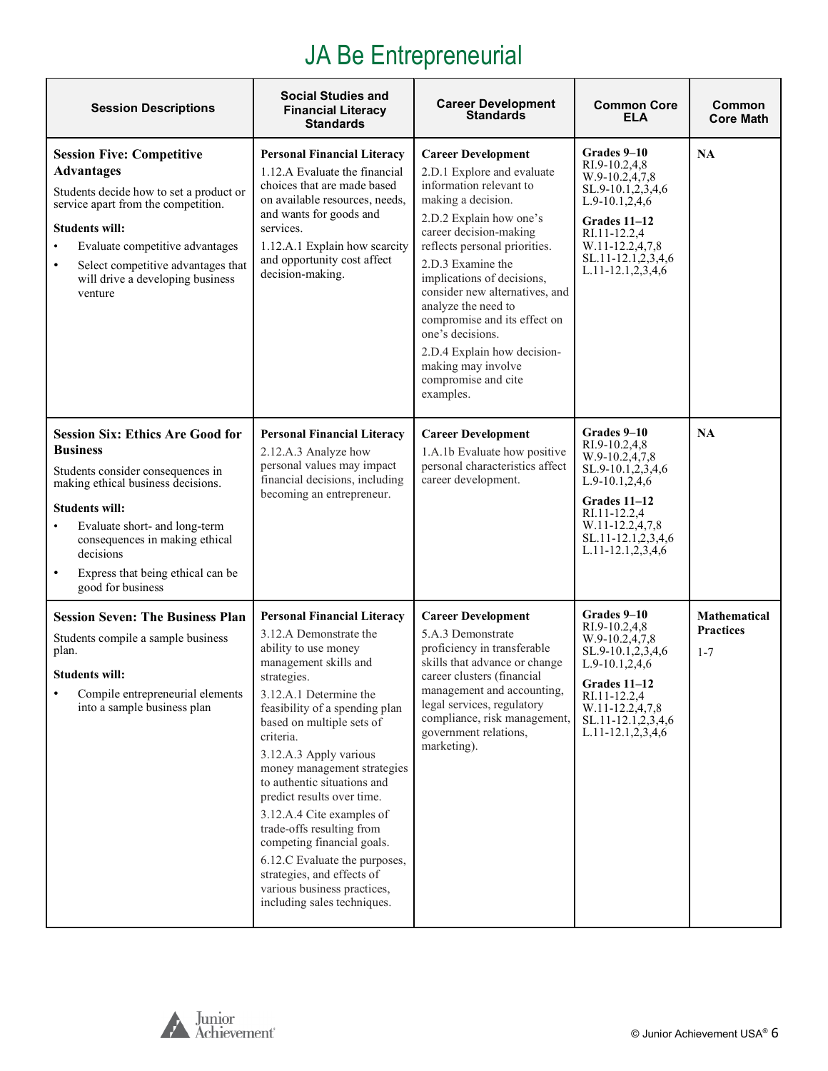# JA Be Entrepreneurial

| Session Descriptions | Social Studies and Financial Literacy Standards | Career Development Standards | Common Core ELA | Common Core Math |
|---|---|---|---|---|
| **Session Five: Competitive Advantages**<br>Students decide how to set a product or service apart from the competition.<br>**Students will:**<br>• Evaluate competitive advantages<br>• Select competitive advantages that will drive a developing business venture | **Personal Financial Literacy**<br>1.12.A Evaluate the financial choices that are made based on available resources, needs, and wants for goods and services.<br>1.12.A.1 Explain how scarcity and opportunity cost affect decision-making. | **Career Development**<br>2.D.1 Explore and evaluate information relevant to making a decision.<br>2.D.2 Explain how one's career decision-making reflects personal priorities.<br>2.D.3 Examine the implications of decisions, consider new alternatives, and analyze the need to compromise and its effect on one's decisions.<br>2.D.4 Explain how decision-making may involve compromise and cite examples. | **Grades 9–10**<br>RI.9-10.2,4,8<br>W.9-10.2,4,7,8<br>SL.9-10.1,2,3,4,6<br>L.9-10.1,2,4,6<br>**Grades 11–12**<br>RI.11-12.2,4<br>W.11-12.2,4,7,8<br>SL.11-12.1,2,3,4,6<br>L.11-12.1,2,3,4,6 | **NA** |
| **Session Six: Ethics Are Good for Business**<br>Students consider consequences in making ethical business decisions.<br>**Students will:**<br>• Evaluate short- and long-term consequences in making ethical decisions<br>• Express that being ethical can be good for business | **Personal Financial Literacy**<br>2.12.A.3 Analyze how personal values may impact financial decisions, including becoming an entrepreneur. | **Career Development**<br>1.A.1b Evaluate how positive personal characteristics affect career development. | **Grades 9–10**<br>RI.9-10.2,4,8<br>W.9-10.2,4,7,8<br>SL.9-10.1,2,3,4,6<br>L.9-10.1,2,4,6<br>**Grades 11–12**<br>RI.11-12.2,4<br>W.11-12.2,4,7,8<br>SL.11-12.1,2,3,4,6<br>L.11-12.1,2,3,4,6 | **NA** |
| **Session Seven: The Business Plan**<br>Students compile a sample business plan.<br>**Students will:**<br>• Compile entrepreneurial elements into a sample business plan | **Personal Financial Literacy**<br>3.12.A Demonstrate the ability to use money management skills and strategies.<br>3.12.A.1 Determine the feasibility of a spending plan based on multiple sets of criteria.<br>3.12.A.3 Apply various money management strategies to authentic situations and predict results over time.<br>3.12.A.4 Cite examples of trade-offs resulting from competing financial goals.<br>6.12.C Evaluate the purposes, strategies, and effects of various business practices, including sales techniques. | **Career Development**<br>5.A.3 Demonstrate proficiency in transferable skills that advance or change career clusters (financial management and accounting, legal services, regulatory compliance, risk management, government relations, marketing). | **Grades 9–10**<br>RI.9-10.2,4,8<br>W.9-10.2,4,7,8<br>SL.9-10.1,2,3,4,6<br>L.9-10.1,2,4,6<br>**Grades 11–12**<br>RI.11-12.2,4<br>W.11-12.2,4,7,8<br>SL.11-12.1,2,3,4,6<br>L.11-12.1,2,3,4,6 | **Mathematical Practices**<br>1-7 |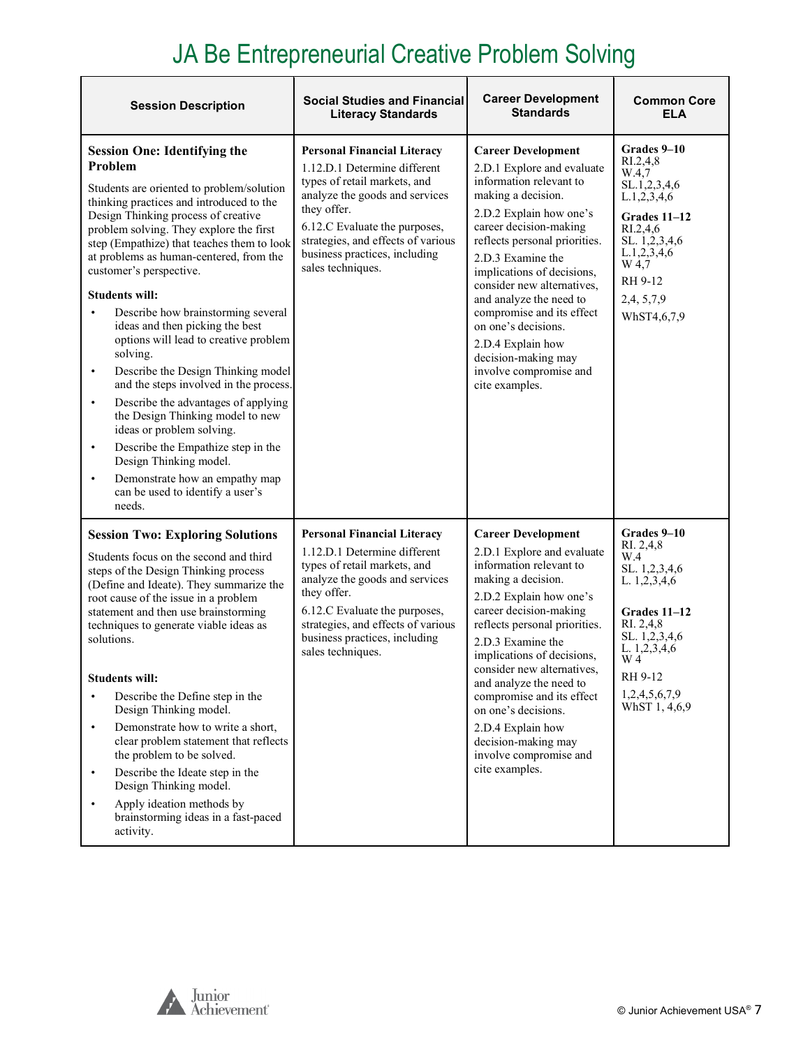# JA Be Entrepreneurial Creative Problem Solving

| Session Description | Social Studies and Financial Literacy Standards | Career Development Standards | Common Core ELA |
|---|---|---|---|
| **Session One: Identifying the Problem**<br><br>Students are oriented to problem/solution thinking practices and introduced to the Design Thinking process of creative problem solving. They explore the first step (Empathize) that teaches them to look at problems as human-centered, from the customer's perspective.<br><br>**Students will:**<br>• Describe how brainstorming several ideas and then picking the best options will lead to creative problem solving.<br>• Describe the Design Thinking model and the steps involved in the process.<br>• Describe the advantages of applying the Design Thinking model to new ideas or problem solving.<br>• Describe the Empathize step in the Design Thinking model.<br>• Demonstrate how an empathy map can be used to identify a user's needs. | **Personal Financial Literacy**<br>1.12.D.1 Determine different types of retail markets, and analyze the goods and services they offer.<br>6.12.C Evaluate the purposes, strategies, and effects of various business practices, including sales techniques. | **Career Development**<br>2.D.1 Explore and evaluate information relevant to making a decision.<br>2.D.2 Explain how one's career decision-making reflects personal priorities.<br>2.D.3 Examine the implications of decisions, consider new alternatives, and analyze the need to compromise and its effect on one's decisions.<br>2.D.4 Explain how decision-making may involve compromise and cite examples. | **Grades 9–10**<br>RI.2,4,8<br>W.4,7<br>SL.1,2,3,4,6<br>L.1,2,3,4,6<br><br>**Grades 11–12**<br>RI.2,4,6<br>SL. 1,2,3,4,6<br>L.1,2,3,4,6<br>W 4,7<br>RH 9-12<br>2,4, 5,7,9<br>WhST4,6,7,9 |
| **Session Two: Exploring Solutions**<br><br>Students focus on the second and third steps of the Design Thinking process (Define and Ideate). They summarize the root cause of the issue in a problem statement and then use brainstorming techniques to generate viable ideas as solutions.<br><br>**Students will:**<br>• Describe the Define step in the Design Thinking model.<br>• Demonstrate how to write a short, clear problem statement that reflects the problem to be solved.<br>• Describe the Ideate step in the Design Thinking model.<br>• Apply ideation methods by brainstorming ideas in a fast-paced activity. | **Personal Financial Literacy**<br>1.12.D.1 Determine different types of retail markets, and analyze the goods and services they offer.<br>6.12.C Evaluate the purposes, strategies, and effects of various business practices, including sales techniques. | **Career Development**<br>2.D.1 Explore and evaluate information relevant to making a decision.<br>2.D.2 Explain how one's career decision-making reflects personal priorities.<br>2.D.3 Examine the implications of decisions, consider new alternatives, and analyze the need to compromise and its effect on one's decisions.<br>2.D.4 Explain how decision-making may involve compromise and cite examples. | **Grades 9–10**<br>RI. 2,4,8<br>W.4<br>SL. 1,2,3,4,6<br>L. 1,2,3,4,6<br><br>**Grades 11–12**<br>RI. 2,4,8<br>SL. 1,2,3,4,6<br>L. 1,2,3,4,6<br>W 4<br>RH 9-12<br>1,2,4,5,6,7,9<br>WhST 1, 4,6,9 |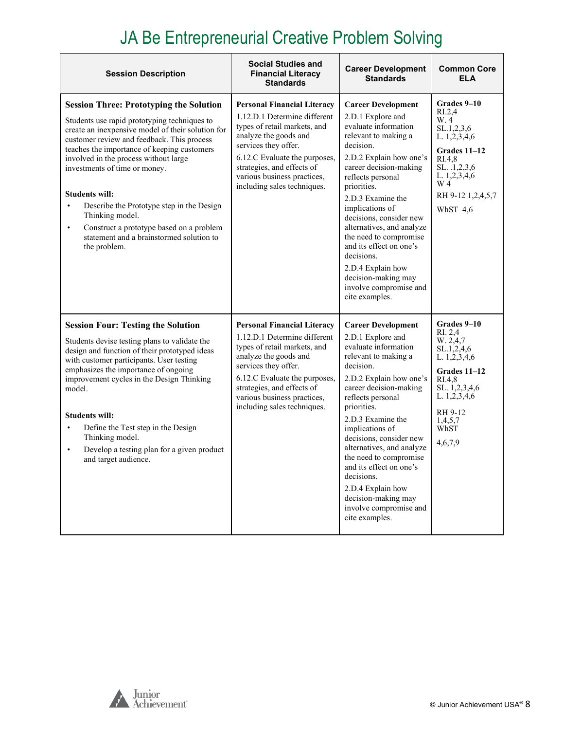# JA Be Entrepreneurial Creative Problem Solving

| Session Description | Social Studies and Financial Literacy Standards | Career Development Standards | Common Core ELA |
|---|---|---|---|
| **Session Three: Prototyping the Solution**<br><br>Students use rapid prototyping techniques to create an inexpensive model of their solution for customer review and feedback. This process teaches the importance of keeping customers involved in the process without large investments of time or money.<br><br>**Students will:**<br>• Describe the Prototype step in the Design Thinking model.<br>• Construct a prototype based on a problem statement and a brainstormed solution to the problem. | **Personal Financial Literacy**<br>1.12.D.1 Determine different types of retail markets, and analyze the goods and services they offer.<br>6.12.C Evaluate the purposes, strategies, and effects of various business practices, including sales techniques. | **Career Development**<br>2.D.1 Explore and evaluate information relevant to making a decision.<br>2.D.2 Explain how one's career decision-making reflects personal priorities.<br>2.D.3 Examine the implications of decisions, consider new alternatives, and analyze the need to compromise and its effect on one's decisions.<br>2.D.4 Explain how decision-making may involve compromise and cite examples. | **Grades 9–10**<br>RI.2,4<br>W. 4<br>SL.1,2,3,6<br>L. 1,2,3,4,6<br>**Grades 11–12**<br>RI.4,8<br>SL. .1,2,3,6<br>L. 1,2,3,4,6<br>W 4<br>RH 9-12 1,2,4,5,7<br>WhST 4,6 |
| **Session Four: Testing the Solution**<br><br>Students devise testing plans to validate the design and function of their prototyped ideas with customer participants. User testing emphasizes the importance of ongoing improvement cycles in the Design Thinking model.<br><br>**Students will:**<br>• Define the Test step in the Design Thinking model.<br>• Develop a testing plan for a given product and target audience. | **Personal Financial Literacy**<br>1.12.D.1 Determine different types of retail markets, and analyze the goods and services they offer.<br>6.12.C Evaluate the purposes, strategies, and effects of various business practices, including sales techniques. | **Career Development**<br>2.D.1 Explore and evaluate information relevant to making a decision.<br>2.D.2 Explain how one's career decision-making reflects personal priorities.<br>2.D.3 Examine the implications of decisions, consider new alternatives, and analyze the need to compromise and its effect on one's decisions.<br>2.D.4 Explain how decision-making may involve compromise and cite examples. | **Grades 9–10**<br>RI. 2,4<br>W. 2,4,7<br>SL.1,2,4,6<br>L. 1,2,3,4,6<br>**Grades 11–12**<br>RI.4,8<br>SL. 1,2,3,4,6<br>L. 1,2,3,4,6<br>RH 9-12<br>1,4,5,7<br>WhST<br>4,6,7,9 |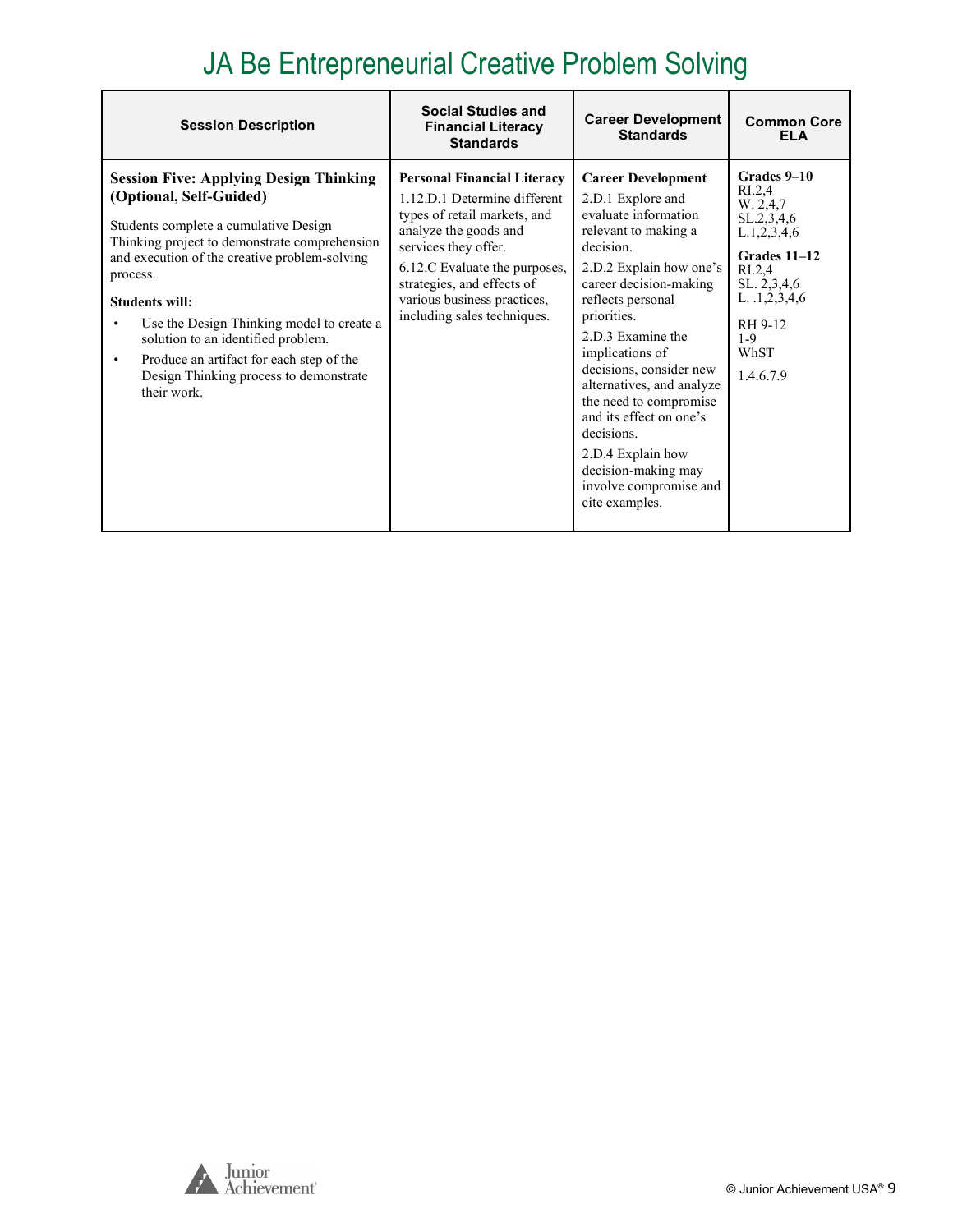# JA Be Entrepreneurial Creative Problem Solving

| Session Description | Social Studies and Financial Literacy Standards | Career Development Standards | Common Core ELA |
|---|---|---|---|
| **Session Five: Applying Design Thinking (Optional, Self-Guided)**<br><br>Students complete a cumulative Design Thinking project to demonstrate comprehension and execution of the creative problem-solving process.<br><br>**Students will:**<br>• Use the Design Thinking model to create a solution to an identified problem.<br>• Produce an artifact for each step of the Design Thinking process to demonstrate their work. | **Personal Financial Literacy**<br>1.12.D.1 Determine different types of retail markets, and analyze the goods and services they offer.<br>6.12.C Evaluate the purposes, strategies, and effects of various business practices, including sales techniques. | **Career Development**<br>2.D.1 Explore and evaluate information relevant to making a decision.<br>2.D.2 Explain how one's career decision-making reflects personal priorities.<br>2.D.3 Examine the implications of decisions, consider new alternatives, and analyze the need to compromise and its effect on one's decisions.<br>2.D.4 Explain how decision-making may involve compromise and cite examples. | **Grades 9–10**<br>RI.2,4<br>W. 2,4,7<br>SL.2,3,4,6<br>L.1,2,3,4,6<br><br>**Grades 11–12**<br>RI.2,4<br>SL. 2,3,4,6<br>L. .1,2,3,4,6<br><br>RH 9-12<br>1-9<br>WhST<br><br>1.4.6.7.9 |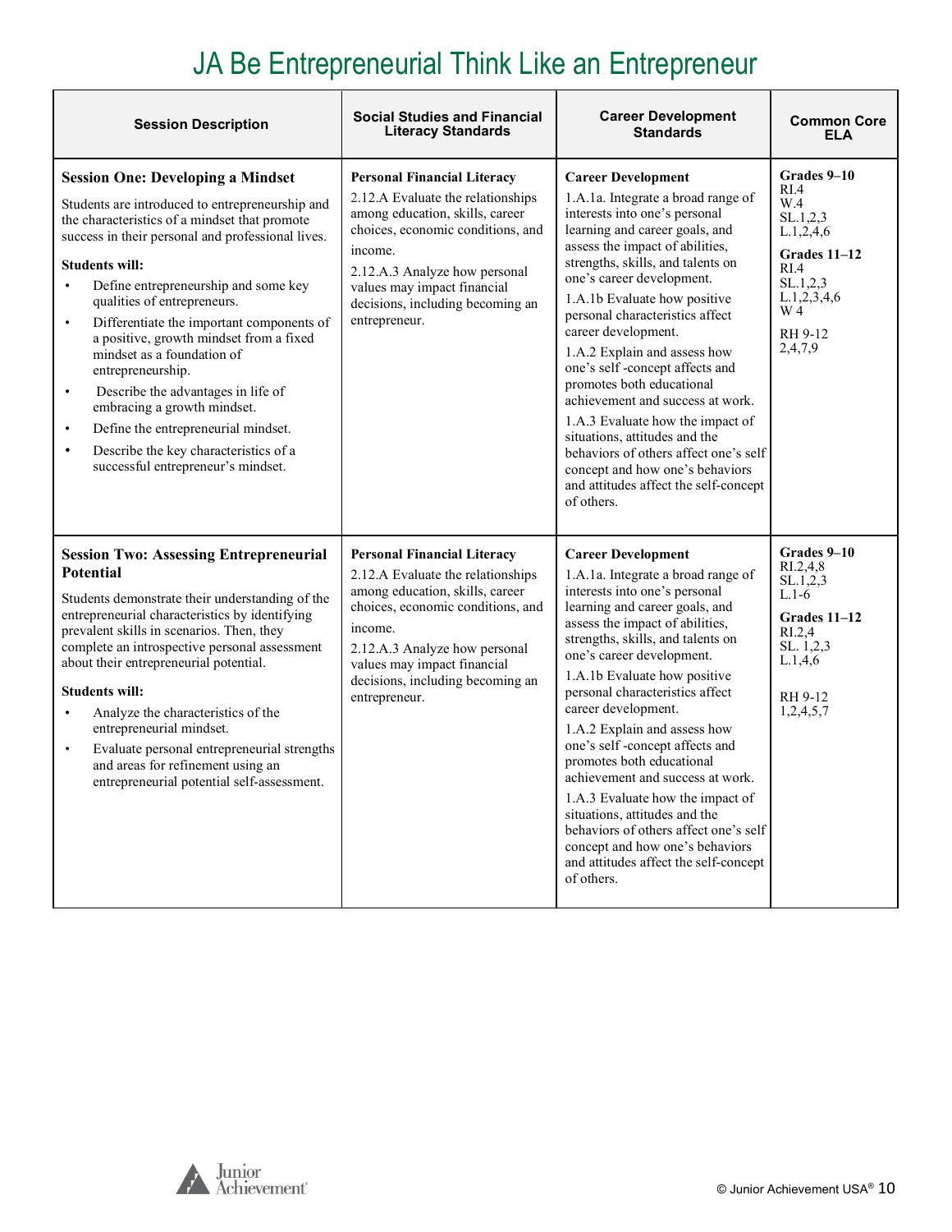# JA Be Entrepreneurial Think Like an Entrepreneur

| Session Description | Social Studies and Financial Literacy Standards | Career Development Standards | Common Core ELA |
|---|---|---|---|
| **Session One: Developing a Mindset**<br><br>Students are introduced to entrepreneurship and the characteristics of a mindset that promote success in their personal and professional lives.<br><br>**Students will:**<br>• Define entrepreneurship and some key qualities of entrepreneurs.<br>• Differentiate the important components of a positive, growth mindset from a fixed mindset as a foundation of entrepreneurship.<br>• Describe the advantages in life of embracing a growth mindset.<br>• Define the entrepreneurial mindset.<br>• Describe the key characteristics of a successful entrepreneur's mindset. | **Personal Financial Literacy**<br>2.12.A Evaluate the relationships among education, skills, career choices, economic conditions, and income.<br>2.12.A.3 Analyze how personal values may impact financial decisions, including becoming an entrepreneur. | **Career Development**<br>1.A.1a. Integrate a broad range of interests into one's personal learning and career goals, and assess the impact of abilities, strengths, skills, and talents on one's career development.<br>1.A.1b Evaluate how positive personal characteristics affect career development.<br>1.A.2 Explain and assess how one's self -concept affects and promotes both educational achievement and success at work.<br>1.A.3 Evaluate how the impact of situations, attitudes and the behaviors of others affect one's self concept and how one's behaviors and attitudes affect the self-concept of others. | **Grades 9–10**<br>RI.4<br>W.4<br>SL.1,2,3<br>L.1,2,4,6<br><br>**Grades 11–12**<br>RI.4<br>SL.1,2,3<br>L.1,2,3,4,6<br>W 4<br><br>RH 9-12<br>2,4,7,9 |
| **Session Two: Assessing Entrepreneurial Potential**<br><br>Students demonstrate their understanding of the entrepreneurial characteristics by identifying prevalent skills in scenarios. Then, they complete an introspective personal assessment about their entrepreneurial potential.<br><br>**Students will:**<br>• Analyze the characteristics of the entrepreneurial mindset.<br>• Evaluate personal entrepreneurial strengths and areas for refinement using an entrepreneurial potential self-assessment. | **Personal Financial Literacy**<br>2.12.A Evaluate the relationships among education, skills, career choices, economic conditions, and income.<br>2.12.A.3 Analyze how personal values may impact financial decisions, including becoming an entrepreneur. | **Career Development**<br>1.A.1a. Integrate a broad range of interests into one's personal learning and career goals, and assess the impact of abilities, strengths, skills, and talents on one's career development.<br>1.A.1b Evaluate how positive personal characteristics affect career development.<br>1.A.2 Explain and assess how one's self -concept affects and promotes both educational achievement and success at work.<br>1.A.3 Evaluate how the impact of situations, attitudes and the behaviors of others affect one's self concept and how one's behaviors and attitudes affect the self-concept of others. | **Grades 9–10**<br>RI.2,4,8<br>SL.1,2,3<br>L.1-6<br><br>**Grades 11–12**<br>RI.2,4<br>SL. 1,2,3<br>L.1,4,6<br><br>RH 9-12<br>1,2,4,5,7 |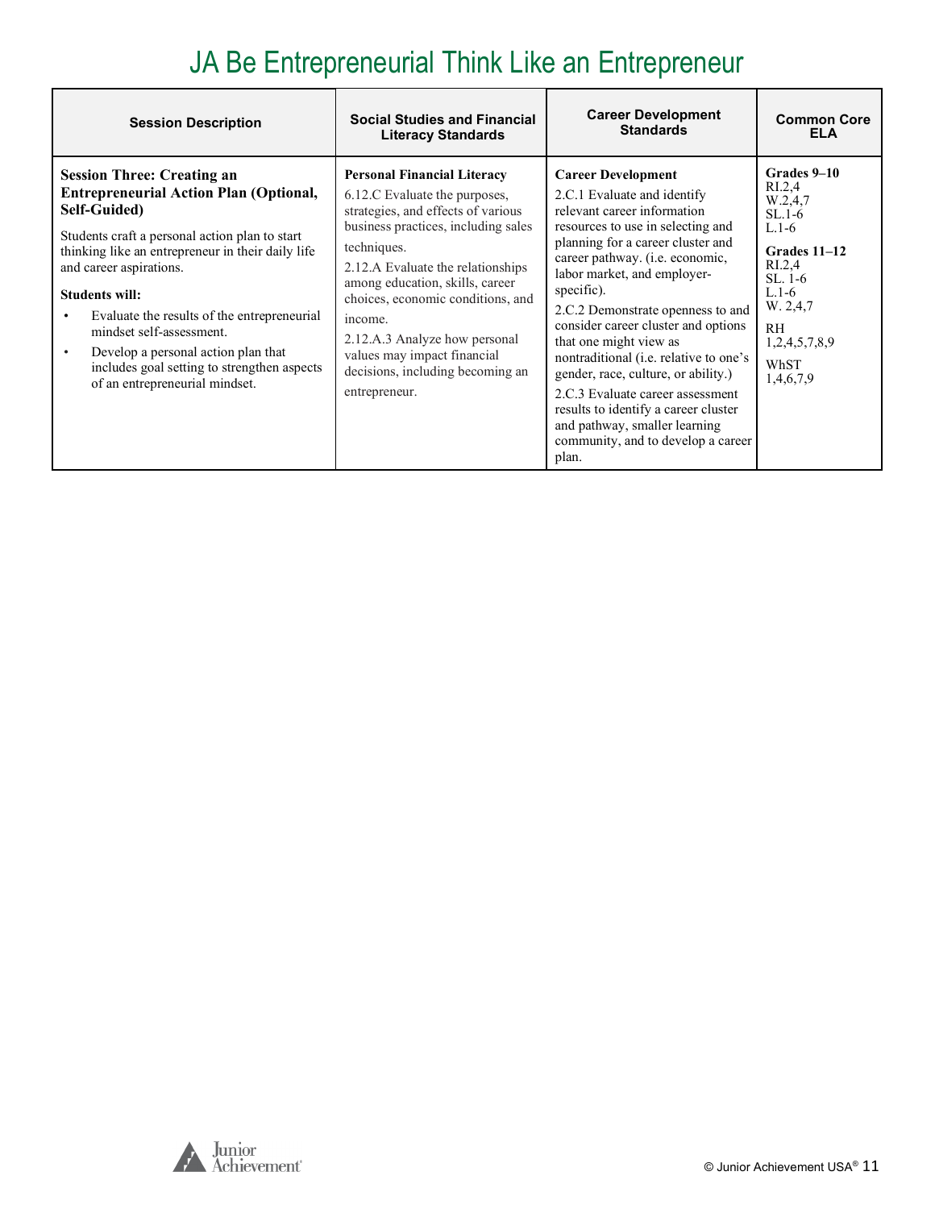# JA Be Entrepreneurial Think Like an Entrepreneur

| Session Description | Social Studies and Financial Literacy Standards | Career Development Standards | Common Core ELA |
|---|---|---|---|
| **Session Three: Creating an Entrepreneurial Action Plan (Optional, Self-Guided)**<br><br>Students craft a personal action plan to start thinking like an entrepreneur in their daily life and career aspirations.<br><br>**Students will:**<br>• Evaluate the results of the entrepreneurial mindset self-assessment.<br>• Develop a personal action plan that includes goal setting to strengthen aspects of an entrepreneurial mindset. | **Personal Financial Literacy**<br>6.12.C Evaluate the purposes, strategies, and effects of various business practices, including sales techniques.<br>2.12.A Evaluate the relationships among education, skills, career choices, economic conditions, and income.<br>2.12.A.3 Analyze how personal values may impact financial decisions, including becoming an entrepreneur. | **Career Development**<br>2.C.1 Evaluate and identify relevant career information resources to use in selecting and planning for a career cluster and career pathway. (i.e. economic, labor market, and employer-specific).<br>2.C.2 Demonstrate openness to and consider career cluster and options that one might view as nontraditional (i.e. relative to one's gender, race, culture, or ability.)<br>2.C.3 Evaluate career assessment results to identify a career cluster and pathway, smaller learning community, and to develop a career plan. | **Grades 9–10**<br>RI.2,4<br>W.2,4,7<br>SL.1-6<br>L.1-6<br><br>**Grades 11–12**<br>RI.2,4<br>SL. 1-6<br>L.1-6<br>W. 2,4,7<br>RH 1,2,4,5,7,8,9<br>WhST 1,4,6,7,9 |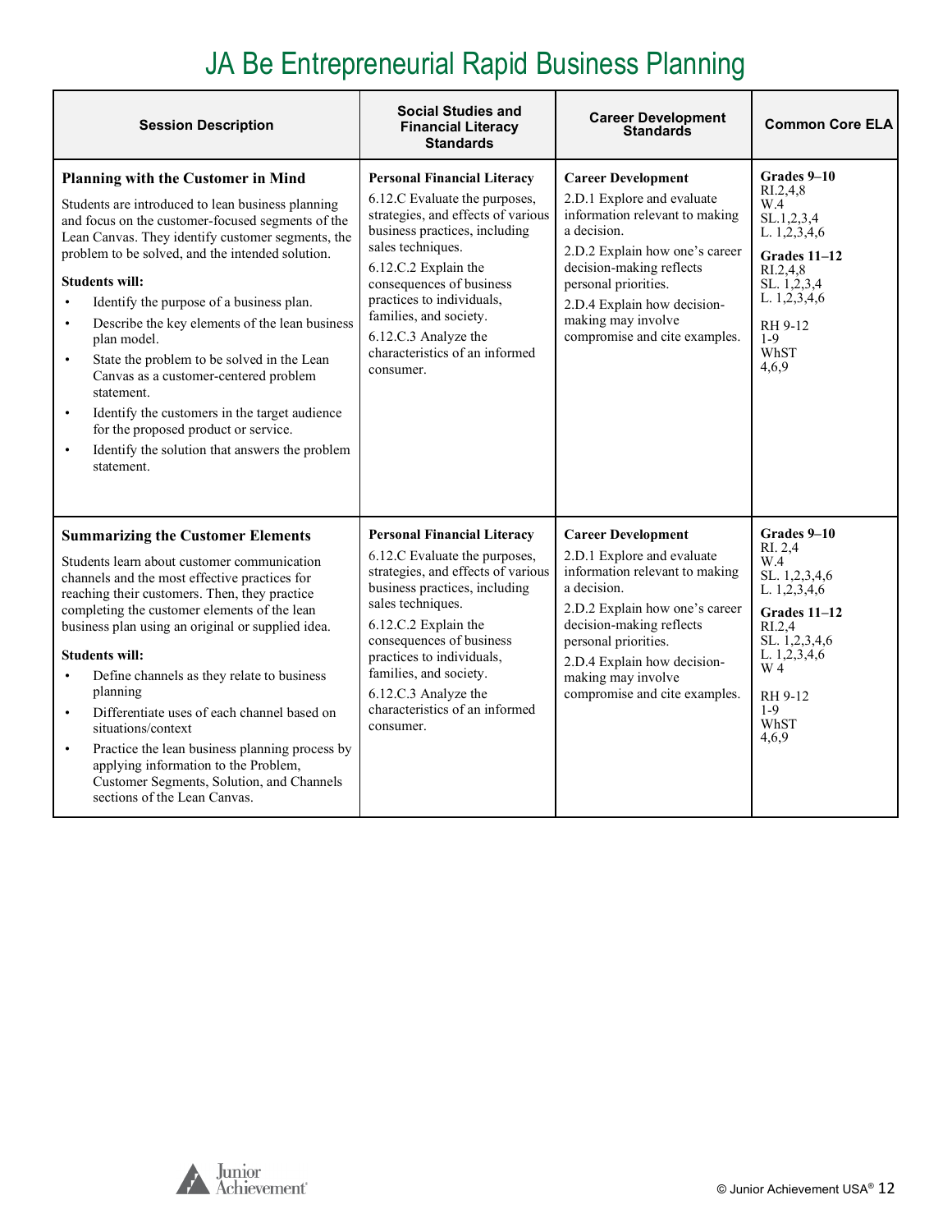# JA Be Entrepreneurial Rapid Business Planning

| Session Description | Social Studies and Financial Literacy Standards | Career Development Standards | Common Core ELA |
|---|---|---|---|
| **Planning with the Customer in Mind**<br><br>Students are introduced to lean business planning and focus on the customer-focused segments of the Lean Canvas. They identify customer segments, the problem to be solved, and the intended solution.<br><br>**Students will:**<br>• Identify the purpose of a business plan.<br>• Describe the key elements of the lean business plan model.<br>• State the problem to be solved in the Lean Canvas as a customer-centered problem statement.<br>• Identify the customers in the target audience for the proposed product or service.<br>• Identify the solution that answers the problem statement. | **Personal Financial Literacy**<br>6.12.C Evaluate the purposes, strategies, and effects of various business practices, including sales techniques.<br>6.12.C.2 Explain the consequences of business practices to individuals, families, and society.<br>6.12.C.3 Analyze the characteristics of an informed consumer. | **Career Development**<br>2.D.1 Explore and evaluate information relevant to making a decision.<br>2.D.2 Explain how one's career decision-making reflects personal priorities.<br>2.D.4 Explain how decision-making may involve compromise and cite examples. | **Grades 9–10**<br>RI.2,4,8<br>W.4<br>SL.1,2,3,4<br>L. 1,2,3,4,6<br><br>**Grades 11–12**<br>RI.2,4,8<br>SL. 1,2,3,4<br>L. 1,2,3,4,6<br><br>RH 9-12<br>1-9<br>WhST<br>4,6,9 |
| **Summarizing the Customer Elements**<br><br>Students learn about customer communication channels and the most effective practices for reaching their customers. Then, they practice completing the customer elements of the lean business plan using an original or supplied idea.<br><br>**Students will:**<br>• Define channels as they relate to business planning<br>• Differentiate uses of each channel based on situations/context<br>• Practice the lean business planning process by applying information to the Problem, Customer Segments, Solution, and Channels sections of the Lean Canvas. | **Personal Financial Literacy**<br>6.12.C Evaluate the purposes, strategies, and effects of various business practices, including sales techniques.<br>6.12.C.2 Explain the consequences of business practices to individuals, families, and society.<br>6.12.C.3 Analyze the characteristics of an informed consumer. | **Career Development**<br>2.D.1 Explore and evaluate information relevant to making a decision.<br>2.D.2 Explain how one's career decision-making reflects personal priorities.<br>2.D.4 Explain how decision-making may involve compromise and cite examples. | **Grades 9–10**<br>RI. 2,4<br>W.4<br>SL. 1,2,3,4,6<br>L. 1,2,3,4,6<br><br>**Grades 11–12**<br>RI.2,4<br>SL. 1,2,3,4,6<br>L. 1,2,3,4,6<br>W 4<br><br>RH 9-12<br>1-9<br>WhST<br>4,6,9 |

© Junior Achievement USA®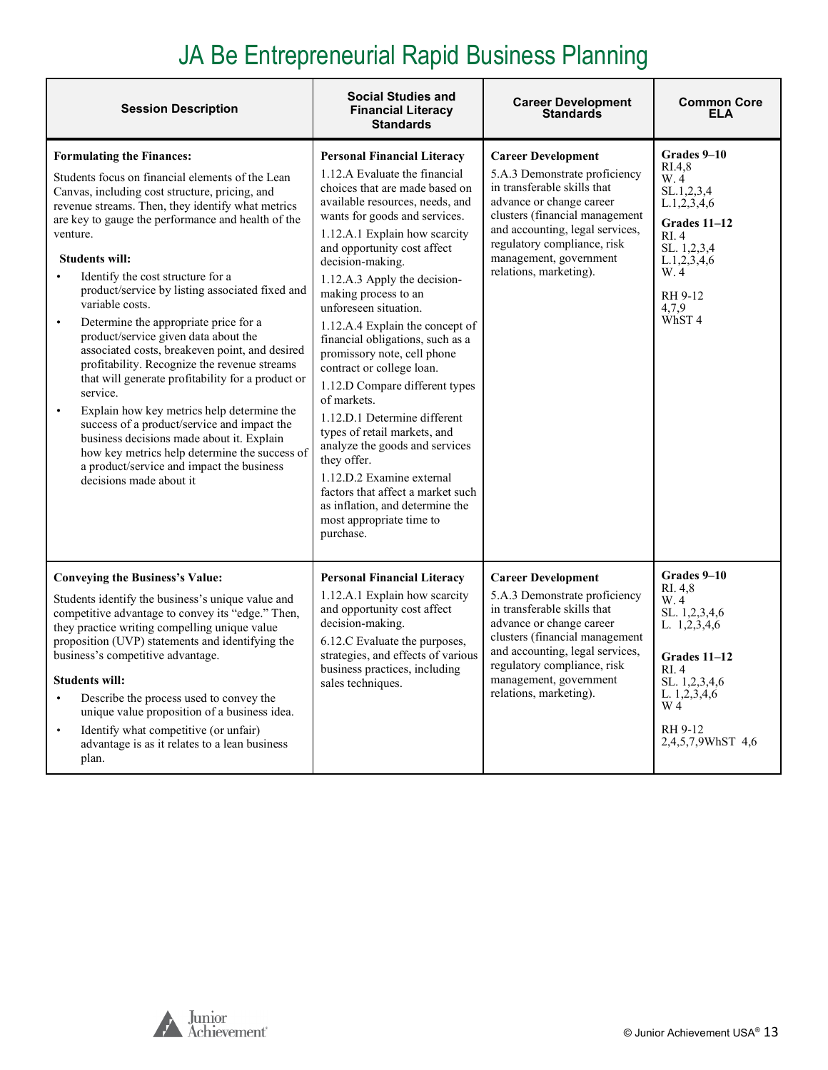# JA Be Entrepreneurial Rapid Business Planning

| Session Description | Social Studies and Financial Literacy Standards | Career Development Standards | Common Core ELA |
|---|---|---|---|
| **Formulating the Finances:**<br><br>Students focus on financial elements of the Lean Canvas, including cost structure, pricing, and revenue streams. Then, they identify what metrics are key to gauge the performance and health of the venture.<br><br>**Students will:**<br>• Identify the cost structure for a product/service by listing associated fixed and variable costs.<br>• Determine the appropriate price for a product/service given data about the associated costs, breakeven point, and desired profitability. Recognize the revenue streams that will generate profitability for a product or service.<br>• Explain how key metrics help determine the success of a product/service and impact the business decisions made about it. Explain how key metrics help determine the success of a product/service and impact the business decisions made about it | **Personal Financial Literacy**<br>1.12.A Evaluate the financial choices that are made based on available resources, needs, and wants for goods and services.<br>1.12.A.1 Explain how scarcity and opportunity cost affect decision-making.<br>1.12.A.3 Apply the decision-making process to an unforeseen situation.<br>1.12.A.4 Explain the concept of financial obligations, such as a promissory note, cell phone contract or college loan.<br>1.12.D Compare different types of markets.<br>1.12.D.1 Determine different types of retail markets, and analyze the goods and services they offer.<br>1.12.D.2 Examine external factors that affect a market such as inflation, and determine the most appropriate time to purchase. | **Career Development**<br>5.A.3 Demonstrate proficiency in transferable skills that advance or change career clusters (financial management and accounting, legal services, regulatory compliance, risk management, government relations, marketing). | **Grades 9–10**<br>RI.4,8<br>W. 4<br>SL.1,2,3,4<br>L.1,2,3,4,6<br>**Grades 11–12**<br>RI. 4<br>SL. 1,2,3,4<br>L.1,2,3,4,6<br>W. 4<br><br>RH 9-12<br>4,7,9<br>WhST 4 |
| **Conveying the Business's Value:**<br><br>Students identify the business's unique value and competitive advantage to convey its "edge." Then, they practice writing compelling unique value proposition (UVP) statements and identifying the business's competitive advantage.<br><br>**Students will:**<br>• Describe the process used to convey the unique value proposition of a business idea.<br>• Identify what competitive (or unfair) advantage is as it relates to a lean business plan. | **Personal Financial Literacy**<br>1.12.A.1 Explain how scarcity and opportunity cost affect decision-making.<br>6.12.C Evaluate the purposes, strategies, and effects of various business practices, including sales techniques. | **Career Development**<br>5.A.3 Demonstrate proficiency in transferable skills that advance or change career clusters (financial management and accounting, legal services, regulatory compliance, risk management, government relations, marketing). | **Grades 9–10**<br>RI. 4,8<br>W. 4<br>SL. 1,2,3,4,6<br>L. 1,2,3,4,6<br><br>**Grades 11–12**<br>RI. 4<br>SL. 1,2,3,4,6<br>L. 1,2,3,4,6<br>W 4<br><br>RH 9-12<br>2,4,5,7,9WhST 4,6 |

© Junior Achievement USA®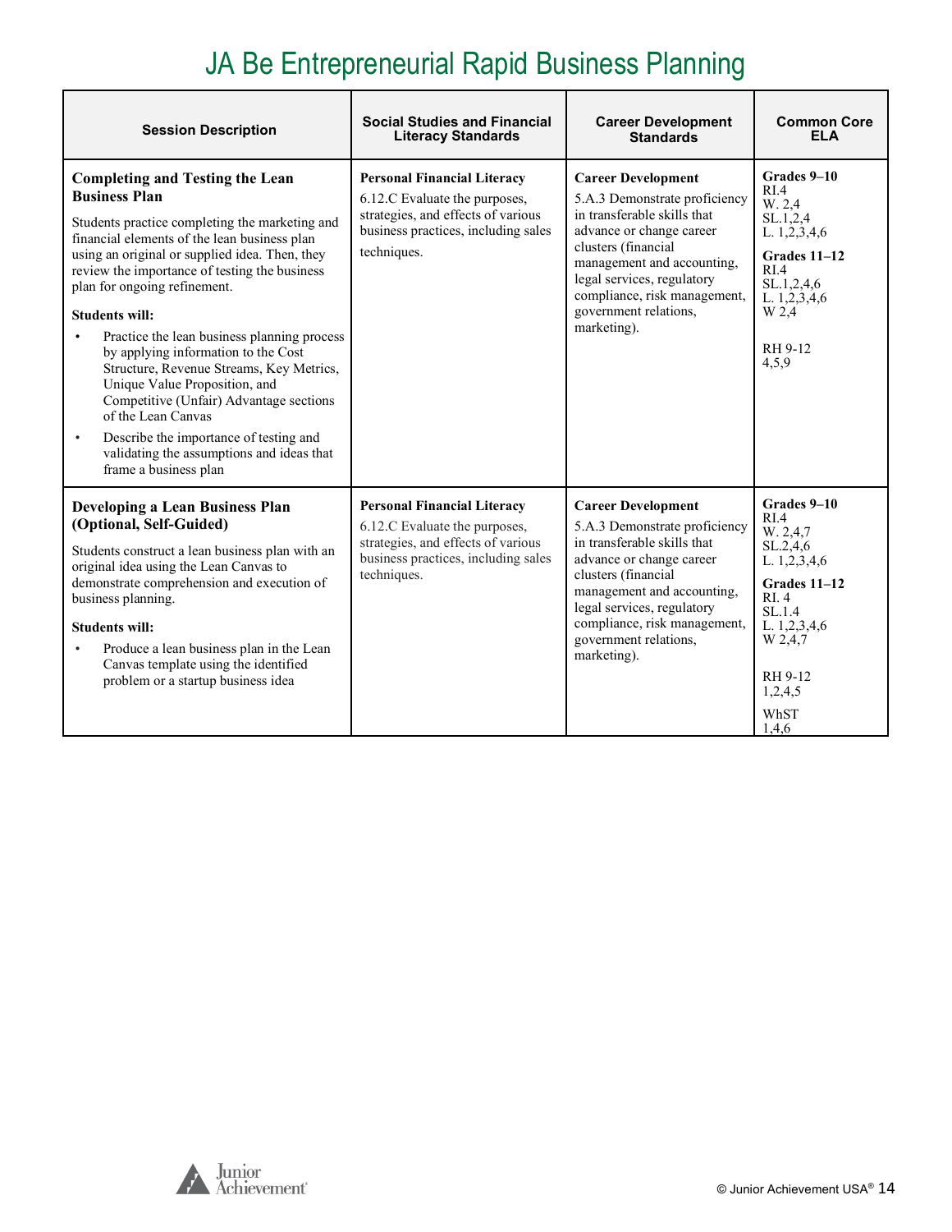# JA Be Entrepreneurial Rapid Business Planning

| Session Description | Social Studies and Financial Literacy Standards | Career Development Standards | Common Core ELA |
|---|---|---|---|
| **Completing and Testing the Lean Business Plan**<br><br>Students practice completing the marketing and financial elements of the lean business plan using an original or supplied idea. Then, they review the importance of testing the business plan for ongoing refinement.<br><br>**Students will:**<br>• Practice the lean business planning process by applying information to the Cost Structure, Revenue Streams, Key Metrics, Unique Value Proposition, and Competitive (Unfair) Advantage sections of the Lean Canvas<br>• Describe the importance of testing and validating the assumptions and ideas that frame a business plan | **Personal Financial Literacy**<br>6.12.C Evaluate the purposes, strategies, and effects of various business practices, including sales techniques. | **Career Development**<br>5.A.3 Demonstrate proficiency in transferable skills that advance or change career clusters (financial management and accounting, legal services, regulatory compliance, risk management, government relations, marketing). | **Grades 9–10**<br>RI.4<br>W. 2,4<br>SL.1,2,4<br>L. 1,2,3,4,6<br>**Grades 11–12**<br>RI.4<br>SL.1,2,4,6<br>L. 1,2,3,4,6<br>W 2,4<br><br>RH 9-12<br>4,5,9 |
| **Developing a Lean Business Plan (Optional, Self-Guided)**<br><br>Students construct a lean business plan with an original idea using the Lean Canvas to demonstrate comprehension and execution of business planning.<br><br>**Students will:**<br>• Produce a lean business plan in the Lean Canvas template using the identified problem or a startup business idea | **Personal Financial Literacy**<br>6.12.C Evaluate the purposes, strategies, and effects of various business practices, including sales techniques. | **Career Development**<br>5.A.3 Demonstrate proficiency in transferable skills that advance or change career clusters (financial management and accounting, legal services, regulatory compliance, risk management, government relations, marketing). | **Grades 9–10**<br>RI.4<br>W. 2,4,7<br>SL.2,4,6<br>L. 1,2,3,4,6<br>**Grades 11–12**<br>RI. 4<br>SL.1.4<br>L. 1,2,3,4,6<br>W 2,4,7<br><br>RH 9-12<br>1,2,4,5<br><br>WhST<br>1,4,6 |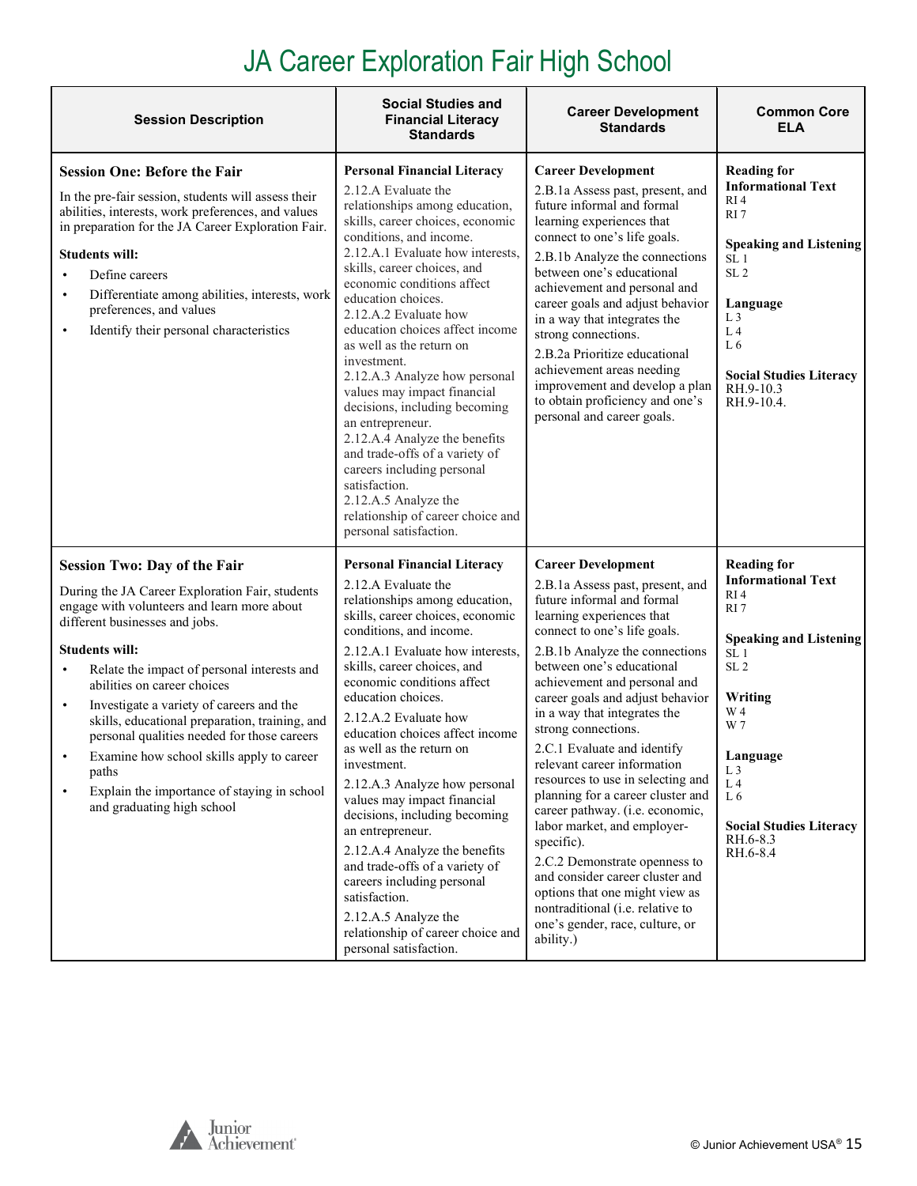# JA Career Exploration Fair High School

| Session Description | Social Studies and Financial Literacy Standards | Career Development Standards | Common Core ELA |
|---|---|---|---|
| **Session One: Before the Fair**<br><br>In the pre-fair session, students will assess their abilities, interests, work preferences, and values in preparation for the JA Career Exploration Fair.<br><br>**Students will:**<br>• Define careers<br>• Differentiate among abilities, interests, work preferences, and values<br>• Identify their personal characteristics | **Personal Financial Literacy**<br>2.12.A Evaluate the relationships among education, skills, career choices, economic conditions, and income.<br>2.12.A.1 Evaluate how interests, skills, career choices, and economic conditions affect education choices.<br>2.12.A.2 Evaluate how education choices affect income as well as the return on investment.<br>2.12.A.3 Analyze how personal values may impact financial decisions, including becoming an entrepreneur.<br>2.12.A.4 Analyze the benefits and trade-offs of a variety of careers including personal satisfaction.<br>2.12.A.5 Analyze the relationship of career choice and personal satisfaction. | **Career Development**<br>2.B.1a Assess past, present, and future informal and formal learning experiences that connect to one's life goals.<br>2.B.1b Analyze the connections between one's educational achievement and personal and career goals and adjust behavior in a way that integrates the strong connections.<br>2.B.2a Prioritize educational achievement areas needing improvement and develop a plan to obtain proficiency and one's personal and career goals. | **Reading for Informational Text**<br>RI 4<br>RI 7<br><br>**Speaking and Listening**<br>SL 1<br>SL 2<br><br>**Language**<br>L 3<br>L 4<br>L 6<br><br>**Social Studies Literacy**<br>RH.9-10.3<br>RH.9-10.4. |
| **Session Two: Day of the Fair**<br><br>During the JA Career Exploration Fair, students engage with volunteers and learn more about different businesses and jobs.<br><br>**Students will:**<br>• Relate the impact of personal interests and abilities on career choices<br>• Investigate a variety of careers and the skills, educational preparation, training, and personal qualities needed for those careers<br>• Examine how school skills apply to career paths<br>• Explain the importance of staying in school and graduating high school | **Personal Financial Literacy**<br>2.12.A Evaluate the relationships among education, skills, career choices, economic conditions, and income.<br>2.12.A.1 Evaluate how interests, skills, career choices, and economic conditions affect education choices.<br>2.12.A.2 Evaluate how education choices affect income as well as the return on investment.<br>2.12.A.3 Analyze how personal values may impact financial decisions, including becoming an entrepreneur.<br>2.12.A.4 Analyze the benefits and trade-offs of a variety of careers including personal satisfaction.<br>2.12.A.5 Analyze the relationship of career choice and personal satisfaction. | **Career Development**<br>2.B.1a Assess past, present, and future informal and formal learning experiences that connect to one's life goals.<br>2.B.1b Analyze the connections between one's educational achievement and personal and career goals and adjust behavior in a way that integrates the strong connections.<br>2.C.1 Evaluate and identify relevant career information resources to use in selecting and planning for a career cluster and career pathway. (i.e. economic, labor market, and employer-specific).<br>2.C.2 Demonstrate openness to and consider career cluster and options that one might view as nontraditional (i.e. relative to one's gender, race, culture, or ability.) | **Reading for Informational Text**<br>RI 4<br>RI 7<br><br>**Speaking and Listening**<br>SL 1<br>SL 2<br><br>**Writing**<br>W 4<br>W 7<br><br>**Language**<br>L 3<br>L 4<br>L 6<br><br>**Social Studies Literacy**<br>RH.6-8.3<br>RH.6-8.4 |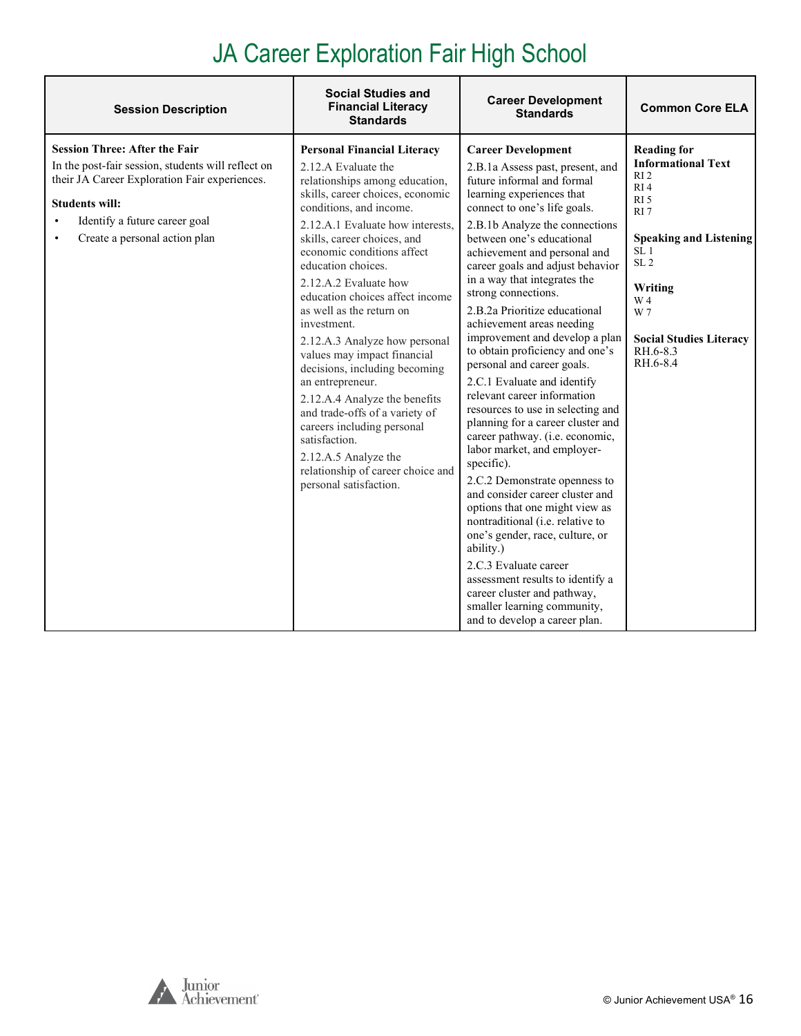# JA Career Exploration Fair High School

| Session Description | Social Studies and Financial Literacy Standards | Career Development Standards | Common Core ELA |
|---|---|---|---|
| **Session Three: After the Fair**<br>In the post-fair session, students will reflect on their JA Career Exploration Fair experiences.<br><br>**Students will:**<br>• Identify a future career goal<br>• Create a personal action plan | **Personal Financial Literacy**<br>2.12.A Evaluate the relationships among education, skills, career choices, economic conditions, and income.<br>2.12.A.1 Evaluate how interests, skills, career choices, and economic conditions affect education choices.<br>2.12.A.2 Evaluate how education choices affect income as well as the return on investment.<br>2.12.A.3 Analyze how personal values may impact financial decisions, including becoming an entrepreneur.<br>2.12.A.4 Analyze the benefits and trade-offs of a variety of careers including personal satisfaction.<br>2.12.A.5 Analyze the relationship of career choice and personal satisfaction. | **Career Development**<br>2.B.1a Assess past, present, and future informal and formal learning experiences that connect to one's life goals.<br>2.B.1b Analyze the connections between one's educational achievement and personal and career goals and adjust behavior in a way that integrates the strong connections.<br>2.B.2a Prioritize educational achievement areas needing improvement and develop a plan to obtain proficiency and one's personal and career goals.<br>2.C.1 Evaluate and identify relevant career information resources to use in selecting and planning for a career cluster and career pathway. (i.e. economic, labor market, and employer-specific).<br>2.C.2 Demonstrate openness to and consider career cluster and options that one might view as nontraditional (i.e. relative to one's gender, race, culture, or ability.)<br>2.C.3 Evaluate career assessment results to identify a career cluster and pathway, smaller learning community, and to develop a career plan. | **Reading for Informational Text**<br>RI 2<br>RI 4<br>RI 5<br>RI 7<br><br>**Speaking and Listening**<br>SL 1<br>SL 2<br><br>**Writing**<br>W 4<br>W 7<br><br>**Social Studies Literacy**<br>RH.6-8.3<br>RH.6-8.4 |

© Junior Achievement USA®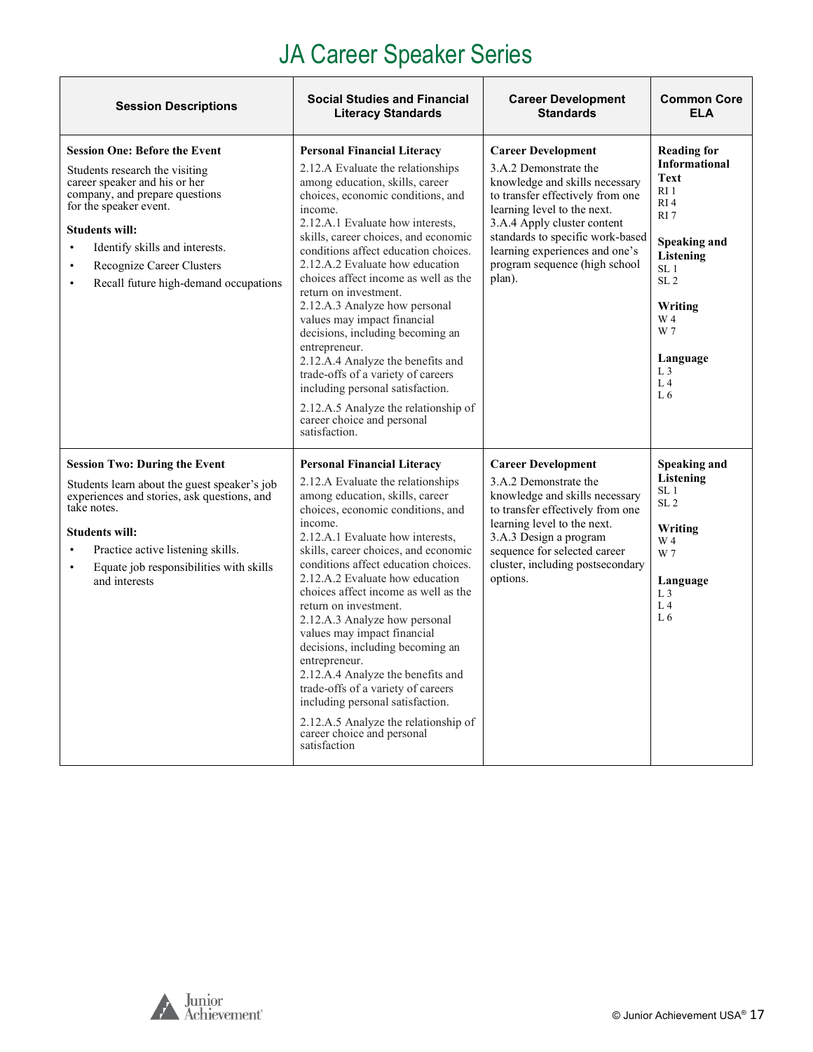# JA Career Speaker Series

| Session Descriptions | Social Studies and Financial Literacy Standards | Career Development Standards | Common Core ELA |
|---|---|---|---|
| **Session One: Before the Event**<br>Students research the visiting career speaker and his or her company, and prepare questions for the speaker event.<br>**Students will:**<br>• Identify skills and interests.<br>• Recognize Career Clusters<br>• Recall future high-demand occupations | **Personal Financial Literacy**<br>2.12.A Evaluate the relationships among education, skills, career choices, economic conditions, and income.<br>2.12.A.1 Evaluate how interests, skills, career choices, and economic conditions affect education choices.<br>2.12.A.2 Evaluate how education choices affect income as well as the return on investment.<br>2.12.A.3 Analyze how personal values may impact financial decisions, including becoming an entrepreneur.<br>2.12.A.4 Analyze the benefits and trade-offs of a variety of careers including personal satisfaction.<br>2.12.A.5 Analyze the relationship of career choice and personal satisfaction. | **Career Development**<br>3.A.2 Demonstrate the knowledge and skills necessary to transfer effectively from one learning level to the next.<br>3.A.4 Apply cluster content standards to specific work-based learning experiences and one's program sequence (high school plan). | **Reading for Informational Text**<br>RI 1<br>RI 4<br>RI 7<br>**Speaking and Listening**<br>SL 1<br>SL 2<br>**Writing**<br>W 4<br>W 7<br>**Language**<br>L 3<br>L 4<br>L 6 |
| **Session Two: During the Event**<br>Students learn about the guest speaker's job experiences and stories, ask questions, and take notes.<br>**Students will:**<br>• Practice active listening skills.<br>• Equate job responsibilities with skills and interests | **Personal Financial Literacy**<br>2.12.A Evaluate the relationships among education, skills, career choices, economic conditions, and income.<br>2.12.A.1 Evaluate how interests, skills, career choices, and economic conditions affect education choices.<br>2.12.A.2 Evaluate how education choices affect income as well as the return on investment.<br>2.12.A.3 Analyze how personal values may impact financial decisions, including becoming an entrepreneur.<br>2.12.A.4 Analyze the benefits and trade-offs of a variety of careers including personal satisfaction.<br>2.12.A.5 Analyze the relationship of career choice and personal satisfaction | **Career Development**<br>3.A.2 Demonstrate the knowledge and skills necessary to transfer effectively from one learning level to the next.<br>3.A.3 Design a program sequence for selected career cluster, including postsecondary options. | **Speaking and Listening**<br>SL 1<br>SL 2<br>**Writing**<br>W 4<br>W 7<br>**Language**<br>L 3<br>L 4<br>L 6 |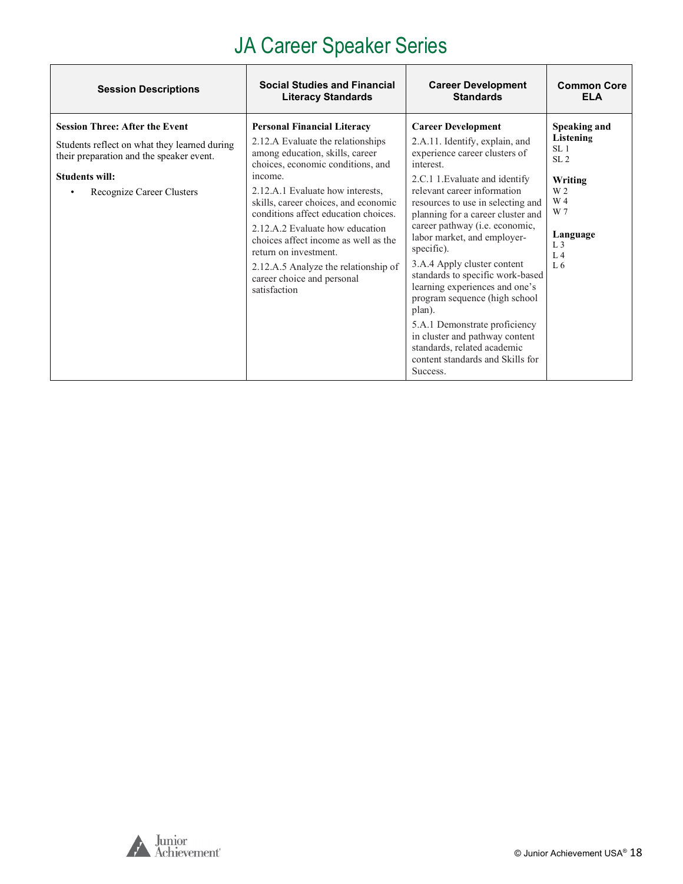# JA Career Speaker Series

| Session Descriptions | Social Studies and Financial Literacy Standards | Career Development Standards | Common Core ELA |
|---|---|---|---|
| **Session Three: After the Event**<br><br>Students reflect on what they learned during their preparation and the speaker event.<br><br>**Students will:**<br>• Recognize Career Clusters | **Personal Financial Literacy**<br><br>2.12.A Evaluate the relationships among education, skills, career choices, economic conditions, and income.<br><br>2.12.A.1 Evaluate how interests, skills, career choices, and economic conditions affect education choices.<br><br>2.12.A.2 Evaluate how education choices affect income as well as the return on investment.<br><br>2.12.A.5 Analyze the relationship of career choice and personal satisfaction | **Career Development**<br><br>2.A.11. Identify, explain, and experience career clusters of interest.<br><br>2.C.1 1.Evaluate and identify relevant career information resources to use in selecting and planning for a career cluster and career pathway (i.e. economic, labor market, and employer-specific).<br><br>3.A.4 Apply cluster content standards to specific work-based learning experiences and one's program sequence (high school plan).<br><br>5.A.1 Demonstrate proficiency in cluster and pathway content standards, related academic content standards and Skills for Success. | **Speaking and Listening**<br>SL 1<br>SL 2<br><br>**Writing**<br>W 2<br>W 4<br>W 7<br><br>**Language**<br>L 3<br>L 4<br>L 6 |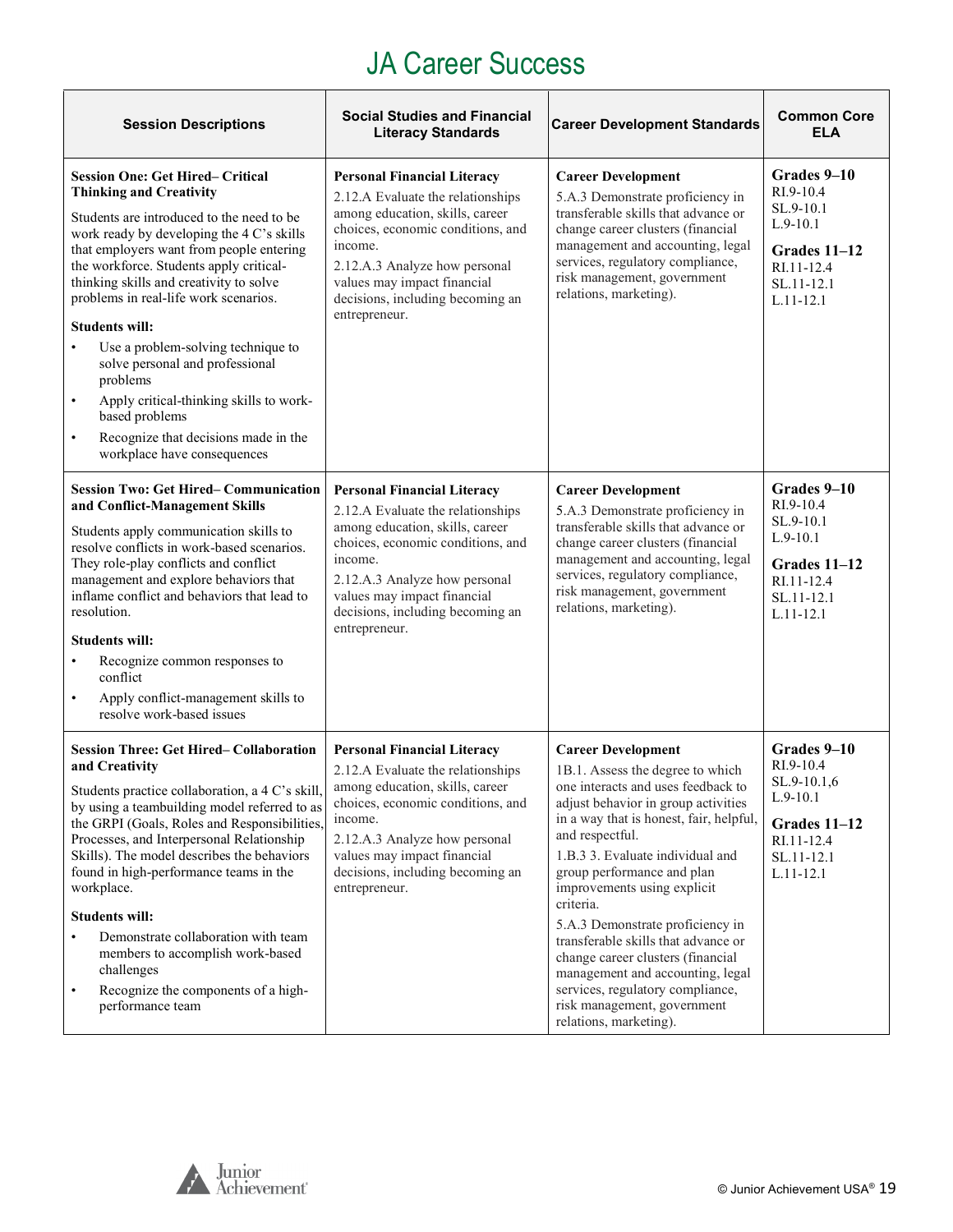# JA Career Success

| Session Descriptions | Social Studies and Financial Literacy Standards | Career Development Standards | Common Core ELA |
|---|---|---|---|
| **Session One: Get Hired– Critical Thinking and Creativity**<br><br>Students are introduced to the need to be work ready by developing the 4 C's skills that employers want from people entering the workforce. Students apply critical-thinking skills and creativity to solve problems in real-life work scenarios.<br><br>**Students will:**<br>• Use a problem-solving technique to solve personal and professional problems<br>• Apply critical-thinking skills to work-based problems<br>• Recognize that decisions made in the workplace have consequences | **Personal Financial Literacy**<br>2.12.A Evaluate the relationships among education, skills, career choices, economic conditions, and income.<br>2.12.A.3 Analyze how personal values may impact financial decisions, including becoming an entrepreneur. | **Career Development**<br>5.A.3 Demonstrate proficiency in transferable skills that advance or change career clusters (financial management and accounting, legal services, regulatory compliance, risk management, government relations, marketing). | **Grades 9–10**<br>RI.9-10.4<br>SL.9-10.1<br>L.9-10.1<br><br>**Grades 11–12**<br>RI.11-12.4<br>SL.11-12.1<br>L.11-12.1 |
| **Session Two: Get Hired– Communication and Conflict-Management Skills**<br><br>Students apply communication skills to resolve conflicts in work-based scenarios. They role-play conflicts and conflict management and explore behaviors that inflame conflict and behaviors that lead to resolution.<br><br>**Students will:**<br>• Recognize common responses to conflict<br>• Apply conflict-management skills to resolve work-based issues | **Personal Financial Literacy**<br>2.12.A Evaluate the relationships among education, skills, career choices, economic conditions, and income.<br>2.12.A.3 Analyze how personal values may impact financial decisions, including becoming an entrepreneur. | **Career Development**<br>5.A.3 Demonstrate proficiency in transferable skills that advance or change career clusters (financial management and accounting, legal services, regulatory compliance, risk management, government relations, marketing). | **Grades 9–10**<br>RI.9-10.4<br>SL.9-10.1<br>L.9-10.1<br><br>**Grades 11–12**<br>RI.11-12.4<br>SL.11-12.1<br>L.11-12.1 |
| **Session Three: Get Hired– Collaboration and Creativity**<br><br>Students practice collaboration, a 4 C's skill, by using a teambuilding model referred to as the GRPI (Goals, Roles and Responsibilities, Processes, and Interpersonal Relationship Skills). The model describes the behaviors found in high-performance teams in the workplace.<br><br>**Students will:**<br>• Demonstrate collaboration with team members to accomplish work-based challenges<br>• Recognize the components of a high-performance team | **Personal Financial Literacy**<br>2.12.A Evaluate the relationships among education, skills, career choices, economic conditions, and income.<br>2.12.A.3 Analyze how personal values may impact financial decisions, including becoming an entrepreneur. | **Career Development**<br>1B.1. Assess the degree to which one interacts and uses feedback to adjust behavior in group activities in a way that is honest, fair, helpful, and respectful.<br>1.B.3 3. Evaluate individual and group performance and plan improvements using explicit criteria.<br>5.A.3 Demonstrate proficiency in transferable skills that advance or change career clusters (financial management and accounting, legal services, regulatory compliance, risk management, government relations, marketing). | **Grades 9–10**<br>RI.9-10.4<br>SL.9-10.1,6<br>L.9-10.1<br><br>**Grades 11–12**<br>RI.11-12.4<br>SL.11-12.1<br>L.11-12.1 |

© Junior Achievement USA®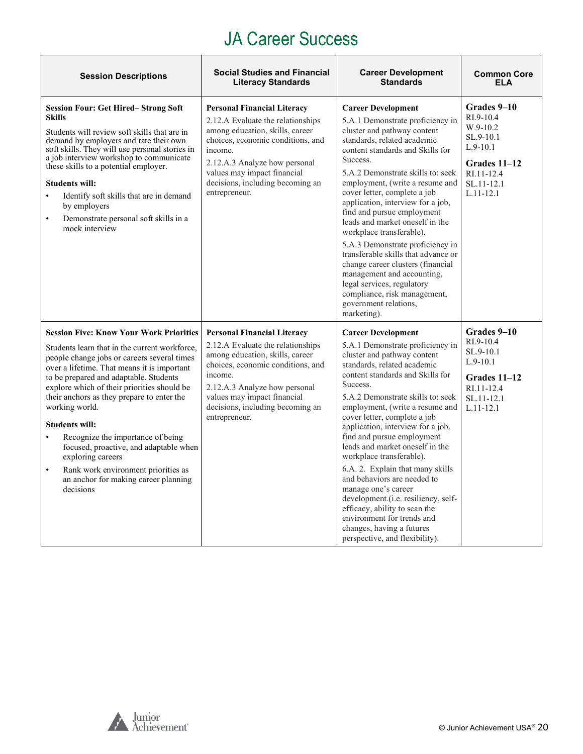# JA Career Success

| Session Descriptions | Social Studies and Financial Literacy Standards | Career Development Standards | Common Core ELA |
|---|---|---|---|
| **Session Four: Get Hired– Strong Soft Skills**<br><br>Students will review soft skills that are in demand by employers and rate their own soft skills. They will use personal stories in a job interview workshop to communicate these skills to a potential employer.<br><br>**Students will:**<br>• Identify soft skills that are in demand by employers<br>• Demonstrate personal soft skills in a mock interview | **Personal Financial Literacy**<br>2.12.A Evaluate the relationships among education, skills, career choices, economic conditions, and income.<br>2.12.A.3 Analyze how personal values may impact financial decisions, including becoming an entrepreneur. | **Career Development**<br>5.A.1 Demonstrate proficiency in cluster and pathway content standards, related academic content standards and Skills for Success.<br>5.A.2 Demonstrate skills to: seek employment, (write a resume and cover letter, complete a job application, interview for a job, find and pursue employment leads and market oneself in the workplace transferable).<br>5.A.3 Demonstrate proficiency in transferable skills that advance or change career clusters (financial management and accounting, legal services, regulatory compliance, risk management, government relations, marketing). | **Grades 9–10**<br>RI.9-10.4<br>W.9-10.2<br>SL.9-10.1<br>L.9-10.1<br><br>**Grades 11–12**<br>RI.11-12.4<br>SL.11-12.1<br>L.11-12.1 |
| **Session Five: Know Your Work Priorities**<br><br>Students learn that in the current workforce, people change jobs or careers several times over a lifetime. That means it is important to be prepared and adaptable. Students explore which of their priorities should be their anchors as they prepare to enter the working world.<br><br>**Students will:**<br>• Recognize the importance of being focused, proactive, and adaptable when exploring careers<br>• Rank work environment priorities as an anchor for making career planning decisions | **Personal Financial Literacy**<br>2.12.A Evaluate the relationships among education, skills, career choices, economic conditions, and income.<br>2.12.A.3 Analyze how personal values may impact financial decisions, including becoming an entrepreneur. | **Career Development**<br>5.A.1 Demonstrate proficiency in cluster and pathway content standards, related academic content standards and Skills for Success.<br>5.A.2 Demonstrate skills to: seek employment, (write a resume and cover letter, complete a job application, interview for a job, find and pursue employment leads and market oneself in the workplace transferable).<br>6.A. 2. Explain that many skills and behaviors are needed to manage one's career development.(i.e. resiliency, self-efficacy, ability to scan the environment for trends and changes, having a futures perspective, and flexibility). | **Grades 9–10**<br>RI.9-10.4<br>SL.9-10.1<br>L.9-10.1<br><br>**Grades 11–12**<br>RI.11-12.4<br>SL.11-12.1<br>L.11-12.1 |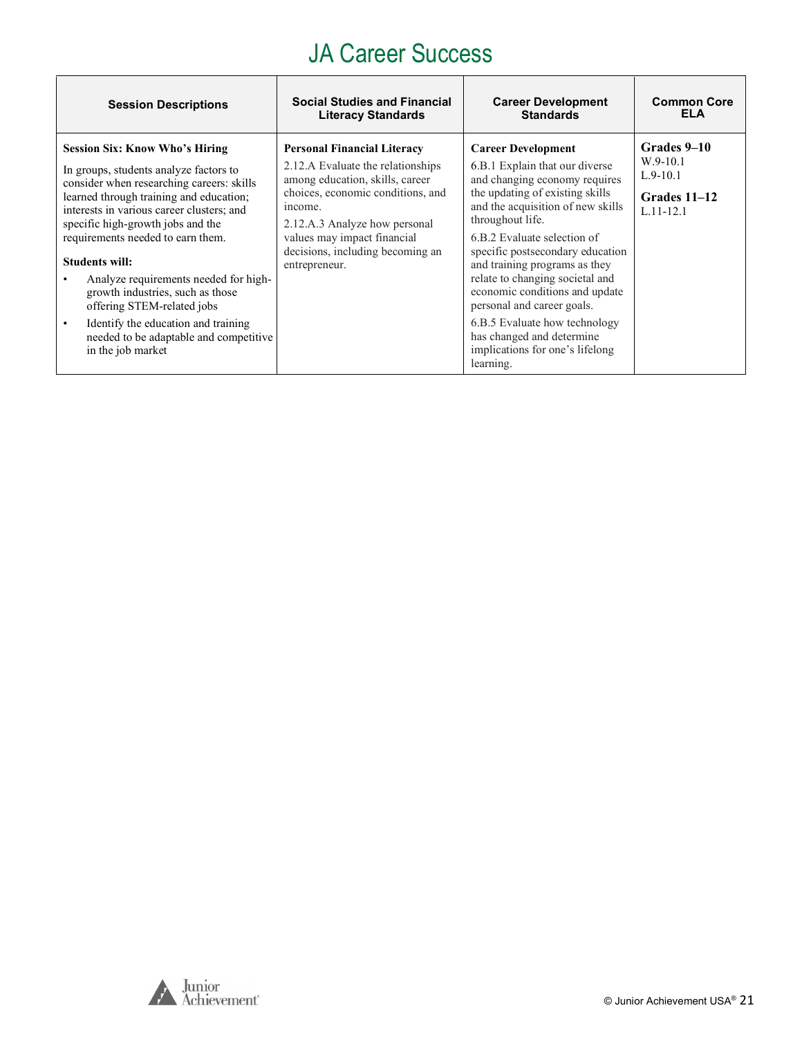# JA Career Success

| Session Descriptions | Social Studies and Financial Literacy Standards | Career Development Standards | Common Core ELA |
|---|---|---|---|
| **Session Six: Know Who's Hiring**<br><br>In groups, students analyze factors to consider when researching careers: skills learned through training and education; interests in various career clusters; and specific high-growth jobs and the requirements needed to earn them.<br><br>**Students will:**<br>• Analyze requirements needed for high-growth industries, such as those offering STEM-related jobs<br>• Identify the education and training needed to be adaptable and competitive in the job market | **Personal Financial Literacy**<br>2.12.A Evaluate the relationships among education, skills, career choices, economic conditions, and income.<br>2.12.A.3 Analyze how personal values may impact financial decisions, including becoming an entrepreneur. | **Career Development**<br>6.B.1 Explain that our diverse and changing economy requires the updating of existing skills and the acquisition of new skills throughout life.<br>6.B.2 Evaluate selection of specific postsecondary education and training programs as they relate to changing societal and economic conditions and update personal and career goals.<br>6.B.5 Evaluate how technology has changed and determine implications for one's lifelong learning. | **Grades 9–10**<br>W.9-10.1<br>L.9-10.1<br><br>**Grades 11–12**<br>L.11-12.1 |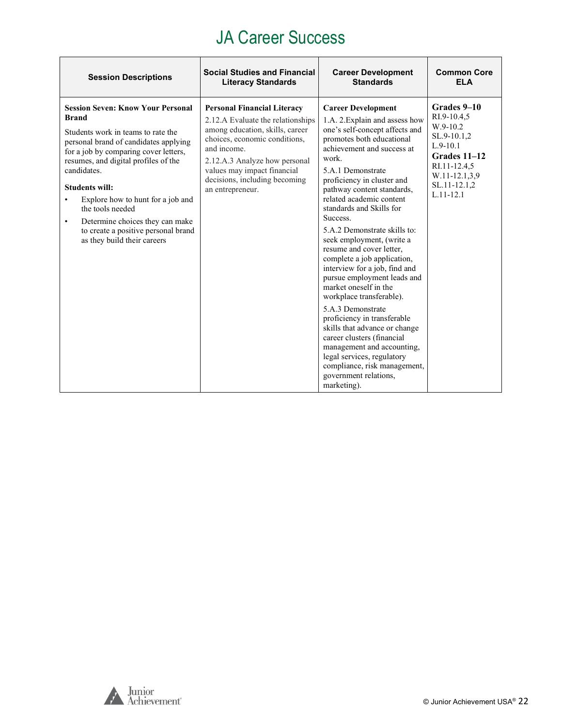# JA Career Success

| Session Descriptions | Social Studies and Financial Literacy Standards | Career Development Standards | Common Core ELA |
|---|---|---|---|
| **Session Seven: Know Your Personal Brand**<br><br>Students work in teams to rate the personal brand of candidates applying for a job by comparing cover letters, resumes, and digital profiles of the candidates.<br><br>**Students will:**<br>• Explore how to hunt for a job and the tools needed<br>• Determine choices they can make to create a positive personal brand as they build their careers | **Personal Financial Literacy**<br>2.12.A Evaluate the relationships among education, skills, career choices, economic conditions, and income.<br>2.12.A.3 Analyze how personal values may impact financial decisions, including becoming an entrepreneur. | **Career Development**<br>1.A. 2.Explain and assess how one's self-concept affects and promotes both educational achievement and success at work.<br>5.A.1 Demonstrate proficiency in cluster and pathway content standards, related academic content standards and Skills for Success.<br>5.A.2 Demonstrate skills to: seek employment, (write a resume and cover letter, complete a job application, interview for a job, find and pursue employment leads and market oneself in the workplace transferable).<br>5.A.3 Demonstrate proficiency in transferable skills that advance or change career clusters (financial management and accounting, legal services, regulatory compliance, risk management, government relations, marketing). | **Grades 9–10**<br>RI.9-10.4,5<br>W.9-10.2<br>SL.9-10.1,2<br>L.9-10.1<br>**Grades 11–12**<br>RI.11-12.4,5<br>W.11-12.1,3,9<br>SL.11-12.1,2<br>L.11-12.1 |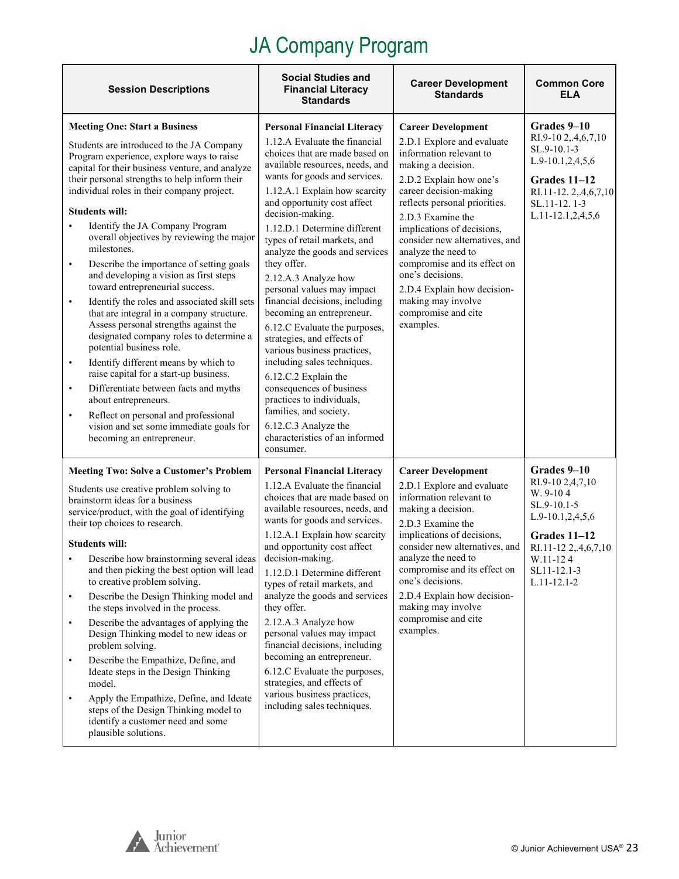# JA Company Program

| Session Descriptions | Social Studies and Financial Literacy Standards | Career Development Standards | Common Core ELA |
|---|---|---|---|
| **Meeting One: Start a Business**<br><br>Students are introduced to the JA Company Program experience, explore ways to raise capital for their business venture, and analyze their personal strengths to help inform their individual roles in their company project.<br><br>**Students will:**<br>• Identify the JA Company Program overall objectives by reviewing the major milestones.<br>• Describe the importance of setting goals and developing a vision as first steps toward entrepreneurial success.<br>• Identify the roles and associated skill sets that are integral in a company structure. Assess personal strengths against the designated company roles to determine a potential business role.<br>• Identify different means by which to raise capital for a start-up business.<br>• Differentiate between facts and myths about entrepreneurs.<br>• Reflect on personal and professional vision and set some immediate goals for becoming an entrepreneur. | **Personal Financial Literacy**<br>1.12.A Evaluate the financial choices that are made based on available resources, needs, and wants for goods and services.<br>1.12.A.1 Explain how scarcity and opportunity cost affect decision-making.<br>1.12.D.1 Determine different types of retail markets, and analyze the goods and services they offer.<br>2.12.A.3 Analyze how personal values may impact financial decisions, including becoming an entrepreneur.<br>6.12.C Evaluate the purposes, strategies, and effects of various business practices, including sales techniques.<br>6.12.C.2 Explain the consequences of business practices to individuals, families, and society.<br>6.12.C.3 Analyze the characteristics of an informed consumer. | **Career Development**<br>2.D.1 Explore and evaluate information relevant to making a decision.<br>2.D.2 Explain how one's career decision-making reflects personal priorities.<br>2.D.3 Examine the implications of decisions, consider new alternatives, and analyze the need to compromise and its effect on one's decisions.<br>2.D.4 Explain how decision-making may involve compromise and cite examples. | **Grades 9–10**<br>RI.9-10 2,.4,6,7,10<br>SL.9-10.1-3<br>L.9-10.1,2,4,5,6<br><br>**Grades 11–12**<br>RI.11-12. 2,.4,6,7,10<br>SL.11-12. 1-3<br>L.11-12.1,2,4,5,6 |
| **Meeting Two: Solve a Customer's Problem**<br><br>Students use creative problem solving to brainstorm ideas for a business service/product, with the goal of identifying their top choices to research.<br><br>**Students will:**<br>• Describe how brainstorming several ideas and then picking the best option will lead to creative problem solving.<br>• Describe the Design Thinking model and the steps involved in the process.<br>• Describe the advantages of applying the Design Thinking model to new ideas or problem solving.<br>• Describe the Empathize, Define, and Ideate steps in the Design Thinking model.<br>• Apply the Empathize, Define, and Ideate steps of the Design Thinking model to identify a customer need and some plausible solutions. | **Personal Financial Literacy**<br>1.12.A Evaluate the financial choices that are made based on available resources, needs, and wants for goods and services.<br>1.12.A.1 Explain how scarcity and opportunity cost affect decision-making.<br>1.12.D.1 Determine different types of retail markets, and analyze the goods and services they offer.<br>2.12.A.3 Analyze how personal values may impact financial decisions, including becoming an entrepreneur.<br>6.12.C Evaluate the purposes, strategies, and effects of various business practices, including sales techniques. | **Career Development**<br>2.D.1 Explore and evaluate information relevant to making a decision.<br>2.D.3 Examine the implications of decisions, consider new alternatives, and analyze the need to compromise and its effect on one's decisions.<br>2.D.4 Explain how decision-making may involve compromise and cite examples. | **Grades 9–10**<br>RI.9-10 2,4,7,10<br>W. 9-10 4<br>SL.9-10.1-5<br>L.9-10.1,2,4,5,6<br><br>**Grades 11–12**<br>RI.11-12 2,.4,6,7,10<br>W.11-12 4<br>SL11-12.1-3<br>L.11-12.1-2 |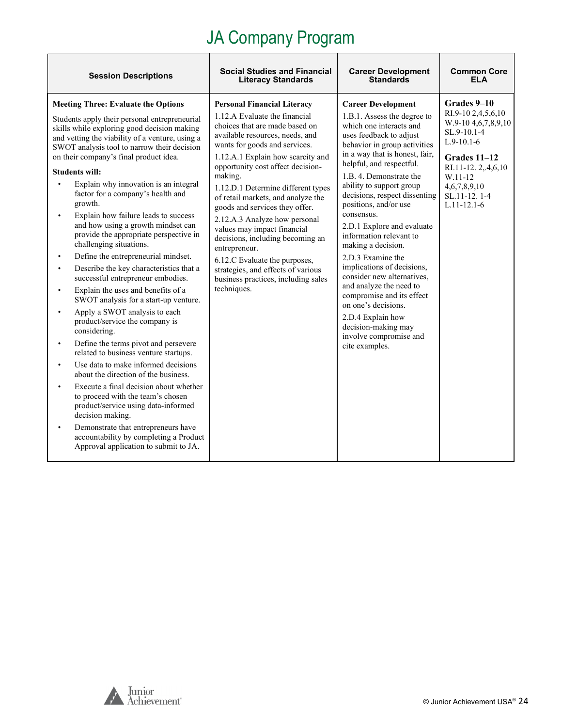# JA Company Program

| Session Descriptions | Social Studies and Financial Literacy Standards | Career Development Standards | Common Core ELA |
|---|---|---|---|
| **Meeting Three: Evaluate the Options**<br><br>Students apply their personal entrepreneurial skills while exploring good decision making and vetting the viability of a venture, using a SWOT analysis tool to narrow their decision on their company's final product idea.<br><br>**Students will:**<br>• Explain why innovation is an integral factor for a company's health and growth.<br>• Explain how failure leads to success and how using a growth mindset can provide the appropriate perspective in challenging situations.<br>• Define the entrepreneurial mindset.<br>• Describe the key characteristics that a successful entrepreneur embodies.<br>• Explain the uses and benefits of a SWOT analysis for a start-up venture.<br>• Apply a SWOT analysis to each product/service the company is considering.<br>• Define the terms pivot and persevere related to business venture startups.<br>• Use data to make informed decisions about the direction of the business.<br>• Execute a final decision about whether to proceed with the team's chosen product/service using data-informed decision making.<br>• Demonstrate that entrepreneurs have accountability by completing a Product Approval application to submit to JA. | **Personal Financial Literacy**<br>1.12.A Evaluate the financial choices that are made based on available resources, needs, and wants for goods and services.<br>1.12.A.1 Explain how scarcity and opportunity cost affect decision-making.<br>1.12.D.1 Determine different types of retail markets, and analyze the goods and services they offer.<br>2.12.A.3 Analyze how personal values may impact financial decisions, including becoming an entrepreneur.<br>6.12.C Evaluate the purposes, strategies, and effects of various business practices, including sales techniques. | **Career Development**<br>1.B.1. Assess the degree to which one interacts and uses feedback to adjust behavior in group activities in a way that is honest, fair, helpful, and respectful.<br>1.B. 4. Demonstrate the ability to support group decisions, respect dissenting positions, and/or use consensus.<br>2.D.1 Explore and evaluate information relevant to making a decision.<br>2.D.3 Examine the implications of decisions, consider new alternatives, and analyze the need to compromise and its effect on one's decisions.<br>2.D.4 Explain how decision-making may involve compromise and cite examples. | **Grades 9–10**<br>RI.9-10 2,4,5,6,10<br>W.9-10 4,6,7,8,9,10<br>SL.9-10.1-4<br>L.9-10.1-6<br><br>**Grades 11–12**<br>RI.11-12. 2,.4,6,10<br>W.11-12 4,6,7,8,9,10<br>SL.11-12. 1-4<br>L.11-12.1-6 |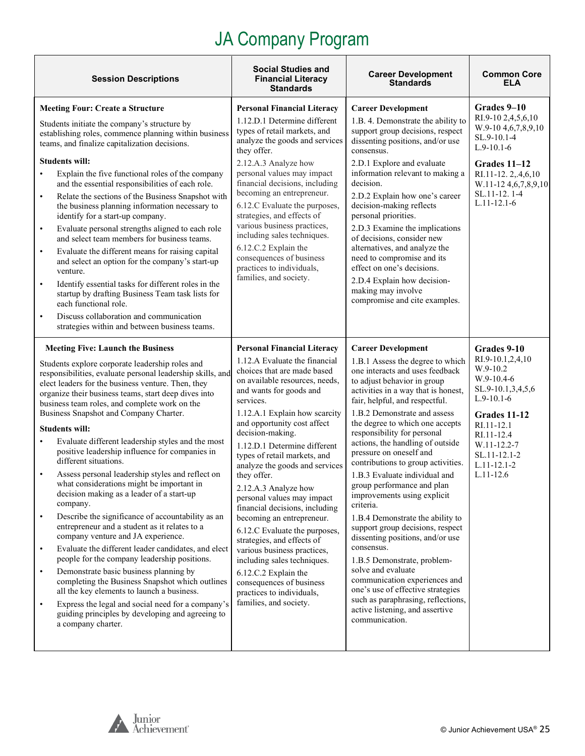# JA Company Program

| Session Descriptions | Social Studies and Financial Literacy Standards | Career Development Standards | Common Core ELA |
|---|---|---|---|
| **Meeting Four: Create a Structure**<br><br>Students initiate the company's structure by establishing roles, commence planning within business teams, and finalize capitalization decisions.<br><br>**Students will:**<br>• Explain the five functional roles of the company and the essential responsibilities of each role.<br>• Relate the sections of the Business Snapshot with the business planning information necessary to identify for a start-up company.<br>• Evaluate personal strengths aligned to each role and select team members for business teams.<br>• Evaluate the different means for raising capital and select an option for the company's start-up venture.<br>• Identify essential tasks for different roles in the startup by drafting Business Team task lists for each functional role.<br>• Discuss collaboration and communication strategies within and between business teams. | **Personal Financial Literacy**<br>1.12.D.1 Determine different types of retail markets, and analyze the goods and services they offer.<br>2.12.A.3 Analyze how personal values may impact financial decisions, including becoming an entrepreneur.<br>6.12.C Evaluate the purposes, strategies, and effects of various business practices, including sales techniques.<br>6.12.C.2 Explain the consequences of business practices to individuals, families, and society. | **Career Development**<br>1.B. 4. Demonstrate the ability to support group decisions, respect dissenting positions, and/or use consensus.<br>2.D.1 Explore and evaluate information relevant to making a decision.<br>2.D.2 Explain how one's career decision-making reflects personal priorities.<br>2.D.3 Examine the implications of decisions, consider new alternatives, and analyze the need to compromise and its effect on one's decisions.<br>2.D.4 Explain how decision-making may involve compromise and cite examples. | **Grades 9–10**<br>RI.9-10 2,4,5,6,10<br>W.9-10 4,6,7,8,9,10<br>SL.9-10.1-4<br>L.9-10.1-6<br><br>**Grades 11–12**<br>RI.11-12. 2,.4,6,10<br>W.11-12 4,6,7,8,9,10<br>SL.11-12. 1-4<br>L.11-12.1-6 |
| **Meeting Five: Launch the Business**<br><br>Students explore corporate leadership roles and responsibilities, evaluate personal leadership skills, and elect leaders for the business venture. Then, they organize their business teams, start deep dives into business team roles, and complete work on the Business Snapshot and Company Charter.<br><br>**Students will:**<br>• Evaluate different leadership styles and the most positive leadership influence for companies in different situations.<br>• Assess personal leadership styles and reflect on what considerations might be important in decision making as a leader of a start-up company.<br>• Describe the significance of accountability as an entrepreneur and a student as it relates to a company venture and JA experience.<br>• Evaluate the different leader candidates, and elect people for the company leadership positions.<br>• Demonstrate basic business planning by completing the Business Snapshot which outlines all the key elements to launch a business.<br>• Express the legal and social need for a company's guiding principles by developing and agreeing to a company charter. | **Personal Financial Literacy**<br>1.12.A Evaluate the financial choices that are made based on available resources, needs, and wants for goods and services.<br>1.12.A.1 Explain how scarcity and opportunity cost affect decision-making.<br>1.12.D.1 Determine different types of retail markets, and analyze the goods and services they offer.<br>2.12.A.3 Analyze how personal values may impact financial decisions, including becoming an entrepreneur.<br>6.12.C Evaluate the purposes, strategies, and effects of various business practices, including sales techniques.<br>6.12.C.2 Explain the consequences of business practices to individuals, families, and society. | **Career Development**<br>1.B.1 Assess the degree to which one interacts and uses feedback to adjust behavior in group activities in a way that is honest, fair, helpful, and respectful.<br>1.B.2 Demonstrate and assess the degree to which one accepts responsibility for personal actions, the handling of outside pressure on oneself and contributions to group activities.<br>1.B.3 Evaluate individual and group performance and plan improvements using explicit criteria.<br>1.B.4 Demonstrate the ability to support group decisions, respect dissenting positions, and/or use consensus.<br>1.B.5 Demonstrate, problem-solve and evaluate communication experiences and one's use of effective strategies such as paraphrasing, reflections, active listening, and assertive communication. | **Grades 9-10**<br>RI.9-10.1,2,4,10<br>W.9-10.2<br>W.9-10.4-6<br>SL.9-10.1,3,4,5,6<br>L.9-10.1-6<br><br>**Grades 11-12**<br>RI.11-12.1<br>RI.11-12.4<br>W.11-12.2-7<br>SL.11-12.1-2<br>L.11-12.1-2<br>L.11-12.6 |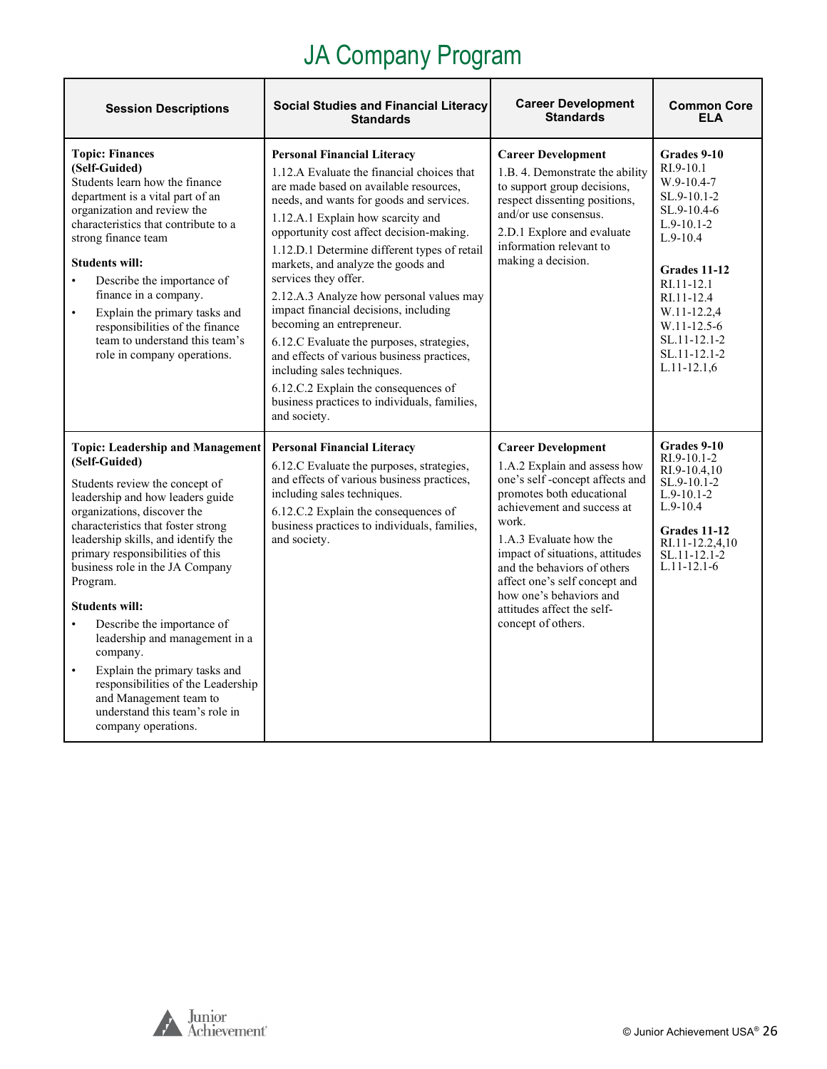# JA Company Program

| Session Descriptions | Social Studies and Financial Literacy Standards | Career Development Standards | Common Core ELA |
|---|---|---|---|
| **Topic: Finances (Self-Guided)**<br>Students learn how the finance department is a vital part of an organization and review the characteristics that contribute to a strong finance team<br><br>**Students will:**<br>• Describe the importance of finance in a company.<br>• Explain the primary tasks and responsibilities of the finance team to understand this team's role in company operations. | **Personal Financial Literacy**<br>1.12.A Evaluate the financial choices that are made based on available resources, needs, and wants for goods and services.<br>1.12.A.1 Explain how scarcity and opportunity cost affect decision-making.<br>1.12.D.1 Determine different types of retail markets, and analyze the goods and services they offer.<br>2.12.A.3 Analyze how personal values may impact financial decisions, including becoming an entrepreneur.<br>6.12.C Evaluate the purposes, strategies, and effects of various business practices, including sales techniques.<br>6.12.C.2 Explain the consequences of business practices to individuals, families, and society. | **Career Development**<br>1.B. 4. Demonstrate the ability to support group decisions, respect dissenting positions, and/or use consensus.<br>2.D.1 Explore and evaluate information relevant to making a decision. | **Grades 9-10**<br>RI.9-10.1<br>W.9-10.4-7<br>SL.9-10.1-2<br>SL.9-10.4-6<br>L.9-10.1-2<br>L.9-10.4<br><br>**Grades 11-12**<br>RI.11-12.1<br>RI.11-12.4<br>W.11-12.2,4<br>W.11-12.5-6<br>SL.11-12.1-2<br>SL.11-12.1-2<br>L.11-12.1,6 |
| **Topic: Leadership and Management (Self-Guided)**<br>Students review the concept of leadership and how leaders guide organizations, discover the characteristics that foster strong leadership skills, and identify the primary responsibilities of this business role in the JA Company Program.<br><br>**Students will:**<br>• Describe the importance of leadership and management in a company.<br>• Explain the primary tasks and responsibilities of the Leadership and Management team to understand this team's role in company operations. | **Personal Financial Literacy**<br>6.12.C Evaluate the purposes, strategies, and effects of various business practices, including sales techniques.<br>6.12.C.2 Explain the consequences of business practices to individuals, families, and society. | **Career Development**<br>1.A.2 Explain and assess how one's self -concept affects and promotes both educational achievement and success at work.<br>1.A.3 Evaluate how the impact of situations, attitudes and the behaviors of others affect one's self concept and how one's behaviors and attitudes affect the self-concept of others. | **Grades 9-10**<br>RI.9-10.1-2<br>RI.9-10.4,10<br>SL.9-10.1-2<br>L.9-10.1-2<br>L.9-10.4<br><br>**Grades 11-12**<br>RI.11-12.2,4,10<br>SL.11-12.1-2<br>L.11-12.1-6 |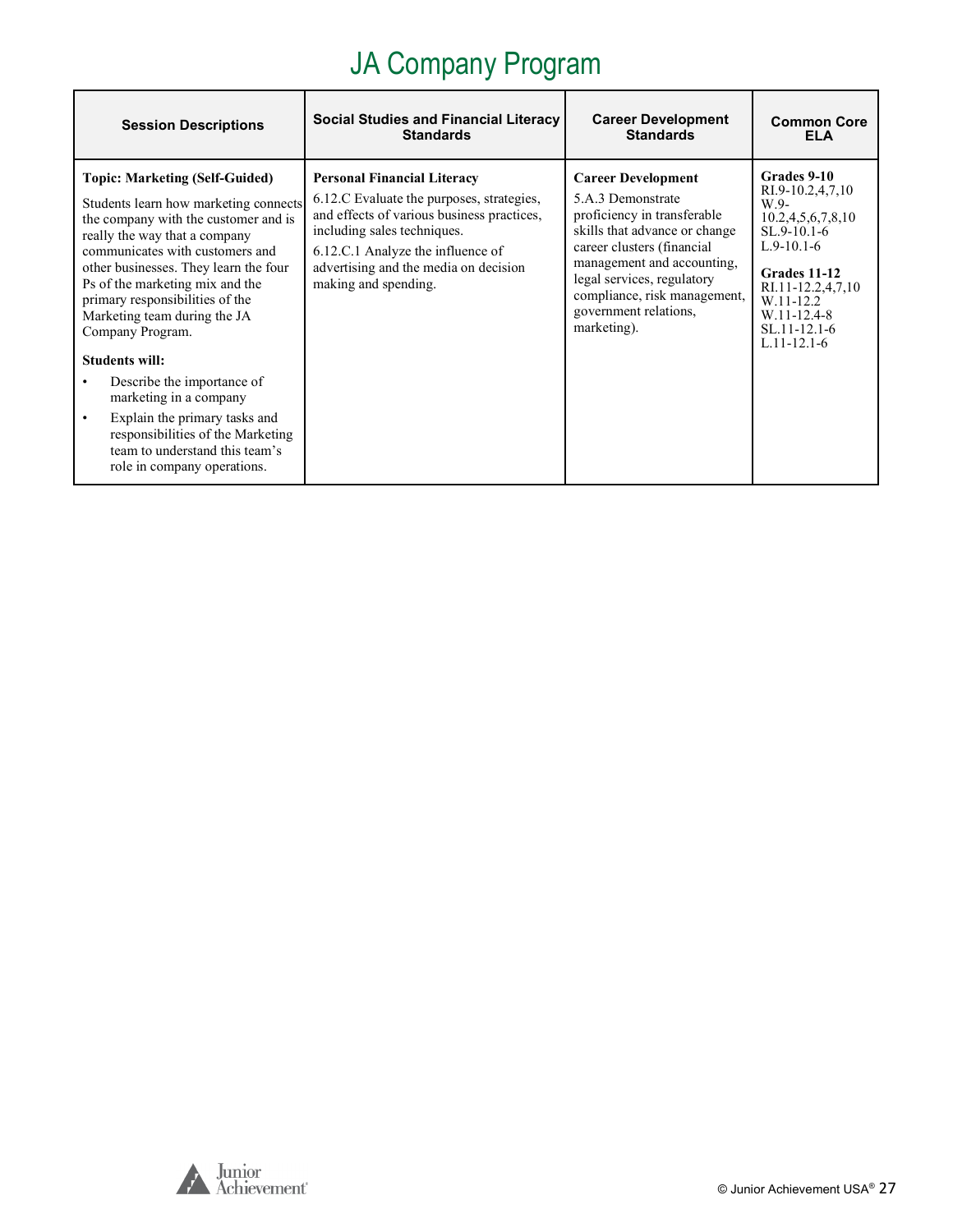# JA Company Program

| Session Descriptions | Social Studies and Financial Literacy Standards | Career Development Standards | Common Core ELA |
|---|---|---|---|
| **Topic: Marketing (Self-Guided)**<br><br>Students learn how marketing connects the company with the customer and is really the way that a company communicates with customers and other businesses. They learn the four Ps of the marketing mix and the primary responsibilities of the Marketing team during the JA Company Program.<br><br>**Students will:**<br>• Describe the importance of marketing in a company<br>• Explain the primary tasks and responsibilities of the Marketing team to understand this team's role in company operations. | **Personal Financial Literacy**<br>6.12.C Evaluate the purposes, strategies, and effects of various business practices, including sales techniques.<br>6.12.C.1 Analyze the influence of advertising and the media on decision making and spending. | **Career Development**<br>5.A.3 Demonstrate proficiency in transferable skills that advance or change career clusters (financial management and accounting, legal services, regulatory compliance, risk management, government relations, marketing). | **Grades 9-10**<br>RI.9-10.2,4,7,10<br>W.9-10.2,4,5,6,7,8,10<br>SL.9-10.1-6<br>L.9-10.1-6<br><br>**Grades 11-12**<br>RI.11-12.2,4,7,10<br>W.11-12.2<br>W.11-12.4-8<br>SL.11-12.1-6<br>L.11-12.1-6 |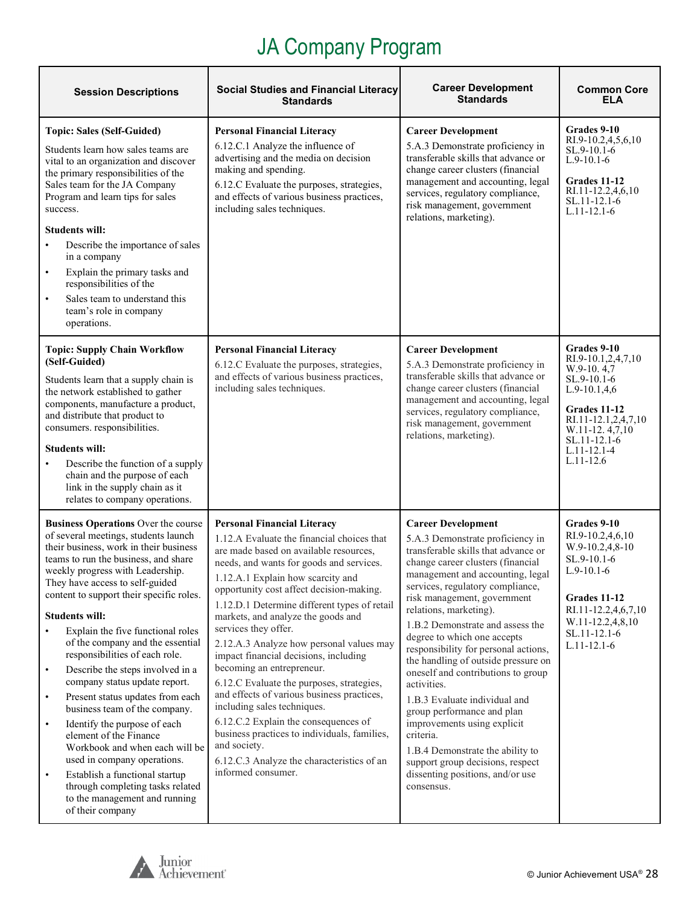# JA Company Program

| Session Descriptions | Social Studies and Financial Literacy Standards | Career Development Standards | Common Core ELA |
|---|---|---|---|
| **Topic: Sales (Self-Guided)**<br>Students learn how sales teams are vital to an organization and discover the primary responsibilities of the Sales team for the JA Company Program and learn tips for sales success.<br>**Students will:**<br>• Describe the importance of sales in a company<br>• Explain the primary tasks and responsibilities of the<br>• Sales team to understand this team's role in company operations. | **Personal Financial Literacy**<br>6.12.C.1 Analyze the influence of advertising and the media on decision making and spending.<br>6.12.C Evaluate the purposes, strategies, and effects of various business practices, including sales techniques. | **Career Development**<br>5.A.3 Demonstrate proficiency in transferable skills that advance or change career clusters (financial management and accounting, legal services, regulatory compliance, risk management, government relations, marketing). | **Grades 9-10**<br>RI.9-10.2,4,5,6,10<br>SL.9-10.1-6<br>L.9-10.1-6<br>**Grades 11-12**<br>RI.11-12.2,4,6,10<br>SL.11-12.1-6<br>L.11-12.1-6 |
| **Topic: Supply Chain Workflow (Self-Guided)**<br>Students learn that a supply chain is the network established to gather components, manufacture a product, and distribute that product to consumers. responsibilities.<br>**Students will:**<br>• Describe the function of a supply chain and the purpose of each link in the supply chain as it relates to company operations. | **Personal Financial Literacy**<br>6.12.C Evaluate the purposes, strategies, and effects of various business practices, including sales techniques. | **Career Development**<br>5.A.3 Demonstrate proficiency in transferable skills that advance or change career clusters (financial management and accounting, legal services, regulatory compliance, risk management, government relations, marketing). | **Grades 9-10**<br>RI.9-10.1,2,4,7,10<br>W.9-10. 4,7<br>SL.9-10.1-6<br>L.9-10.1,4,6<br>**Grades 11-12**<br>RI.11-12.1,2,4,7,10<br>W.11-12. 4,7,10<br>SL.11-12.1-6<br>L.11-12.1-4<br>L.11-12.6 |
| **Business Operations** Over the course of several meetings, students launch their business, work in their business teams to run the business, and share weekly progress with Leadership. They have access to self-guided content to support their specific roles.<br>**Students will:**<br>• Explain the five functional roles of the company and the essential responsibilities of each role.<br>• Describe the steps involved in a company status update report.<br>• Present status updates from each business team of the company.<br>• Identify the purpose of each element of the Finance Workbook and when each will be used in company operations.<br>• Establish a functional startup through completing tasks related to the management and running of their company | **Personal Financial Literacy**<br>1.12.A Evaluate the financial choices that are made based on available resources, needs, and wants for goods and services.<br>1.12.A.1 Explain how scarcity and opportunity cost affect decision-making.<br>1.12.D.1 Determine different types of retail markets, and analyze the goods and services they offer.<br>2.12.A.3 Analyze how personal values may impact financial decisions, including becoming an entrepreneur.<br>6.12.C Evaluate the purposes, strategies, and effects of various business practices, including sales techniques.<br>6.12.C.2 Explain the consequences of business practices to individuals, families, and society.<br>6.12.C.3 Analyze the characteristics of an informed consumer. | **Career Development**<br>5.A.3 Demonstrate proficiency in transferable skills that advance or change career clusters (financial management and accounting, legal services, regulatory compliance, risk management, government relations, marketing).<br>1.B.2 Demonstrate and assess the degree to which one accepts responsibility for personal actions, the handling of outside pressure on oneself and contributions to group activities.<br>1.B.3 Evaluate individual and group performance and plan improvements using explicit criteria.<br>1.B.4 Demonstrate the ability to support group decisions, respect dissenting positions, and/or use consensus. | **Grades 9-10**<br>RI.9-10.2,4,6,10<br>W.9-10.2,4,8-10<br>SL.9-10.1-6<br>L.9-10.1-6<br>**Grades 11-12**<br>RI.11-12.2,4,6,7,10<br>W.11-12.2,4,8,10<br>SL.11-12.1-6<br>L.11-12.1-6 |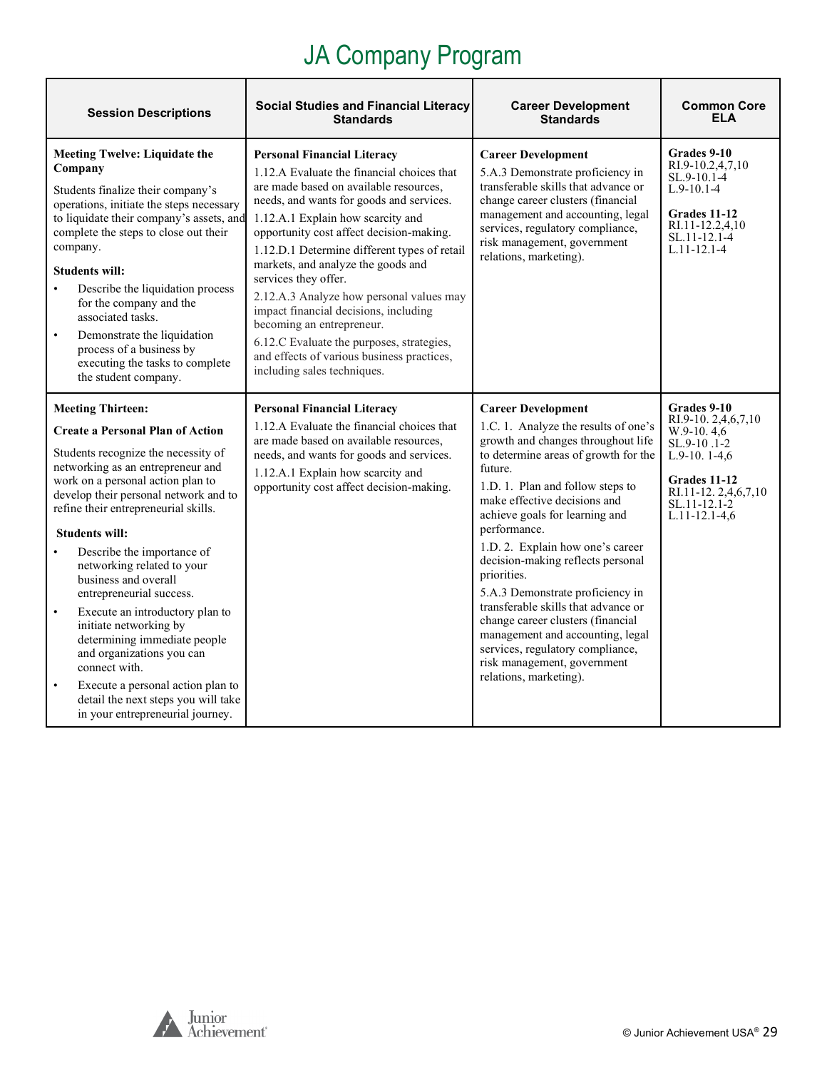# JA Company Program

| Session Descriptions | Social Studies and Financial Literacy Standards | Career Development Standards | Common Core ELA |
|---|---|---|---|
| **Meeting Twelve: Liquidate the Company**<br><br>Students finalize their company's operations, initiate the steps necessary to liquidate their company's assets, and complete the steps to close out their company.<br><br>**Students will:**<br>• Describe the liquidation process for the company and the associated tasks.<br>• Demonstrate the liquidation process of a business by executing the tasks to complete the student company. | **Personal Financial Literacy**<br>1.12.A Evaluate the financial choices that are made based on available resources, needs, and wants for goods and services.<br>1.12.A.1 Explain how scarcity and opportunity cost affect decision-making.<br>1.12.D.1 Determine different types of retail markets, and analyze the goods and services they offer.<br>2.12.A.3 Analyze how personal values may impact financial decisions, including becoming an entrepreneur.<br>6.12.C Evaluate the purposes, strategies, and effects of various business practices, including sales techniques. | **Career Development**<br>5.A.3 Demonstrate proficiency in transferable skills that advance or change career clusters (financial management and accounting, legal services, regulatory compliance, risk management, government relations, marketing). | **Grades 9-10**<br>RI.9-10.2,4,7,10<br>SL.9-10.1-4<br>L.9-10.1-4<br><br>**Grades 11-12**<br>RI.11-12.2,4,10<br>SL.11-12.1-4<br>L.11-12.1-4 |
| **Meeting Thirteen:**<br><br>**Create a Personal Plan of Action**<br><br>Students recognize the necessity of networking as an entrepreneur and work on a personal action plan to develop their personal network and to refine their entrepreneurial skills.<br><br>**Students will:**<br>• Describe the importance of networking related to your business and overall entrepreneurial success.<br>• Execute an introductory plan to initiate networking by determining immediate people and organizations you can connect with.<br>• Execute a personal action plan to detail the next steps you will take in your entrepreneurial journey. | **Personal Financial Literacy**<br>1.12.A Evaluate the financial choices that are made based on available resources, needs, and wants for goods and services.<br>1.12.A.1 Explain how scarcity and opportunity cost affect decision-making. | **Career Development**<br>1.C. 1. Analyze the results of one's growth and changes throughout life to determine areas of growth for the future.<br>1.D. 1. Plan and follow steps to make effective decisions and achieve goals for learning and performance.<br>1.D. 2. Explain how one's career decision-making reflects personal priorities.<br>5.A.3 Demonstrate proficiency in transferable skills that advance or change career clusters (financial management and accounting, legal services, regulatory compliance, risk management, government relations, marketing). | **Grades 9-10**<br>RI.9-10. 2,4,6,7,10<br>W.9-10. 4,6<br>SL.9-10 .1-2<br>L.9-10. 1-4,6<br><br>**Grades 11-12**<br>RI.11-12. 2,4,6,7,10<br>SL.11-12.1-2<br>L.11-12.1-4,6 |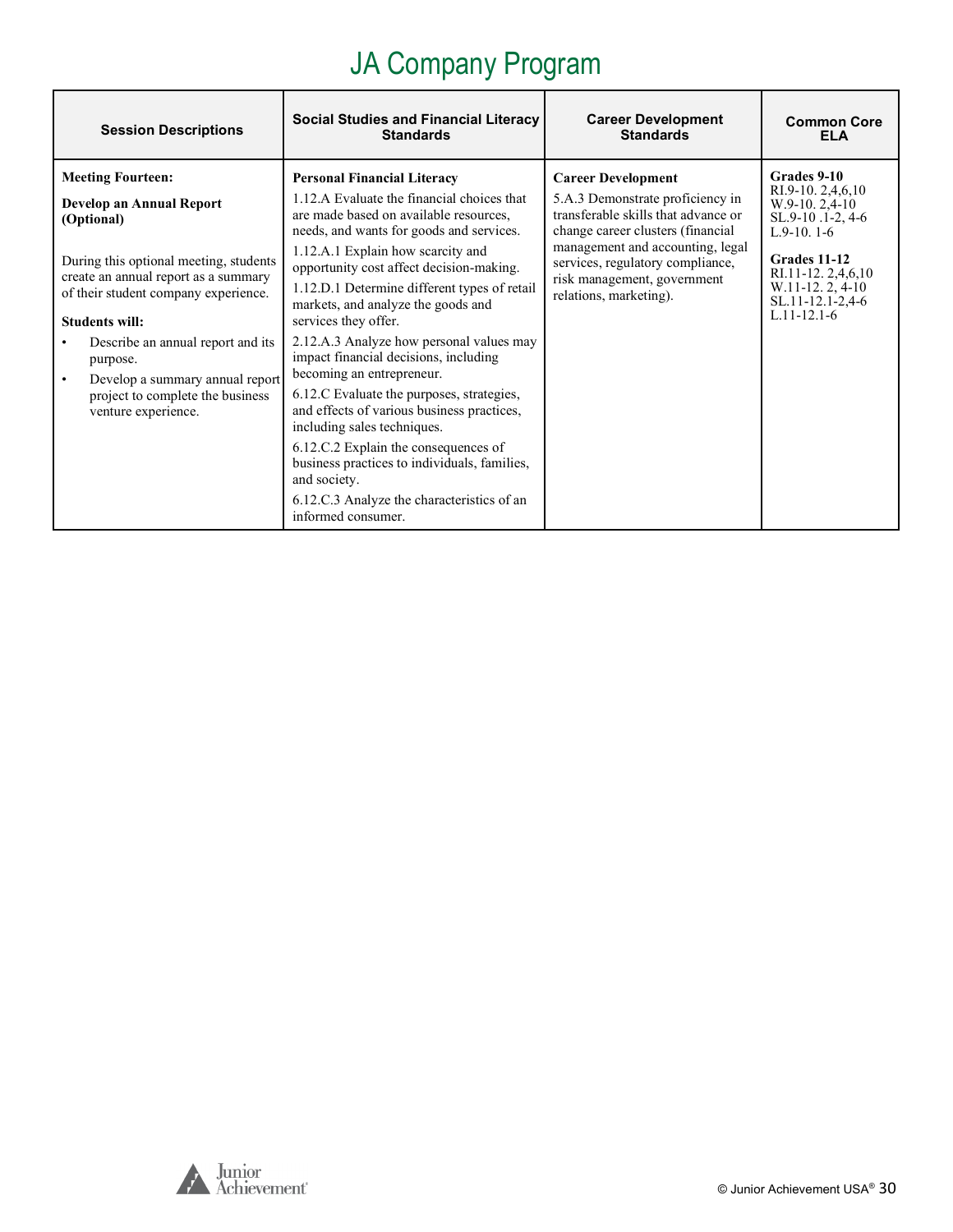# JA Company Program

| Session Descriptions | Social Studies and Financial Literacy Standards | Career Development Standards | Common Core ELA |
|---|---|---|---|
| **Meeting Fourteen:**<br><br>**Develop an Annual Report (Optional)**<br><br>During this optional meeting, students create an annual report as a summary of their student company experience.<br><br>**Students will:**<br>• Describe an annual report and its purpose.<br>• Develop a summary annual report project to complete the business venture experience. | **Personal Financial Literacy**<br><br>1.12.A Evaluate the financial choices that are made based on available resources, needs, and wants for goods and services.<br><br>1.12.A.1 Explain how scarcity and opportunity cost affect decision-making.<br><br>1.12.D.1 Determine different types of retail markets, and analyze the goods and services they offer.<br><br>2.12.A.3 Analyze how personal values may impact financial decisions, including becoming an entrepreneur.<br><br>6.12.C Evaluate the purposes, strategies, and effects of various business practices, including sales techniques.<br><br>6.12.C.2 Explain the consequences of business practices to individuals, families, and society.<br><br>6.12.C.3 Analyze the characteristics of an informed consumer. | **Career Development**<br><br>5.A.3 Demonstrate proficiency in transferable skills that advance or change career clusters (financial management and accounting, legal services, regulatory compliance, risk management, government relations, marketing). | **Grades 9-10**<br>RI.9-10. 2,4,6,10<br>W.9-10. 2,4-10<br>SL.9-10 .1-2, 4-6<br>L.9-10. 1-6<br><br>**Grades 11-12**<br>RI.11-12. 2,4,6,10<br>W.11-12. 2, 4-10<br>SL.11-12.1-2,4-6<br>L.11-12.1-6 |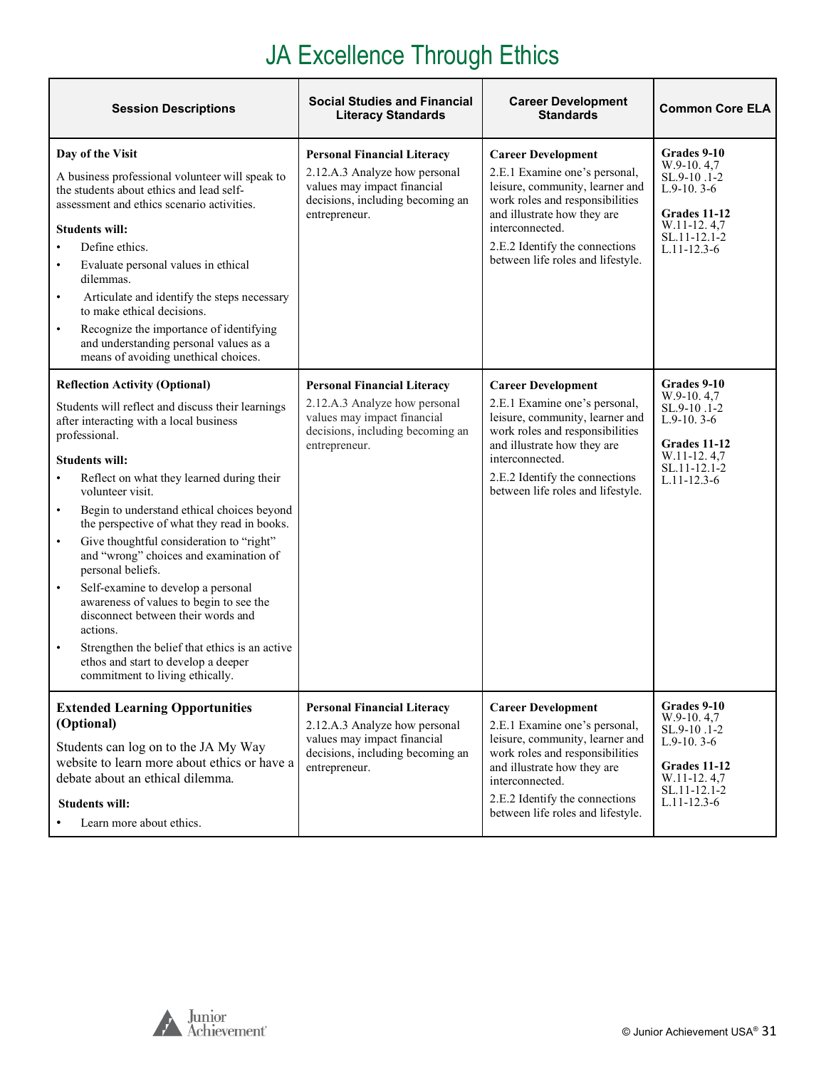# JA Excellence Through Ethics

| Session Descriptions | Social Studies and Financial Literacy Standards | Career Development Standards | Common Core ELA |
|---|---|---|---|
| **Day of the Visit**<br><br>A business professional volunteer will speak to the students about ethics and lead self-assessment and ethics scenario activities.<br><br>**Students will:**<br>• Define ethics.<br>• Evaluate personal values in ethical dilemmas.<br>• Articulate and identify the steps necessary to make ethical decisions.<br>• Recognize the importance of identifying and understanding personal values as a means of avoiding unethical choices. | **Personal Financial Literacy**<br>2.12.A.3 Analyze how personal values may impact financial decisions, including becoming an entrepreneur. | **Career Development**<br>2.E.1 Examine one's personal, leisure, community, learner and work roles and responsibilities and illustrate how they are interconnected.<br>2.E.2 Identify the connections between life roles and lifestyle. | **Grades 9-10**<br>W.9-10. 4,7<br>SL.9-10 .1-2<br>L.9-10. 3-6<br><br>**Grades 11-12**<br>W.11-12. 4,7<br>SL.11-12.1-2<br>L.11-12.3-6 |
| **Reflection Activity (Optional)**<br><br>Students will reflect and discuss their learnings after interacting with a local business professional.<br><br>**Students will:**<br>• Reflect on what they learned during their volunteer visit.<br>• Begin to understand ethical choices beyond the perspective of what they read in books.<br>• Give thoughtful consideration to "right" and "wrong" choices and examination of personal beliefs.<br>• Self-examine to develop a personal awareness of values to begin to see the disconnect between their words and actions.<br>• Strengthen the belief that ethics is an active ethos and start to develop a deeper commitment to living ethically. | **Personal Financial Literacy**<br>2.12.A.3 Analyze how personal values may impact financial decisions, including becoming an entrepreneur. | **Career Development**<br>2.E.1 Examine one's personal, leisure, community, learner and work roles and responsibilities and illustrate how they are interconnected.<br>2.E.2 Identify the connections between life roles and lifestyle. | **Grades 9-10**<br>W.9-10. 4,7<br>SL.9-10 .1-2<br>L.9-10. 3-6<br><br>**Grades 11-12**<br>W.11-12. 4,7<br>SL.11-12.1-2<br>L.11-12.3-6 |
| **Extended Learning Opportunities (Optional)**<br><br>Students can log on to the JA My Way website to learn more about ethics or have a debate about an ethical dilemma.<br><br>**Students will:**<br>• Learn more about ethics. | **Personal Financial Literacy**<br>2.12.A.3 Analyze how personal values may impact financial decisions, including becoming an entrepreneur. | **Career Development**<br>2.E.1 Examine one's personal, leisure, community, learner and work roles and responsibilities and illustrate how they are interconnected.<br>2.E.2 Identify the connections between life roles and lifestyle. | **Grades 9-10**<br>W.9-10. 4,7<br>SL.9-10 .1-2<br>L.9-10. 3-6<br><br>**Grades 11-12**<br>W.11-12. 4,7<br>SL.11-12.1-2<br>L.11-12.3-6 |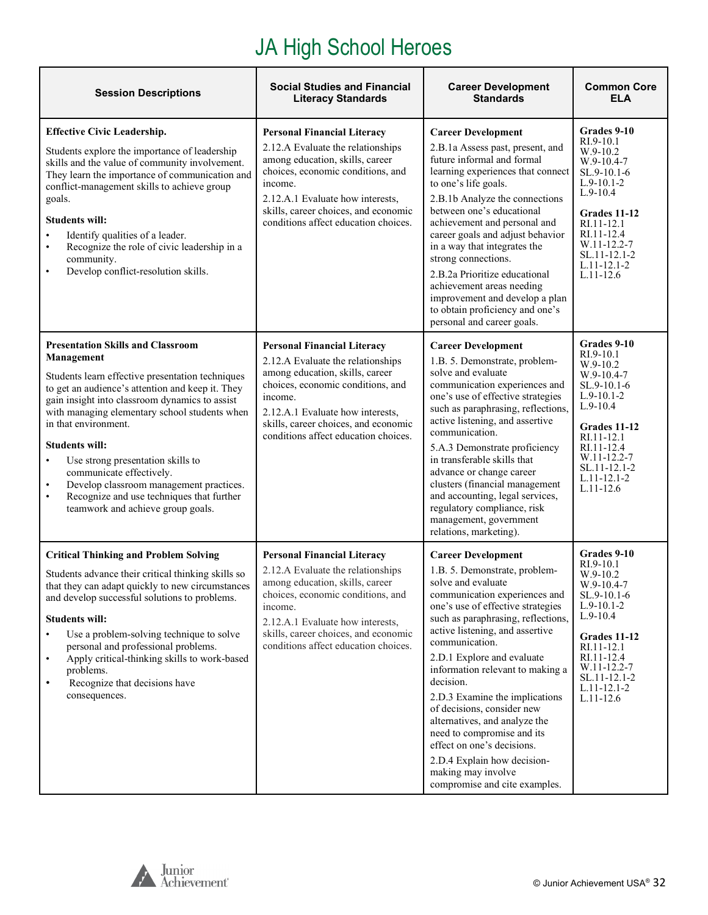# JA High School Heroes

| Session Descriptions | Social Studies and Financial Literacy Standards | Career Development Standards | Common Core ELA |
|---|---|---|---|
| **Effective Civic Leadership.**<br><br>Students explore the importance of leadership skills and the value of community involvement. They learn the importance of communication and conflict-management skills to achieve group goals.<br><br>**Students will:**<br>• Identify qualities of a leader.<br>• Recognize the role of civic leadership in a community.<br>• Develop conflict-resolution skills. | **Personal Financial Literacy**<br>2.12.A Evaluate the relationships among education, skills, career choices, economic conditions, and income.<br>2.12.A.1 Evaluate how interests, skills, career choices, and economic conditions affect education choices. | **Career Development**<br>2.B.1a Assess past, present, and future informal and formal learning experiences that connect to one's life goals.<br>2.B.1b Analyze the connections between one's educational achievement and personal and career goals and adjust behavior in a way that integrates the strong connections.<br>2.B.2a Prioritize educational achievement areas needing improvement and develop a plan to obtain proficiency and one's personal and career goals. | **Grades 9-10**<br>RI.9-10.1<br>W.9-10.2<br>W.9-10.4-7<br>SL.9-10.1-6<br>L.9-10.1-2<br>L.9-10.4<br><br>**Grades 11-12**<br>RI.11-12.1<br>RI.11-12.4<br>W.11-12.2-7<br>SL.11-12.1-2<br>L.11-12.1-2<br>L.11-12.6 |
| **Presentation Skills and Classroom Management**<br><br>Students learn effective presentation techniques to get an audience's attention and keep it. They gain insight into classroom dynamics to assist with managing elementary school students when in that environment.<br><br>**Students will:**<br>• Use strong presentation skills to communicate effectively.<br>• Develop classroom management practices.<br>• Recognize and use techniques that further teamwork and achieve group goals. | **Personal Financial Literacy**<br>2.12.A Evaluate the relationships among education, skills, career choices, economic conditions, and income.<br>2.12.A.1 Evaluate how interests, skills, career choices, and economic conditions affect education choices. | **Career Development**<br>1.B. 5. Demonstrate, problem-solve and evaluate communication experiences and one's use of effective strategies such as paraphrasing, reflections, active listening, and assertive communication.<br>5.A.3 Demonstrate proficiency in transferable skills that advance or change career clusters (financial management and accounting, legal services, regulatory compliance, risk management, government relations, marketing). | **Grades 9-10**<br>RI.9-10.1<br>W.9-10.2<br>W.9-10.4-7<br>SL.9-10.1-6<br>L.9-10.1-2<br>L.9-10.4<br><br>**Grades 11-12**<br>RI.11-12.1<br>RI.11-12.4<br>W.11-12.2-7<br>SL.11-12.1-2<br>L.11-12.1-2<br>L.11-12.6 |
| **Critical Thinking and Problem Solving**<br><br>Students advance their critical thinking skills so that they can adapt quickly to new circumstances and develop successful solutions to problems.<br><br>**Students will:**<br>• Use a problem-solving technique to solve personal and professional problems.<br>• Apply critical-thinking skills to work-based problems.<br>• Recognize that decisions have consequences. | **Personal Financial Literacy**<br>2.12.A Evaluate the relationships among education, skills, career choices, economic conditions, and income.<br>2.12.A.1 Evaluate how interests, skills, career choices, and economic conditions affect education choices. | **Career Development**<br>1.B. 5. Demonstrate, problem-solve and evaluate communication experiences and one's use of effective strategies such as paraphrasing, reflections, active listening, and assertive communication.<br>2.D.1 Explore and evaluate information relevant to making a decision.<br>2.D.3 Examine the implications of decisions, consider new alternatives, and analyze the need to compromise and its effect on one's decisions.<br>2.D.4 Explain how decision-making may involve compromise and cite examples. | **Grades 9-10**<br>RI.9-10.1<br>W.9-10.2<br>W.9-10.4-7<br>SL.9-10.1-6<br>L.9-10.1-2<br>L.9-10.4<br><br>**Grades 11-12**<br>RI.11-12.1<br>RI.11-12.4<br>W.11-12.2-7<br>SL.11-12.1-2<br>L.11-12.1-2<br>L.11-12.6 |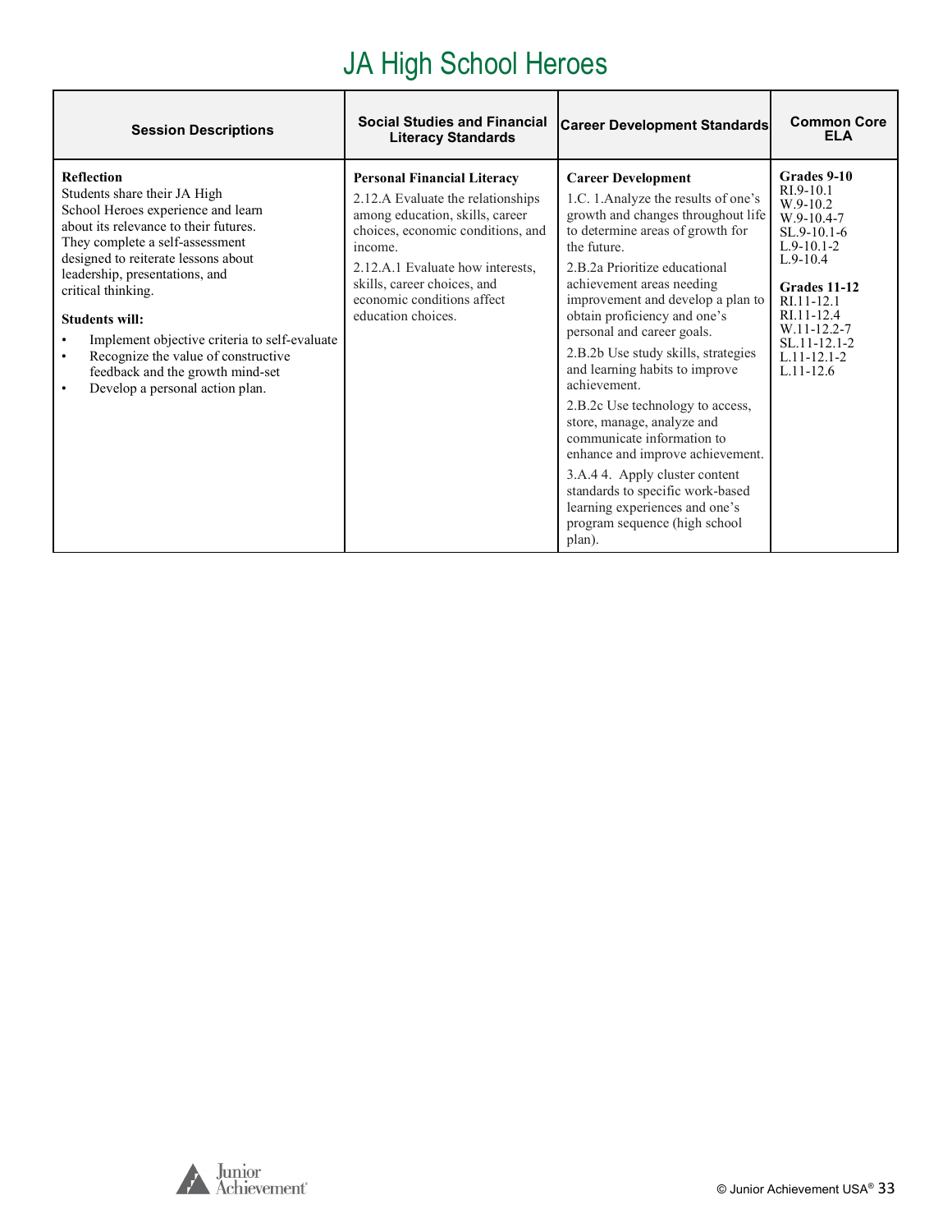# JA High School Heroes

| Session Descriptions | Social Studies and Financial Literacy Standards | Career Development Standards | Common Core ELA |
|---|---|---|---|
| **Reflection**<br>Students share their JA High School Heroes experience and learn about its relevance to their futures. They complete a self-assessment designed to reiterate lessons about leadership, presentations, and critical thinking.<br><br>**Students will:**<br>• Implement objective criteria to self-evaluate<br>• Recognize the value of constructive feedback and the growth mind-set<br>• Develop a personal action plan. | **Personal Financial Literacy**<br>2.12.A Evaluate the relationships among education, skills, career choices, economic conditions, and income.<br>2.12.A.1 Evaluate how interests, skills, career choices, and economic conditions affect education choices. | **Career Development**<br>1.C. 1.Analyze the results of one's growth and changes throughout life to determine areas of growth for the future.<br>2.B.2a Prioritize educational achievement areas needing improvement and develop a plan to obtain proficiency and one's personal and career goals.<br>2.B.2b Use study skills, strategies and learning habits to improve achievement.<br>2.B.2c Use technology to access, store, manage, analyze and communicate information to enhance and improve achievement.<br>3.A.4 4. Apply cluster content standards to specific work-based learning experiences and one's program sequence (high school plan). | **Grades 9-10**<br>RI.9-10.1<br>W.9-10.2<br>W.9-10.4-7<br>SL.9-10.1-6<br>L.9-10.1-2<br>L.9-10.4<br><br>**Grades 11-12**<br>RI.11-12.1<br>RI.11-12.4<br>W.11-12.2-7<br>SL.11-12.1-2<br>L.11-12.1-2<br>L.11-12.6 |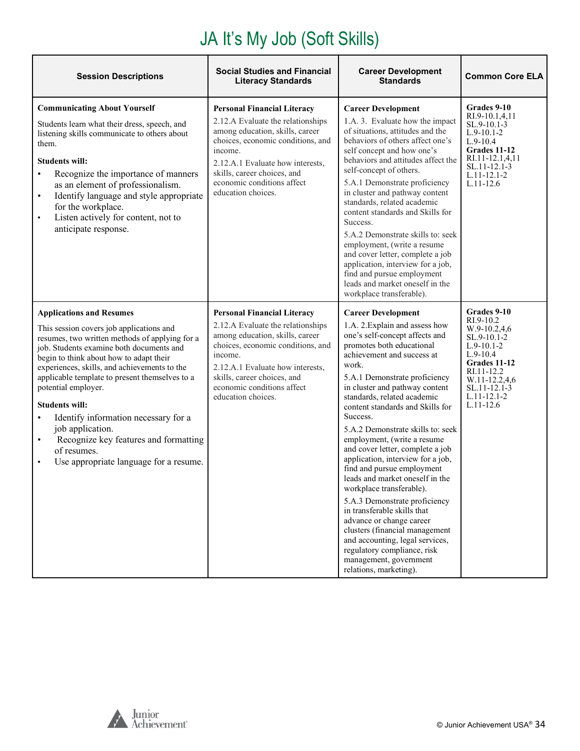# JA It's My Job (Soft Skills)

| Session Descriptions | Social Studies and Financial Literacy Standards | Career Development Standards | Common Core ELA |
|---|---|---|---|
| **Communicating About Yourself**<br><br>Students learn what their dress, speech, and listening skills communicate to others about them.<br><br>**Students will:**<br>• Recognize the importance of manners as an element of professionalism.<br>• Identify language and style appropriate for the workplace.<br>• Listen actively for content, not to anticipate response. | **Personal Financial Literacy**<br>2.12.A Evaluate the relationships among education, skills, career choices, economic conditions, and income.<br>2.12.A.1 Evaluate how interests, skills, career choices, and economic conditions affect education choices. | **Career Development**<br>1.A. 3. Evaluate how the impact of situations, attitudes and the behaviors of others affect one's self concept and how one's behaviors and attitudes affect the self-concept of others.<br>5.A.1 Demonstrate proficiency in cluster and pathway content standards, related academic content standards and Skills for Success.<br>5.A.2 Demonstrate skills to: seek employment, (write a resume and cover letter, complete a job application, interview for a job, find and pursue employment leads and market oneself in the workplace transferable). | **Grades 9-10**<br>RI.9-10.1,4,11<br>SL.9-10.1-3<br>L.9-10.1-2<br>L.9-10.4<br>**Grades 11-12**<br>RI.11-12.1,4,11<br>SL.11-12.1-3<br>L.11-12.1-2<br>L.11-12.6 |
| **Applications and Resumes**<br><br>This session covers job applications and resumes, two written methods of applying for a job. Students examine both documents and begin to think about how to adapt their experiences, skills, and achievements to the applicable template to present themselves to a potential employer.<br><br>**Students will:**<br>• Identify information necessary for a job application.<br>• Recognize key features and formatting of resumes.<br>• Use appropriate language for a resume. | **Personal Financial Literacy**<br>2.12.A Evaluate the relationships among education, skills, career choices, economic conditions, and income.<br>2.12.A.1 Evaluate how interests, skills, career choices, and economic conditions affect education choices. | **Career Development**<br>1.A. 2.Explain and assess how one's self-concept affects and promotes both educational achievement and success at work.<br>5.A.1 Demonstrate proficiency in cluster and pathway content standards, related academic content standards and Skills for Success.<br>5.A.2 Demonstrate skills to: seek employment, (write a resume and cover letter, complete a job application, interview for a job, find and pursue employment leads and market oneself in the workplace transferable).<br>5.A.3 Demonstrate proficiency in transferable skills that advance or change career clusters (financial management and accounting, legal services, regulatory compliance, risk management, government relations, marketing). | **Grades 9-10**<br>RI.9-10.2<br>W.9-10.2,4,6<br>SL.9-10.1-2<br>L.9-10.1-2<br>L.9-10.4<br>**Grades 11-12**<br>RI.11-12.2<br>W.11-12.2,4,6<br>SL.11-12.1-3<br>L.11-12.1-2<br>L.11-12.6 |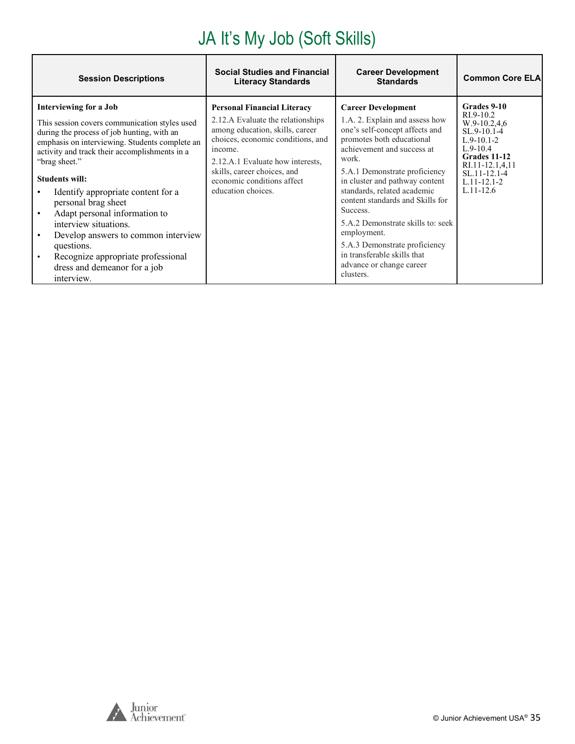# JA It's My Job (Soft Skills)

| Session Descriptions | Social Studies and Financial Literacy Standards | Career Development Standards | Common Core ELA |
|---|---|---|---|
| **Interviewing for a Job**<br><br>This session covers communication styles used during the process of job hunting, with an emphasis on interviewing. Students complete an activity and track their accomplishments in a "brag sheet."<br><br>**Students will:**<br>• Identify appropriate content for a personal brag sheet<br>• Adapt personal information to interview situations.<br>• Develop answers to common interview questions.<br>• Recognize appropriate professional dress and demeanor for a job interview. | **Personal Financial Literacy**<br>2.12.A Evaluate the relationships among education, skills, career choices, economic conditions, and income.<br>2.12.A.1 Evaluate how interests, skills, career choices, and economic conditions affect education choices. | **Career Development**<br>1.A. 2. Explain and assess how one's self-concept affects and promotes both educational achievement and success at work.<br>5.A.1 Demonstrate proficiency in cluster and pathway content standards, related academic content standards and Skills for Success.<br>5.A.2 Demonstrate skills to: seek employment.<br>5.A.3 Demonstrate proficiency in transferable skills that advance or change career clusters. | **Grades 9-10**<br>RI.9-10.2<br>W.9-10.2,4,6<br>SL.9-10.1-4<br>L.9-10.1-2<br>L.9-10.4<br>**Grades 11-12**<br>RI.11-12.1,4,11<br>SL.11-12.1-4<br>L.11-12.1-2<br>L.11-12.6 |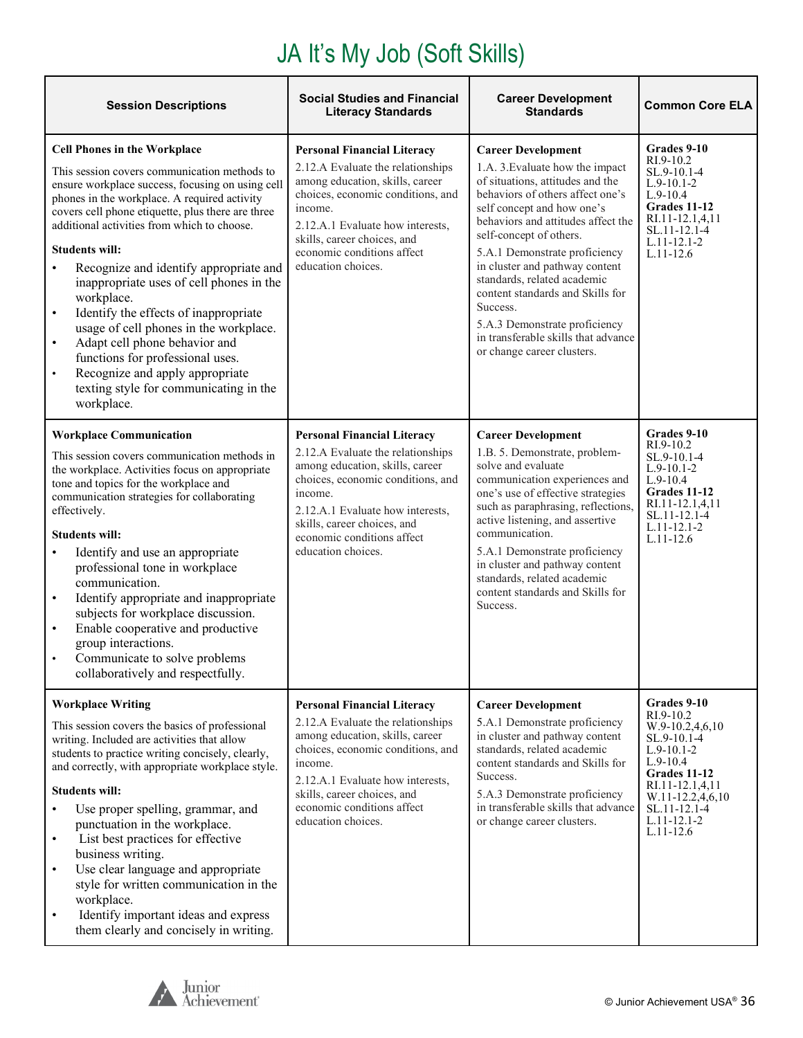# JA It's My Job (Soft Skills)

| Session Descriptions | Social Studies and Financial Literacy Standards | Career Development Standards | Common Core ELA |
|---|---|---|---|
| **Cell Phones in the Workplace**<br><br>This session covers communication methods to ensure workplace success, focusing on using cell phones in the workplace. A required activity covers cell phone etiquette, plus there are three additional activities from which to choose.<br><br>**Students will:**<br>• Recognize and identify appropriate and inappropriate uses of cell phones in the workplace.<br>• Identify the effects of inappropriate usage of cell phones in the workplace.<br>• Adapt cell phone behavior and functions for professional uses.<br>• Recognize and apply appropriate texting style for communicating in the workplace. | **Personal Financial Literacy**<br>2.12.A Evaluate the relationships among education, skills, career choices, economic conditions, and income.<br>2.12.A.1 Evaluate how interests, skills, career choices, and economic conditions affect education choices. | **Career Development**<br>1.A. 3.Evaluate how the impact of situations, attitudes and the behaviors of others affect one's self concept and how one's behaviors and attitudes affect the self-concept of others.<br>5.A.1 Demonstrate proficiency in cluster and pathway content standards, related academic content standards and Skills for Success.<br>5.A.3 Demonstrate proficiency in transferable skills that advance or change career clusters. | **Grades 9-10**<br>RI.9-10.2<br>SL.9-10.1-4<br>L.9-10.1-2<br>L.9-10.4<br>**Grades 11-12**<br>RI.11-12.1,4,11<br>SL.11-12.1-4<br>L.11-12.1-2<br>L.11-12.6 |
| **Workplace Communication**<br><br>This session covers communication methods in the workplace. Activities focus on appropriate tone and topics for the workplace and communication strategies for collaborating effectively.<br><br>**Students will:**<br>• Identify and use an appropriate professional tone in workplace communication.<br>• Identify appropriate and inappropriate subjects for workplace discussion.<br>• Enable cooperative and productive group interactions.<br>• Communicate to solve problems collaboratively and respectfully. | **Personal Financial Literacy**<br>2.12.A Evaluate the relationships among education, skills, career choices, economic conditions, and income.<br>2.12.A.1 Evaluate how interests, skills, career choices, and economic conditions affect education choices. | **Career Development**<br>1.B. 5. Demonstrate, problem-solve and evaluate communication experiences and one's use of effective strategies such as paraphrasing, reflections, active listening, and assertive communication.<br>5.A.1 Demonstrate proficiency in cluster and pathway content standards, related academic content standards and Skills for Success. | **Grades 9-10**<br>RI.9-10.2<br>SL.9-10.1-4<br>L.9-10.1-2<br>L.9-10.4<br>**Grades 11-12**<br>RI.11-12.1,4,11<br>SL.11-12.1-4<br>L.11-12.1-2<br>L.11-12.6 |
| **Workplace Writing**<br><br>This session covers the basics of professional writing. Included are activities that allow students to practice writing concisely, clearly, and correctly, with appropriate workplace style.<br><br>**Students will:**<br>• Use proper spelling, grammar, and punctuation in the workplace.<br>• List best practices for effective business writing.<br>• Use clear language and appropriate style for written communication in the workplace.<br>• Identify important ideas and express them clearly and concisely in writing. | **Personal Financial Literacy**<br>2.12.A Evaluate the relationships among education, skills, career choices, economic conditions, and income.<br>2.12.A.1 Evaluate how interests, skills, career choices, and economic conditions affect education choices. | **Career Development**<br>5.A.1 Demonstrate proficiency in cluster and pathway content standards, related academic content standards and Skills for Success.<br>5.A.3 Demonstrate proficiency in transferable skills that advance or change career clusters. | **Grades 9-10**<br>RI.9-10.2<br>W.9-10.2,4,6,10<br>SL.9-10.1-4<br>L.9-10.1-2<br>L.9-10.4<br>**Grades 11-12**<br>RI.11-12.1,4,11<br>W.11-12.2,4,6,10<br>SL.11-12.1-4<br>L.11-12.1-2<br>L.11-12.6 |

© Junior Achievement USA®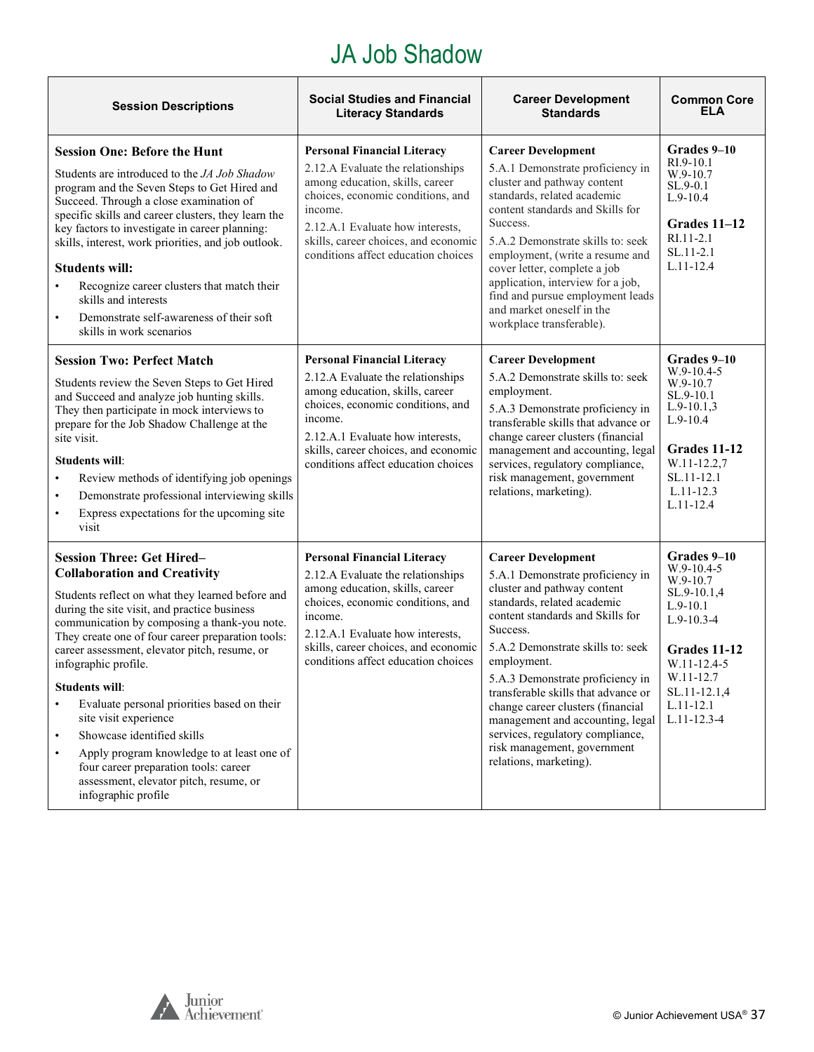# JA Job Shadow

| Session Descriptions | Social Studies and Financial Literacy Standards | Career Development Standards | Common Core ELA |
|---|---|---|---|
| **Session One: Before the Hunt**<br>Students are introduced to the *JA Job Shadow* program and the Seven Steps to Get Hired and Succeed. Through a close examination of specific skills and career clusters, they learn the key factors to investigate in career planning: skills, interest, work priorities, and job outlook.<br>**Students will:**<br>• Recognize career clusters that match their skills and interests<br>• Demonstrate self-awareness of their soft skills in work scenarios | **Personal Financial Literacy**<br>2.12.A Evaluate the relationships among education, skills, career choices, economic conditions, and income.<br>2.12.A.1 Evaluate how interests, skills, career choices, and economic conditions affect education choices | **Career Development**<br>5.A.1 Demonstrate proficiency in cluster and pathway content standards, related academic content standards and Skills for Success.<br>5.A.2 Demonstrate skills to: seek employment, (write a resume and cover letter, complete a job application, interview for a job, find and pursue employment leads and market oneself in the workplace transferable). | **Grades 9–10**<br>RI.9-10.1<br>W.9-10.7<br>SL.9-0.1<br>L.9-10.4<br>**Grades 11–12**<br>RI.11-2.1<br>SL.11-2.1<br>L.11-12.4 |
| **Session Two: Perfect Match**<br>Students review the Seven Steps to Get Hired and Succeed and analyze job hunting skills. They then participate in mock interviews to prepare for the Job Shadow Challenge at the site visit.<br>**Students will**:<br>• Review methods of identifying job openings<br>• Demonstrate professional interviewing skills<br>• Express expectations for the upcoming site visit | **Personal Financial Literacy**<br>2.12.A Evaluate the relationships among education, skills, career choices, economic conditions, and income.<br>2.12.A.1 Evaluate how interests, skills, career choices, and economic conditions affect education choices | **Career Development**<br>5.A.2 Demonstrate skills to: seek employment.<br>5.A.3 Demonstrate proficiency in transferable skills that advance or change career clusters (financial management and accounting, legal services, regulatory compliance, risk management, government relations, marketing). | **Grades 9–10**<br>W.9-10.4-5<br>W.9-10.7<br>SL.9-10.1<br>L.9-10.1,3<br>L.9-10.4<br>**Grades 11-12**<br>W.11-12.2,7<br>SL.11-12.1<br>L.11-12.3<br>L.11-12.4 |
| **Session Three: Get Hired–Collaboration and Creativity**<br>Students reflect on what they learned before and during the site visit, and practice business communication by composing a thank-you note. They create one of four career preparation tools: career assessment, elevator pitch, resume, or infographic profile.<br>**Students will**:<br>• Evaluate personal priorities based on their site visit experience<br>• Showcase identified skills<br>• Apply program knowledge to at least one of four career preparation tools: career assessment, elevator pitch, resume, or infographic profile | **Personal Financial Literacy**<br>2.12.A Evaluate the relationships among education, skills, career choices, economic conditions, and income.<br>2.12.A.1 Evaluate how interests, skills, career choices, and economic conditions affect education choices | **Career Development**<br>5.A.1 Demonstrate proficiency in cluster and pathway content standards, related academic content standards and Skills for Success.<br>5.A.2 Demonstrate skills to: seek employment.<br>5.A.3 Demonstrate proficiency in transferable skills that advance or change career clusters (financial management and accounting, legal services, regulatory compliance, risk management, government relations, marketing). | **Grades 9–10**<br>W.9-10.4-5<br>W.9-10.7<br>SL.9-10.1,4<br>L.9-10.1<br>L.9-10.3-4<br>**Grades 11-12**<br>W.11-12.4-5<br>W.11-12.7<br>SL.11-12.1,4<br>L.11-12.1<br>L.11-12.3-4 |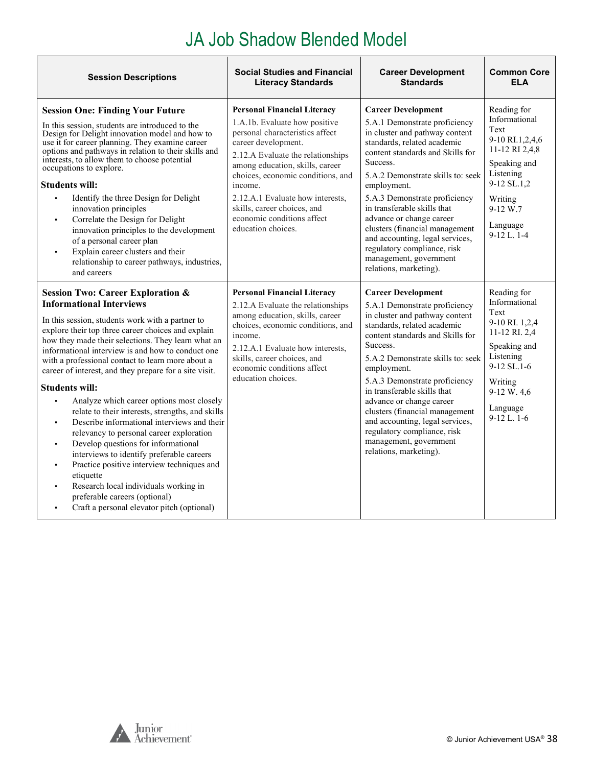# JA Job Shadow Blended Model

| Session Descriptions | Social Studies and Financial Literacy Standards | Career Development Standards | Common Core ELA |
|---|---|---|---|
| **Session One: Finding Your Future**<br><br>In this session, students are introduced to the Design for Delight innovation model and how to use it for career planning. They examine career options and pathways in relation to their skills and interests, to allow them to choose potential occupations to explore.<br><br>**Students will:**<br>• Identify the three Design for Delight innovation principles<br>• Correlate the Design for Delight innovation principles to the development of a personal career plan<br>• Explain career clusters and their relationship to career pathways, industries, and careers | **Personal Financial Literacy**<br>1.A.1b. Evaluate how positive personal characteristics affect career development.<br>2.12.A Evaluate the relationships among education, skills, career choices, economic conditions, and income.<br>2.12.A.1 Evaluate how interests, skills, career choices, and economic conditions affect education choices. | **Career Development**<br>5.A.1 Demonstrate proficiency in cluster and pathway content standards, related academic content standards and Skills for Success.<br>5.A.2 Demonstrate skills to: seek employment.<br>5.A.3 Demonstrate proficiency in transferable skills that advance or change career clusters (financial management and accounting, legal services, regulatory compliance, risk management, government relations, marketing). | Reading for Informational Text<br>9-10 RI.1,2,4,6<br>11-12 RI 2,4,8<br><br>Speaking and Listening<br>9-12 SL.1,2<br><br>Writing<br>9-12 W.7<br><br>Language<br>9-12 L. 1-4 |
| **Session Two: Career Exploration & Informational Interviews**<br><br>In this session, students work with a partner to explore their top three career choices and explain how they made their selections. They learn what an informational interview is and how to conduct one with a professional contact to learn more about a career of interest, and they prepare for a site visit.<br><br>**Students will:**<br>• Analyze which career options most closely relate to their interests, strengths, and skills<br>• Describe informational interviews and their relevancy to personal career exploration<br>• Develop questions for informational interviews to identify preferable careers<br>• Practice positive interview techniques and etiquette<br>• Research local individuals working in preferable careers (optional)<br>• Craft a personal elevator pitch (optional) | **Personal Financial Literacy**<br>2.12.A Evaluate the relationships among education, skills, career choices, economic conditions, and income.<br>2.12.A.1 Evaluate how interests, skills, career choices, and economic conditions affect education choices. | **Career Development**<br>5.A.1 Demonstrate proficiency in cluster and pathway content standards, related academic content standards and Skills for Success.<br>5.A.2 Demonstrate skills to: seek employment.<br>5.A.3 Demonstrate proficiency in transferable skills that advance or change career clusters (financial management and accounting, legal services, regulatory compliance, risk management, government relations, marketing). | Reading for Informational Text<br>9-10 RI. 1,2,4<br>11-12 RI. 2,4<br><br>Speaking and Listening<br>9-12 SL.1-6<br><br>Writing<br>9-12 W. 4,6<br><br>Language<br>9-12 L. 1-6 |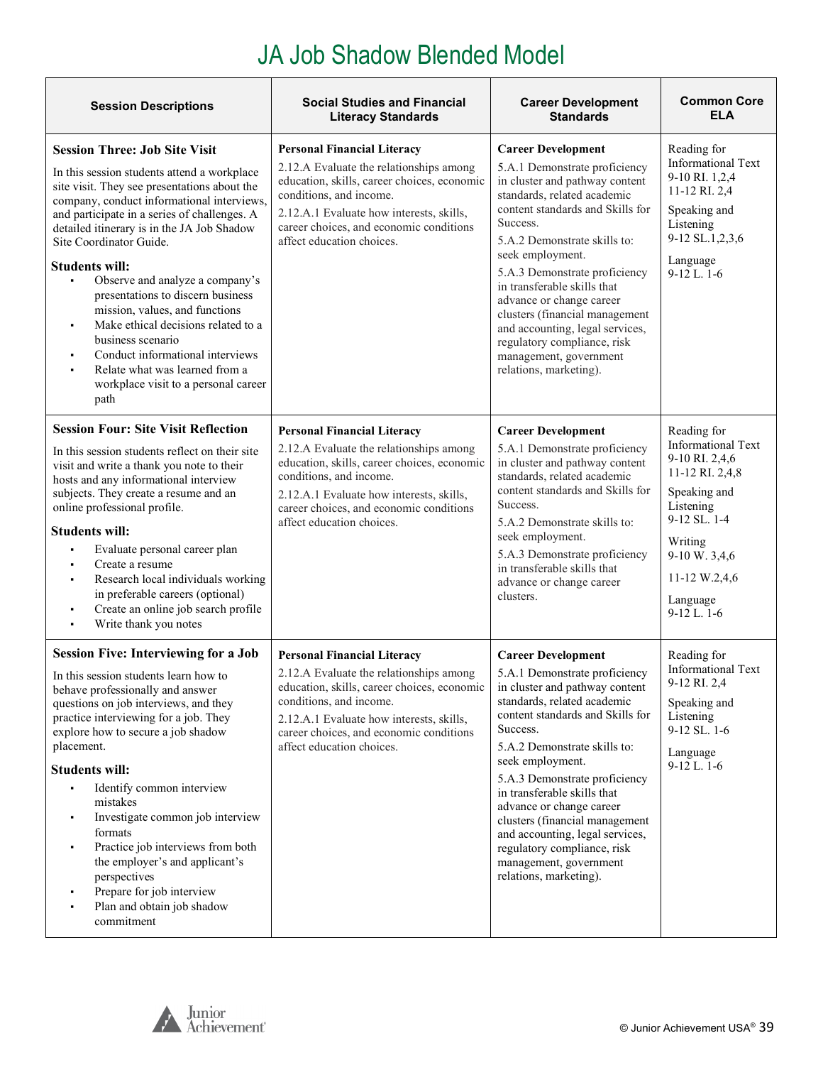# JA Job Shadow Blended Model

| Session Descriptions | Social Studies and Financial Literacy Standards | Career Development Standards | Common Core ELA |
|---|---|---|---|
| **Session Three: Job Site Visit**<br><br>In this session students attend a workplace site visit. They see presentations about the company, conduct informational interviews, and participate in a series of challenges. A detailed itinerary is in the JA Job Shadow Site Coordinator Guide.<br><br>**Students will:**<br>▪ Observe and analyze a company's presentations to discern business mission, values, and functions<br>▪ Make ethical decisions related to a business scenario<br>▪ Conduct informational interviews<br>▪ Relate what was learned from a workplace visit to a personal career path | **Personal Financial Literacy**<br>2.12.A Evaluate the relationships among education, skills, career choices, economic conditions, and income.<br>2.12.A.1 Evaluate how interests, skills, career choices, and economic conditions affect education choices. | **Career Development**<br>5.A.1 Demonstrate proficiency in cluster and pathway content standards, related academic content standards and Skills for Success.<br>5.A.2 Demonstrate skills to: seek employment.<br>5.A.3 Demonstrate proficiency in transferable skills that advance or change career clusters (financial management and accounting, legal services, regulatory compliance, risk management, government relations, marketing). | Reading for Informational Text<br>9-10 RI. 1,2,4<br>11-12 RI. 2,4<br><br>Speaking and Listening<br>9-12 SL.1,2,3,6<br><br>Language<br>9-12 L. 1-6 |
| **Session Four: Site Visit Reflection**<br><br>In this session students reflect on their site visit and write a thank you note to their hosts and any informational interview subjects. They create a resume and an online professional profile.<br><br>**Students will:**<br>▪ Evaluate personal career plan<br>▪ Create a resume<br>▪ Research local individuals working in preferable careers (optional)<br>▪ Create an online job search profile<br>▪ Write thank you notes | **Personal Financial Literacy**<br>2.12.A Evaluate the relationships among education, skills, career choices, economic conditions, and income.<br>2.12.A.1 Evaluate how interests, skills, career choices, and economic conditions affect education choices. | **Career Development**<br>5.A.1 Demonstrate proficiency in cluster and pathway content standards, related academic content standards and Skills for Success.<br>5.A.2 Demonstrate skills to: seek employment.<br>5.A.3 Demonstrate proficiency in transferable skills that advance or change career clusters. | Reading for Informational Text<br>9-10 RI. 2,4,6<br>11-12 RI. 2,4,8<br><br>Speaking and Listening<br>9-12 SL. 1-4<br><br>Writing<br>9-10 W. 3,4,6<br><br>11-12 W.2,4,6<br><br>Language<br>9-12 L. 1-6 |
| **Session Five: Interviewing for a Job**<br><br>In this session students learn how to behave professionally and answer questions on job interviews, and they practice interviewing for a job. They explore how to secure a job shadow placement.<br><br>**Students will:**<br>▪ Identify common interview mistakes<br>▪ Investigate common job interview formats<br>▪ Practice job interviews from both the employer's and applicant's perspectives<br>▪ Prepare for job interview<br>▪ Plan and obtain job shadow commitment | **Personal Financial Literacy**<br>2.12.A Evaluate the relationships among education, skills, career choices, economic conditions, and income.<br>2.12.A.1 Evaluate how interests, skills, career choices, and economic conditions affect education choices. | **Career Development**<br>5.A.1 Demonstrate proficiency in cluster and pathway content standards, related academic content standards and Skills for Success.<br>5.A.2 Demonstrate skills to: seek employment.<br>5.A.3 Demonstrate proficiency in transferable skills that advance or change career clusters (financial management and accounting, legal services, regulatory compliance, risk management, government relations, marketing). | Reading for Informational Text<br>9-12 RI. 2,4<br><br>Speaking and Listening<br>9-12 SL. 1-6<br><br>Language<br>9-12 L. 1-6 |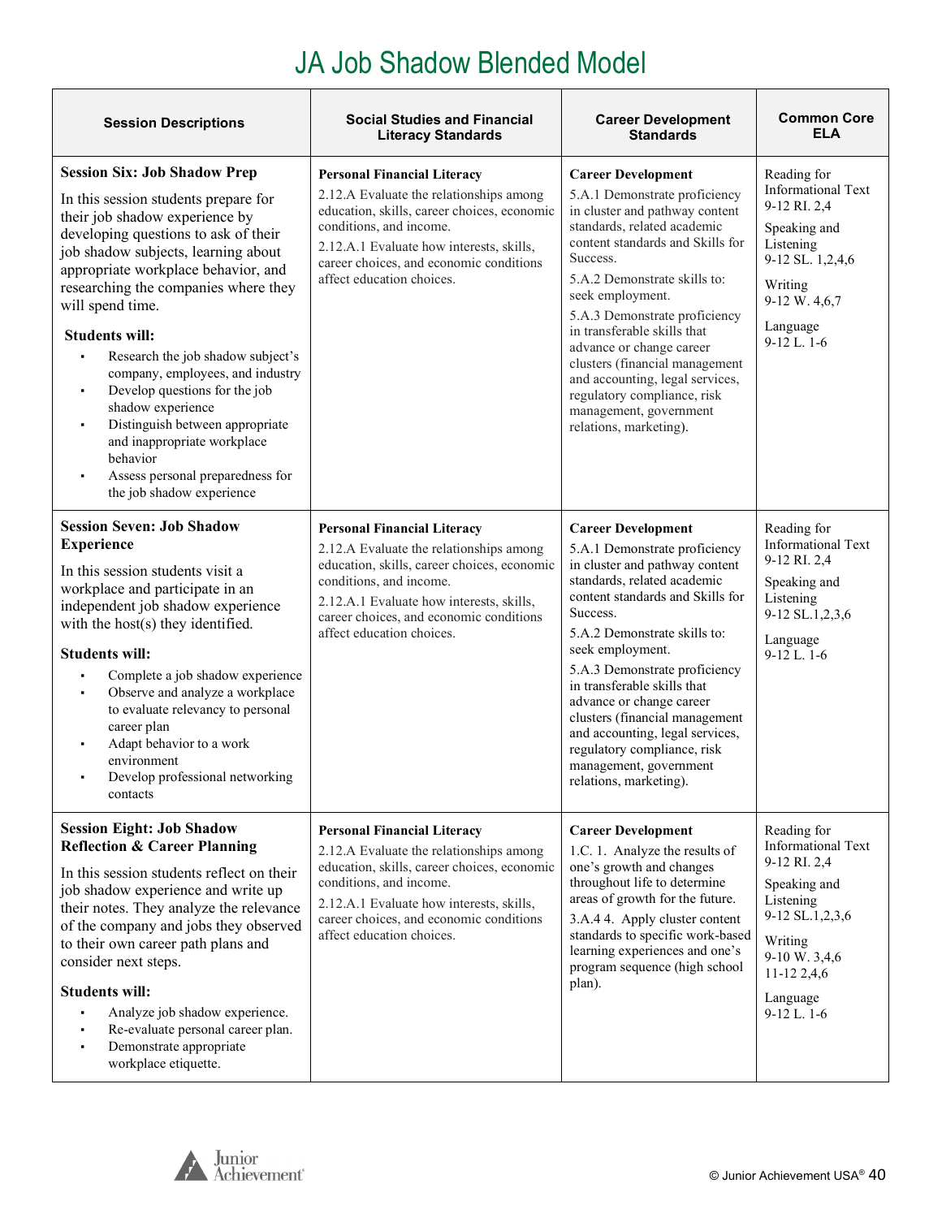# JA Job Shadow Blended Model

| Session Descriptions | Social Studies and Financial Literacy Standards | Career Development Standards | Common Core ELA |
|---|---|---|---|
| **Session Six: Job Shadow Prep**<br><br>In this session students prepare for their job shadow experience by developing questions to ask of their job shadow subjects, learning about appropriate workplace behavior, and researching the companies where they will spend time.<br><br>**Students will:**<br>▪ Research the job shadow subject's company, employees, and industry<br>▪ Develop questions for the job shadow experience<br>▪ Distinguish between appropriate and inappropriate workplace behavior<br>▪ Assess personal preparedness for the job shadow experience | **Personal Financial Literacy**<br>2.12.A Evaluate the relationships among education, skills, career choices, economic conditions, and income.<br>2.12.A.1 Evaluate how interests, skills, career choices, and economic conditions affect education choices. | **Career Development**<br>5.A.1 Demonstrate proficiency in cluster and pathway content standards, related academic content standards and Skills for Success.<br>5.A.2 Demonstrate skills to: seek employment.<br>5.A.3 Demonstrate proficiency in transferable skills that advance or change career clusters (financial management and accounting, legal services, regulatory compliance, risk management, government relations, marketing). | Reading for Informational Text<br>9-12 RI. 2,4<br><br>Speaking and Listening<br>9-12 SL. 1,2,4,6<br><br>Writing<br>9-12 W. 4,6,7<br><br>Language<br>9-12 L. 1-6 |
| **Session Seven: Job Shadow Experience**<br><br>In this session students visit a workplace and participate in an independent job shadow experience with the host(s) they identified.<br><br>**Students will:**<br>▪ Complete a job shadow experience<br>▪ Observe and analyze a workplace to evaluate relevancy to personal career plan<br>▪ Adapt behavior to a work environment<br>▪ Develop professional networking contacts | **Personal Financial Literacy**<br>2.12.A Evaluate the relationships among education, skills, career choices, economic conditions, and income.<br>2.12.A.1 Evaluate how interests, skills, career choices, and economic conditions affect education choices. | **Career Development**<br>5.A.1 Demonstrate proficiency in cluster and pathway content standards, related academic content standards and Skills for Success.<br>5.A.2 Demonstrate skills to: seek employment.<br>5.A.3 Demonstrate proficiency in transferable skills that advance or change career clusters (financial management and accounting, legal services, regulatory compliance, risk management, government relations, marketing). | Reading for Informational Text<br>9-12 RI. 2,4<br><br>Speaking and Listening<br>9-12 SL.1,2,3,6<br><br>Language<br>9-12 L. 1-6 |
| **Session Eight: Job Shadow Reflection & Career Planning**<br><br>In this session students reflect on their job shadow experience and write up their notes. They analyze the relevance of the company and jobs they observed to their own career path plans and consider next steps.<br><br>**Students will:**<br>▪ Analyze job shadow experience.<br>▪ Re-evaluate personal career plan.<br>▪ Demonstrate appropriate workplace etiquette. | **Personal Financial Literacy**<br>2.12.A Evaluate the relationships among education, skills, career choices, economic conditions, and income.<br>2.12.A.1 Evaluate how interests, skills, career choices, and economic conditions affect education choices. | **Career Development**<br>1.C. 1. Analyze the results of one's growth and changes throughout life to determine areas of growth for the future.<br>3.A.4 4. Apply cluster content standards to specific work-based learning experiences and one's program sequence (high school plan). | Reading for Informational Text<br>9-12 RI. 2,4<br><br>Speaking and Listening<br>9-12 SL.1,2,3,6<br><br>Writing<br>9-10 W. 3,4,6<br>11-12 2,4,6<br><br>Language<br>9-12 L. 1-6 |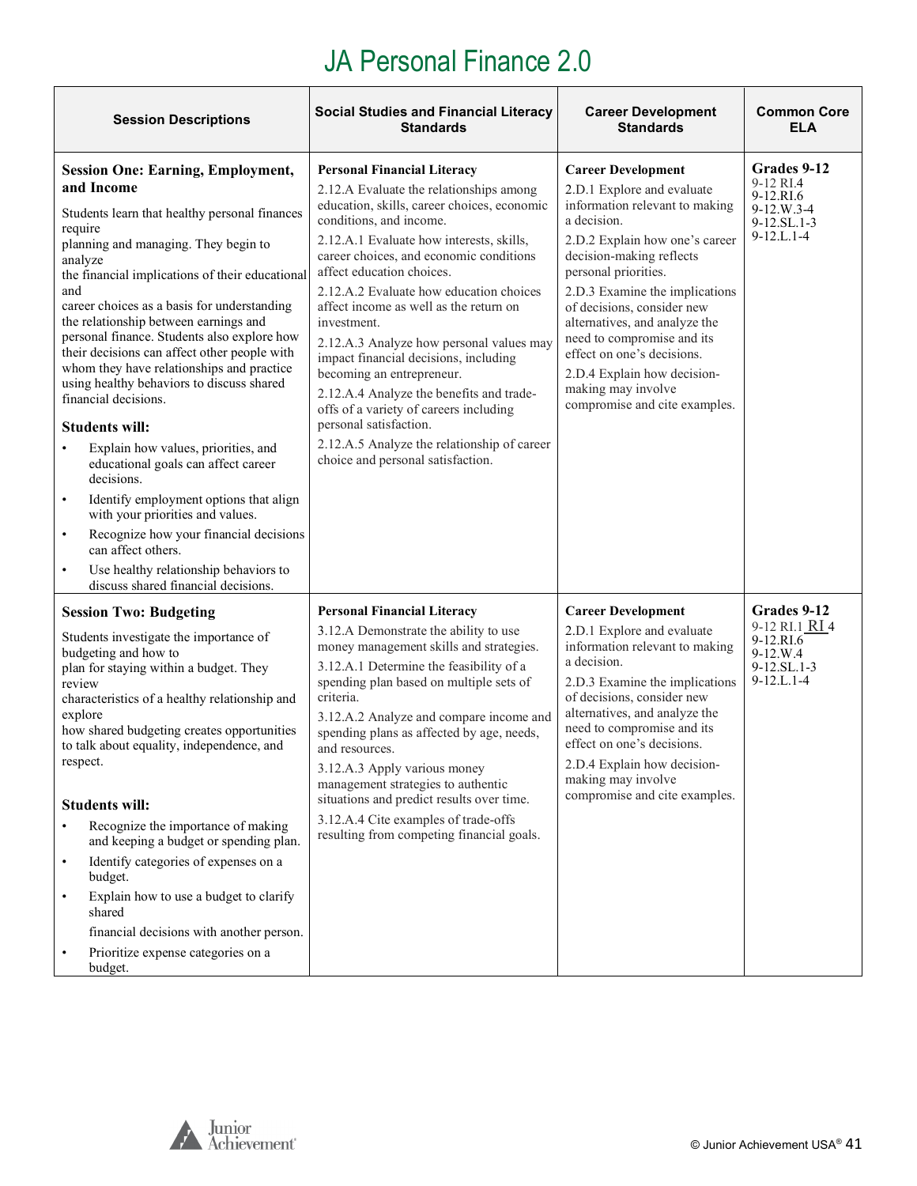# JA Personal Finance 2.0

| Session Descriptions | Social Studies and Financial Literacy Standards | Career Development Standards | Common Core ELA |
|---|---|---|---|
| **Session One: Earning, Employment, and Income**<br><br>Students learn that healthy personal finances require planning and managing. They begin to analyze the financial implications of their educational and career choices as a basis for understanding the relationship between earnings and personal finance. Students also explore how their decisions can affect other people with whom they have relationships and practice using healthy behaviors to discuss shared financial decisions.<br><br>**Students will:**<br>• Explain how values, priorities, and educational goals can affect career decisions.<br>• Identify employment options that align with your priorities and values.<br>• Recognize how your financial decisions can affect others.<br>• Use healthy relationship behaviors to discuss shared financial decisions. | **Personal Financial Literacy**<br>2.12.A Evaluate the relationships among education, skills, career choices, economic conditions, and income.<br>2.12.A.1 Evaluate how interests, skills, career choices, and economic conditions affect education choices.<br>2.12.A.2 Evaluate how education choices affect income as well as the return on investment.<br>2.12.A.3 Analyze how personal values may impact financial decisions, including becoming an entrepreneur.<br>2.12.A.4 Analyze the benefits and trade-offs of a variety of careers including personal satisfaction.<br>2.12.A.5 Analyze the relationship of career choice and personal satisfaction. | **Career Development**<br>2.D.1 Explore and evaluate information relevant to making a decision.<br>2.D.2 Explain how one's career decision-making reflects personal priorities.<br>2.D.3 Examine the implications of decisions, consider new alternatives, and analyze the need to compromise and its effect on one's decisions.<br>2.D.4 Explain how decision-making may involve compromise and cite examples. | **Grades 9-12**<br>9-12 RI.4<br>9-12.RI.6<br>9-12.W.3-4<br>9-12.SL.1-3<br>9-12.L.1-4 |
| **Session Two: Budgeting**<br><br>Students investigate the importance of budgeting and how to plan for staying within a budget. They review characteristics of a healthy relationship and explore how shared budgeting creates opportunities to talk about equality, independence, and respect.<br><br>**Students will:**<br>• Recognize the importance of making and keeping a budget or spending plan.<br>• Identify categories of expenses on a budget.<br>• Explain how to use a budget to clarify shared financial decisions with another person.<br>• Prioritize expense categories on a budget. | **Personal Financial Literacy**<br>3.12.A Demonstrate the ability to use money management skills and strategies.<br>3.12.A.1 Determine the feasibility of a spending plan based on multiple sets of criteria.<br>3.12.A.2 Analyze and compare income and spending plans as affected by age, needs, and resources.<br>3.12.A.3 Apply various money management strategies to authentic situations and predict results over time.<br>3.12.A.4 Cite examples of trade-offs resulting from competing financial goals. | **Career Development**<br>2.D.1 Explore and evaluate information relevant to making a decision.<br>2.D.3 Examine the implications of decisions, consider new alternatives, and analyze the need to compromise and its effect on one's decisions.<br>2.D.4 Explain how decision-making may involve compromise and cite examples. | **Grades 9-12**<br>9-12 RI.1 RI 4<br>9-12.RI.6<br>9-12.W.4<br>9-12.SL.1-3<br>9-12.L.1-4 |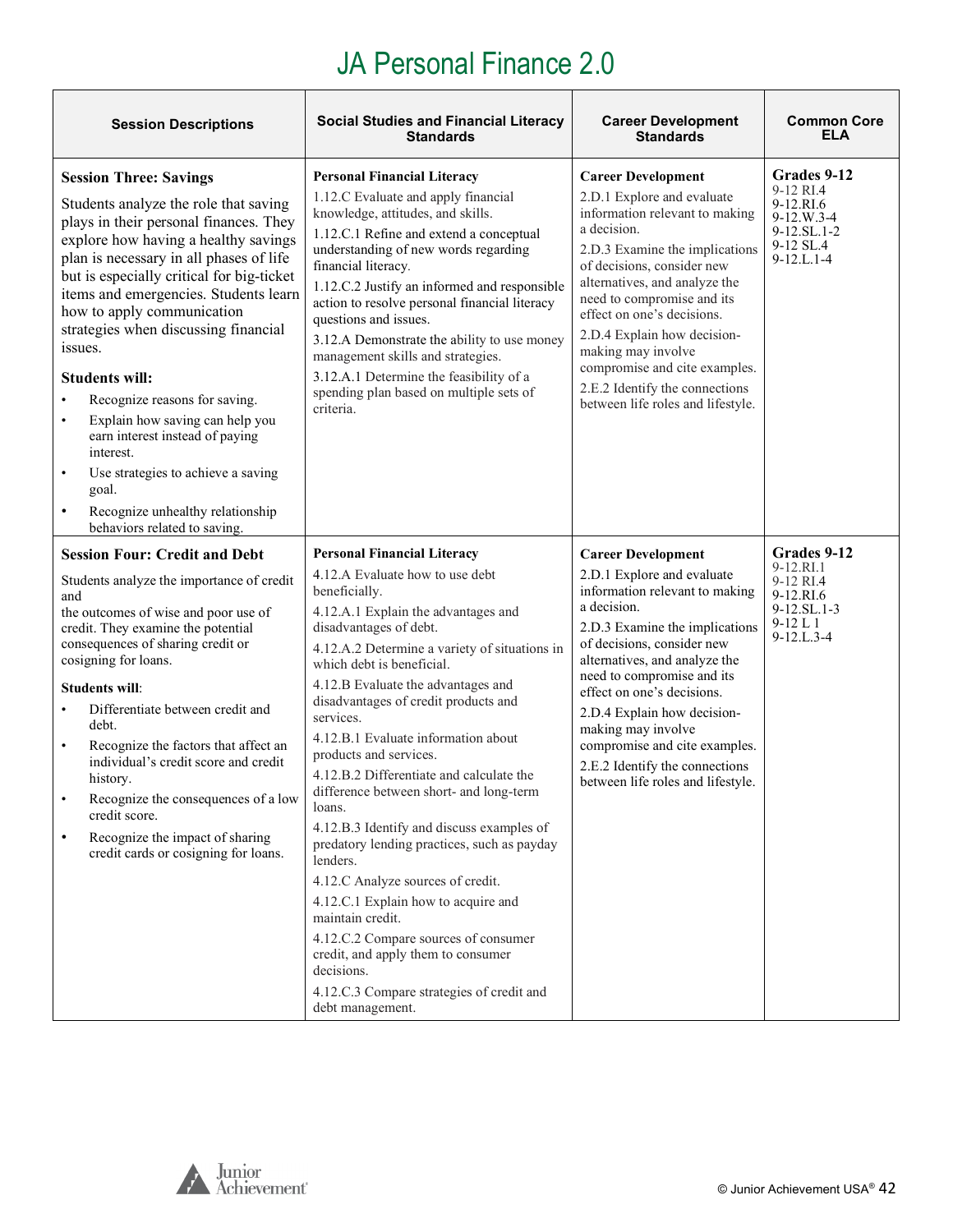# JA Personal Finance 2.0

| Session Descriptions | Social Studies and Financial Literacy Standards | Career Development Standards | Common Core ELA |
|---|---|---|---|
| **Session Three: Savings**<br><br>Students analyze the role that saving plays in their personal finances. They explore how having a healthy savings plan is necessary in all phases of life but is especially critical for big-ticket items and emergencies. Students learn how to apply communication strategies when discussing financial issues.<br><br>**Students will:**<br>• Recognize reasons for saving.<br>• Explain how saving can help you earn interest instead of paying interest.<br>• Use strategies to achieve a saving goal.<br>• Recognize unhealthy relationship behaviors related to saving. | **Personal Financial Literacy**<br>1.12.C Evaluate and apply financial knowledge, attitudes, and skills.<br>1.12.C.1 Refine and extend a conceptual understanding of new words regarding financial literacy.<br>1.12.C.2 Justify an informed and responsible action to resolve personal financial literacy questions and issues.<br>3.12.A Demonstrate the ability to use money management skills and strategies.<br>3.12.A.1 Determine the feasibility of a spending plan based on multiple sets of criteria. | **Career Development**<br>2.D.1 Explore and evaluate information relevant to making a decision.<br>2.D.3 Examine the implications of decisions, consider new alternatives, and analyze the need to compromise and its effect on one's decisions.<br>2.D.4 Explain how decision-making may involve compromise and cite examples.<br>2.E.2 Identify the connections between life roles and lifestyle. | **Grades 9-12**<br>9-12 RI.4<br>9-12.RI.6<br>9-12.W.3-4<br>9-12.SL.1-2<br>9-12 SL.4<br>9-12.L.1-4 |
| **Session Four: Credit and Debt**<br><br>Students analyze the importance of credit and the outcomes of wise and poor use of credit. They examine the potential consequences of sharing credit or cosigning for loans.<br><br>**Students will:**<br>• Differentiate between credit and debt.<br>• Recognize the factors that affect an individual's credit score and credit history.<br>• Recognize the consequences of a low credit score.<br>• Recognize the impact of sharing credit cards or cosigning for loans. | **Personal Financial Literacy**<br>4.12.A Evaluate how to use debt beneficially.<br>4.12.A.1 Explain the advantages and disadvantages of debt.<br>4.12.A.2 Determine a variety of situations in which debt is beneficial.<br>4.12.B Evaluate the advantages and disadvantages of credit products and services.<br>4.12.B.1 Evaluate information about products and services.<br>4.12.B.2 Differentiate and calculate the difference between short- and long-term loans.<br>4.12.B.3 Identify and discuss examples of predatory lending practices, such as payday lenders.<br>4.12.C Analyze sources of credit.<br>4.12.C.1 Explain how to acquire and maintain credit.<br>4.12.C.2 Compare sources of consumer credit, and apply them to consumer decisions.<br>4.12.C.3 Compare strategies of credit and debt management. | **Career Development**<br>2.D.1 Explore and evaluate information relevant to making a decision.<br>2.D.3 Examine the implications of decisions, consider new alternatives, and analyze the need to compromise and its effect on one's decisions.<br>2.D.4 Explain how decision-making may involve compromise and cite examples.<br>2.E.2 Identify the connections between life roles and lifestyle. | **Grades 9-12**<br>9-12.RI.1<br>9-12 RI.4<br>9-12.RI.6<br>9-12.SL.1-3<br>9-12 L 1<br>9-12.L.3-4 |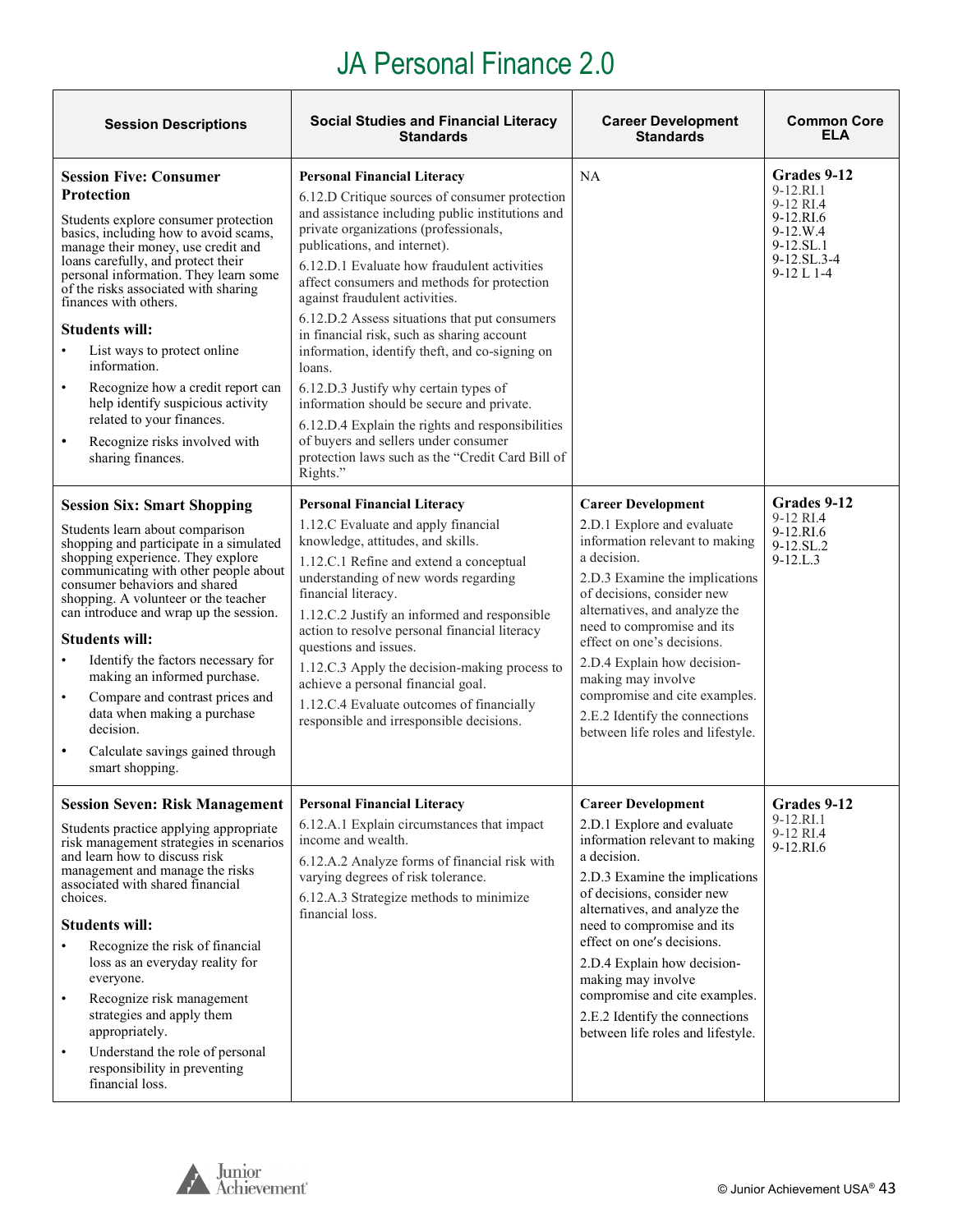# JA Personal Finance 2.0

| Session Descriptions | Social Studies and Financial Literacy Standards | Career Development Standards | Common Core ELA |
|---|---|---|---|
| **Session Five: Consumer Protection**<br><br>Students explore consumer protection basics, including how to avoid scams, manage their money, use credit and loans carefully, and protect their personal information. They learn some of the risks associated with sharing finances with others.<br><br>**Students will:**<br>• List ways to protect online information.<br>• Recognize how a credit report can help identify suspicious activity related to your finances.<br>• Recognize risks involved with sharing finances. | **Personal Financial Literacy**<br>6.12.D Critique sources of consumer protection and assistance including public institutions and private organizations (professionals, publications, and internet).<br>6.12.D.1 Evaluate how fraudulent activities affect consumers and methods for protection against fraudulent activities.<br>6.12.D.2 Assess situations that put consumers in financial risk, such as sharing account information, identify theft, and co-signing on loans.<br>6.12.D.3 Justify why certain types of information should be secure and private.<br>6.12.D.4 Explain the rights and responsibilities of buyers and sellers under consumer protection laws such as the "Credit Card Bill of Rights." | NA | **Grades 9-12**<br>9-12.RI.1<br>9-12 RI.4<br>9-12.RI.6<br>9-12.W.4<br>9-12.SL.1<br>9-12.SL.3-4<br>9-12 L 1-4 |
| **Session Six: Smart Shopping**<br><br>Students learn about comparison shopping and participate in a simulated shopping experience. They explore communicating with other people about consumer behaviors and shared shopping. A volunteer or the teacher can introduce and wrap up the session.<br><br>**Students will:**<br>• Identify the factors necessary for making an informed purchase.<br>• Compare and contrast prices and data when making a purchase decision.<br>• Calculate savings gained through smart shopping. | **Personal Financial Literacy**<br>1.12.C Evaluate and apply financial knowledge, attitudes, and skills.<br>1.12.C.1 Refine and extend a conceptual understanding of new words regarding financial literacy.<br>1.12.C.2 Justify an informed and responsible action to resolve personal financial literacy questions and issues.<br>1.12.C.3 Apply the decision-making process to achieve a personal financial goal.<br>1.12.C.4 Evaluate outcomes of financially responsible and irresponsible decisions. | **Career Development**<br>2.D.1 Explore and evaluate information relevant to making a decision.<br>2.D.3 Examine the implications of decisions, consider new alternatives, and analyze the need to compromise and its effect on one's decisions.<br>2.D.4 Explain how decision-making may involve compromise and cite examples.<br>2.E.2 Identify the connections between life roles and lifestyle. | **Grades 9-12**<br>9-12 RI.4<br>9-12.RI.6<br>9-12.SL.2<br>9-12.L.3 |
| **Session Seven: Risk Management**<br><br>Students practice applying appropriate risk management strategies in scenarios and learn how to discuss risk management and manage the risks associated with shared financial choices.<br><br>**Students will:**<br>• Recognize the risk of financial loss as an everyday reality for everyone.<br>• Recognize risk management strategies and apply them appropriately.<br>• Understand the role of personal responsibility in preventing financial loss. | **Personal Financial Literacy**<br>6.12.A.1 Explain circumstances that impact income and wealth.<br>6.12.A.2 Analyze forms of financial risk with varying degrees of risk tolerance.<br>6.12.A.3 Strategize methods to minimize financial loss. | **Career Development**<br>2.D.1 Explore and evaluate information relevant to making a decision.<br>2.D.3 Examine the implications of decisions, consider new alternatives, and analyze the need to compromise and its effect on one's decisions.<br>2.D.4 Explain how decision-making may involve compromise and cite examples.<br>2.E.2 Identify the connections between life roles and lifestyle. | **Grades 9-12**<br>9-12.RI.1<br>9-12 RI.4<br>9-12.RI.6 |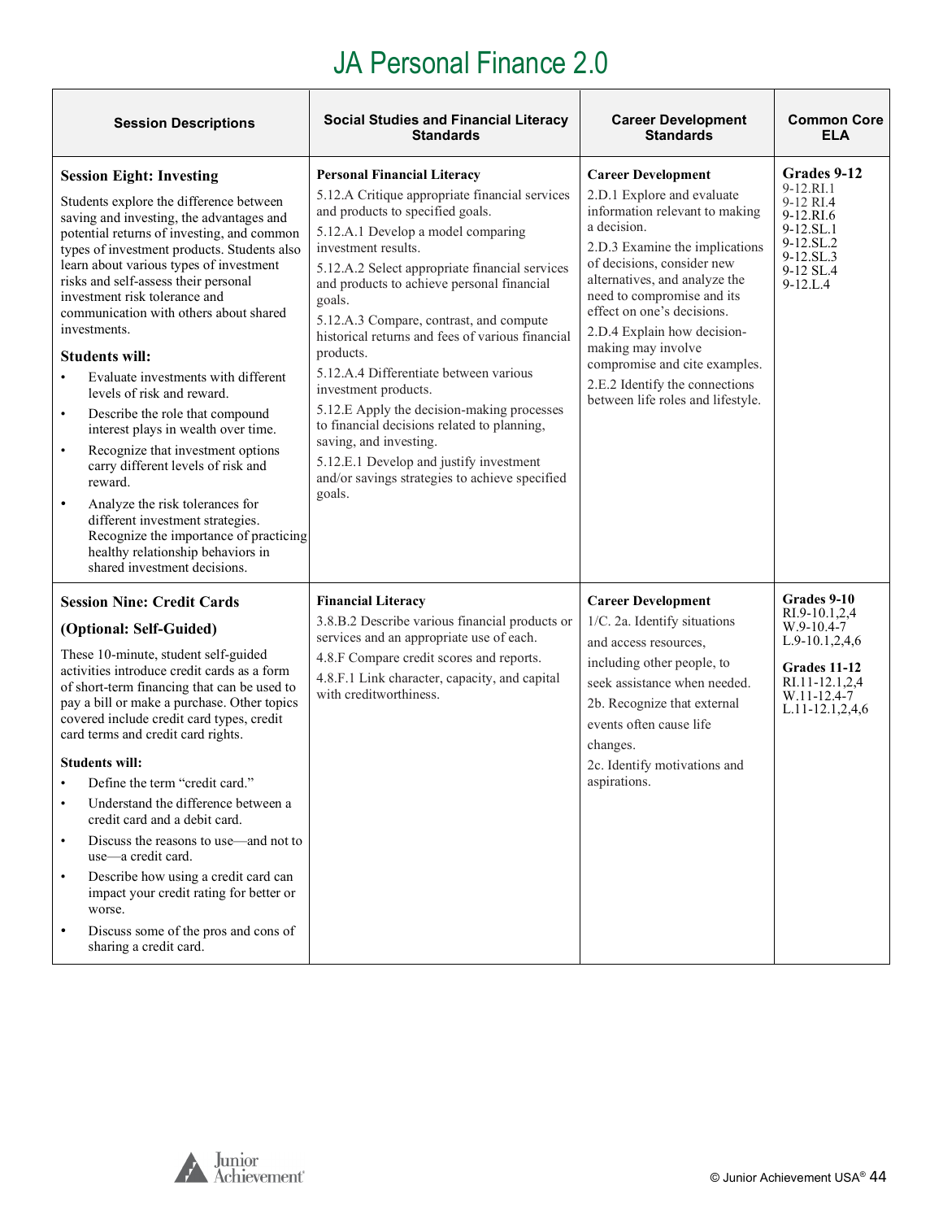# JA Personal Finance 2.0

| Session Descriptions | Social Studies and Financial Literacy Standards | Career Development Standards | Common Core ELA |
|---|---|---|---|
| **Session Eight: Investing**<br><br>Students explore the difference between saving and investing, the advantages and potential returns of investing, and common types of investment products. Students also learn about various types of investment risks and self-assess their personal investment risk tolerance and communication with others about shared investments.<br><br>**Students will:**<br>• Evaluate investments with different levels of risk and reward.<br>• Describe the role that compound interest plays in wealth over time.<br>• Recognize that investment options carry different levels of risk and reward.<br>• Analyze the risk tolerances for different investment strategies. Recognize the importance of practicing healthy relationship behaviors in shared investment decisions. | **Personal Financial Literacy**<br>5.12.A Critique appropriate financial services and products to specified goals.<br>5.12.A.1 Develop a model comparing investment results.<br>5.12.A.2 Select appropriate financial services and products to achieve personal financial goals.<br>5.12.A.3 Compare, contrast, and compute historical returns and fees of various financial products.<br>5.12.A.4 Differentiate between various investment products.<br>5.12.E Apply the decision-making processes to financial decisions related to planning, saving, and investing.<br>5.12.E.1 Develop and justify investment and/or savings strategies to achieve specified goals. | **Career Development**<br>2.D.1 Explore and evaluate information relevant to making a decision.<br>2.D.3 Examine the implications of decisions, consider new alternatives, and analyze the need to compromise and its effect on one's decisions.<br>2.D.4 Explain how decision-making may involve compromise and cite examples.<br>2.E.2 Identify the connections between life roles and lifestyle. | **Grades 9-12**<br>9-12.RI.1<br>9-12 RI.4<br>9-12.RI.6<br>9-12.SL.1<br>9-12.SL.2<br>9-12.SL.3<br>9-12 SL.4<br>9-12.L.4 |
| **Session Nine: Credit Cards**<br>**(Optional: Self-Guided)**<br><br>These 10-minute, student self-guided activities introduce credit cards as a form of short-term financing that can be used to pay a bill or make a purchase. Other topics covered include credit card types, credit card terms and credit card rights.<br><br>**Students will:**<br>• Define the term "credit card."<br>• Understand the difference between a credit card and a debit card.<br>• Discuss the reasons to use—and not to use—a credit card.<br>• Describe how using a credit card can impact your credit rating for better or worse.<br>• Discuss some of the pros and cons of sharing a credit card. | **Financial Literacy**<br>3.8.B.2 Describe various financial products or services and an appropriate use of each.<br>4.8.F Compare credit scores and reports.<br>4.8.F.1 Link character, capacity, and capital with creditworthiness. | **Career Development**<br>1/C. 2a. Identify situations and access resources, including other people, to seek assistance when needed.<br>2b. Recognize that external events often cause life changes.<br>2c. Identify motivations and aspirations. | **Grades 9-10**<br>RI.9-10.1,2,4<br>W.9-10.4-7<br>L.9-10.1,2,4,6<br><br>**Grades 11-12**<br>RI.11-12.1,2,4<br>W.11-12.4-7<br>L.11-12.1,2,4,6 |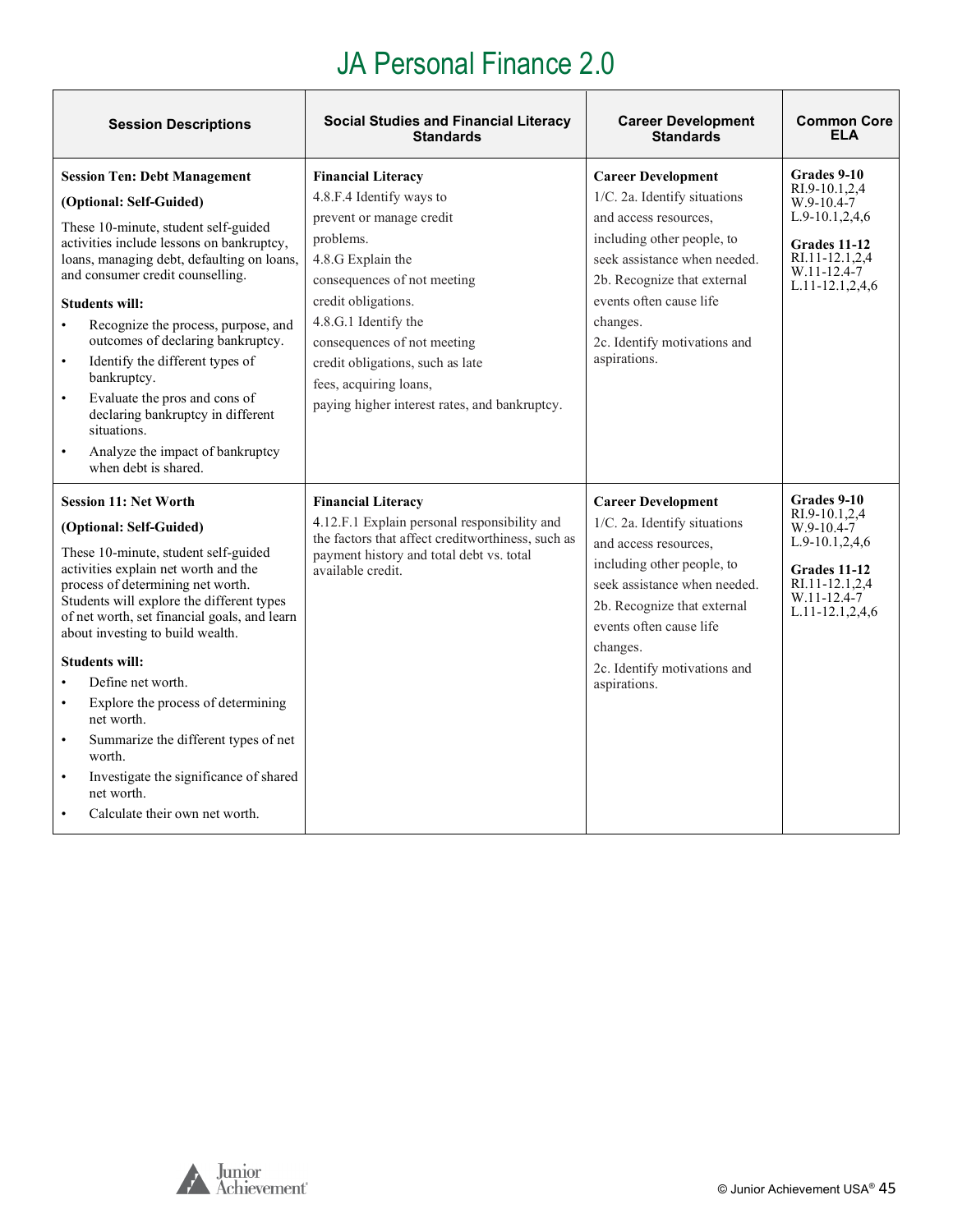# JA Personal Finance 2.0

| Session Descriptions | Social Studies and Financial Literacy Standards | Career Development Standards | Common Core ELA |
|---|---|---|---|
| **Session Ten: Debt Management**<br><br>**(Optional: Self-Guided)**<br><br>These 10-minute, student self-guided activities include lessons on bankruptcy, loans, managing debt, defaulting on loans, and consumer credit counselling.<br><br>**Students will:**<br>• Recognize the process, purpose, and outcomes of declaring bankruptcy.<br>• Identify the different types of bankruptcy.<br>• Evaluate the pros and cons of declaring bankruptcy in different situations.<br>• Analyze the impact of bankruptcy when debt is shared. | **Financial Literacy**<br>4.8.F.4 Identify ways to prevent or manage credit problems.<br>4.8.G Explain the consequences of not meeting credit obligations.<br>4.8.G.1 Identify the consequences of not meeting credit obligations, such as late fees, acquiring loans, paying higher interest rates, and bankruptcy. | **Career Development**<br>1/C. 2a. Identify situations and access resources, including other people, to seek assistance when needed.<br>2b. Recognize that external events often cause life changes.<br>2c. Identify motivations and aspirations. | **Grades 9-10**<br>RI.9-10.1,2,4<br>W.9-10.4-7<br>L.9-10.1,2,4,6<br><br>**Grades 11-12**<br>RI.11-12.1,2,4<br>W.11-12.4-7<br>L.11-12.1,2,4,6 |
| **Session 11: Net Worth**<br><br>**(Optional: Self-Guided)**<br><br>These 10-minute, student self-guided activities explain net worth and the process of determining net worth. Students will explore the different types of net worth, set financial goals, and learn about investing to build wealth.<br><br>**Students will:**<br>• Define net worth.<br>• Explore the process of determining net worth.<br>• Summarize the different types of net worth.<br>• Investigate the significance of shared net worth.<br>• Calculate their own net worth. | **Financial Literacy**<br>4.12.F.1 Explain personal responsibility and the factors that affect creditworthiness, such as payment history and total debt vs. total available credit. | **Career Development**<br>1/C. 2a. Identify situations and access resources, including other people, to seek assistance when needed.<br>2b. Recognize that external events often cause life changes.<br>2c. Identify motivations and aspirations. | **Grades 9-10**<br>RI.9-10.1,2,4<br>W.9-10.4-7<br>L.9-10.1,2,4,6<br><br>**Grades 11-12**<br>RI.11-12.1,2,4<br>W.11-12.4-7<br>L.11-12.1,2,4,6 |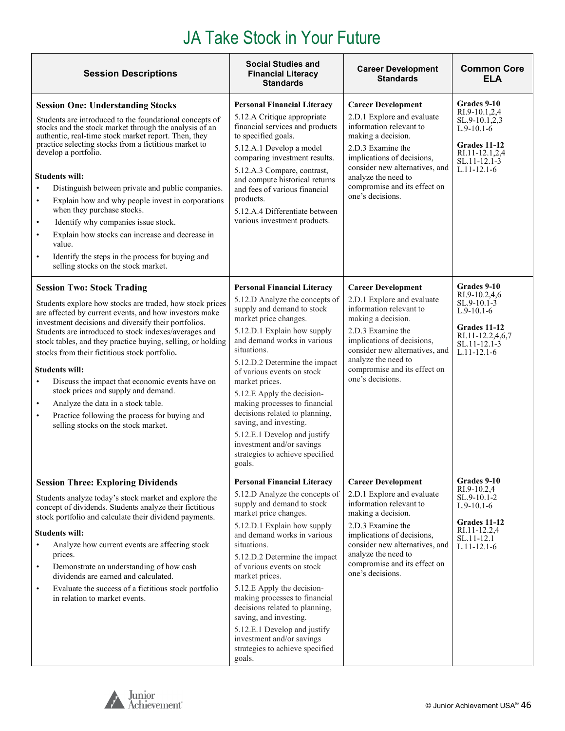# JA Take Stock in Your Future

| Session Descriptions | Social Studies and Financial Literacy Standards | Career Development Standards | Common Core ELA |
|---|---|---|---|
| **Session One: Understanding Stocks**<br><br>Students are introduced to the foundational concepts of stocks and the stock market through the analysis of an authentic, real-time stock market report. Then, they practice selecting stocks from a fictitious market to develop a portfolio.<br><br>**Students will:**<br>• Distinguish between private and public companies.<br>• Explain how and why people invest in corporations when they purchase stocks.<br>• Identify why companies issue stock.<br>• Explain how stocks can increase and decrease in value.<br>• Identify the steps in the process for buying and selling stocks on the stock market. | **Personal Financial Literacy**<br>5.12.A Critique appropriate financial services and products to specified goals.<br>5.12.A.1 Develop a model comparing investment results.<br>5.12.A.3 Compare, contrast, and compute historical returns and fees of various financial products.<br>5.12.A.4 Differentiate between various investment products. | **Career Development**<br>2.D.1 Explore and evaluate information relevant to making a decision.<br>2.D.3 Examine the implications of decisions, consider new alternatives, and analyze the need to compromise and its effect on one's decisions. | **Grades 9-10**<br>RI.9-10.1,2,4<br>SL.9-10.1,2,3<br>L.9-10.1-6<br><br>**Grades 11-12**<br>RI.11-12.1,2,4<br>SL.11-12.1-3<br>L.11-12.1-6 |
| **Session Two: Stock Trading**<br><br>Students explore how stocks are traded, how stock prices are affected by current events, and how investors make investment decisions and diversify their portfolios. Students are introduced to stock indexes/averages and stock tables, and they practice buying, selling, or holding stocks from their fictitious stock portfolio.<br><br>**Students will:**<br>• Discuss the impact that economic events have on stock prices and supply and demand.<br>• Analyze the data in a stock table.<br>• Practice following the process for buying and selling stocks on the stock market. | **Personal Financial Literacy**<br>5.12.D Analyze the concepts of supply and demand to stock market price changes.<br>5.12.D.1 Explain how supply and demand works in various situations.<br>5.12.D.2 Determine the impact of various events on stock market prices.<br>5.12.E Apply the decision-making processes to financial decisions related to planning, saving, and investing.<br>5.12.E.1 Develop and justify investment and/or savings strategies to achieve specified goals. | **Career Development**<br>2.D.1 Explore and evaluate information relevant to making a decision.<br>2.D.3 Examine the implications of decisions, consider new alternatives, and analyze the need to compromise and its effect on one's decisions. | **Grades 9-10**<br>RI.9-10.2,4,6<br>SL.9-10.1-3<br>L.9-10.1-6<br><br>**Grades 11-12**<br>RI.11-12.2,4,6,7<br>SL.11-12.1-3<br>L.11-12.1-6 |
| **Session Three: Exploring Dividends**<br><br>Students analyze today's stock market and explore the concept of dividends. Students analyze their fictitious stock portfolio and calculate their dividend payments.<br><br>**Students will:**<br>• Analyze how current events are affecting stock prices.<br>• Demonstrate an understanding of how cash dividends are earned and calculated.<br>• Evaluate the success of a fictitious stock portfolio in relation to market events. | **Personal Financial Literacy**<br>5.12.D Analyze the concepts of supply and demand to stock market price changes.<br>5.12.D.1 Explain how supply and demand works in various situations.<br>5.12.D.2 Determine the impact of various events on stock market prices.<br>5.12.E Apply the decision-making processes to financial decisions related to planning, saving, and investing.<br>5.12.E.1 Develop and justify investment and/or savings strategies to achieve specified goals. | **Career Development**<br>2.D.1 Explore and evaluate information relevant to making a decision.<br>2.D.3 Examine the implications of decisions, consider new alternatives, and analyze the need to compromise and its effect on one's decisions. | **Grades 9-10**<br>RI.9-10.2,4<br>SL.9-10.1-2<br>L.9-10.1-6<br><br>**Grades 11-12**<br>RI.11-12.2,4<br>SL.11-12.1<br>L.11-12.1-6 |

© Junior Achievement USA®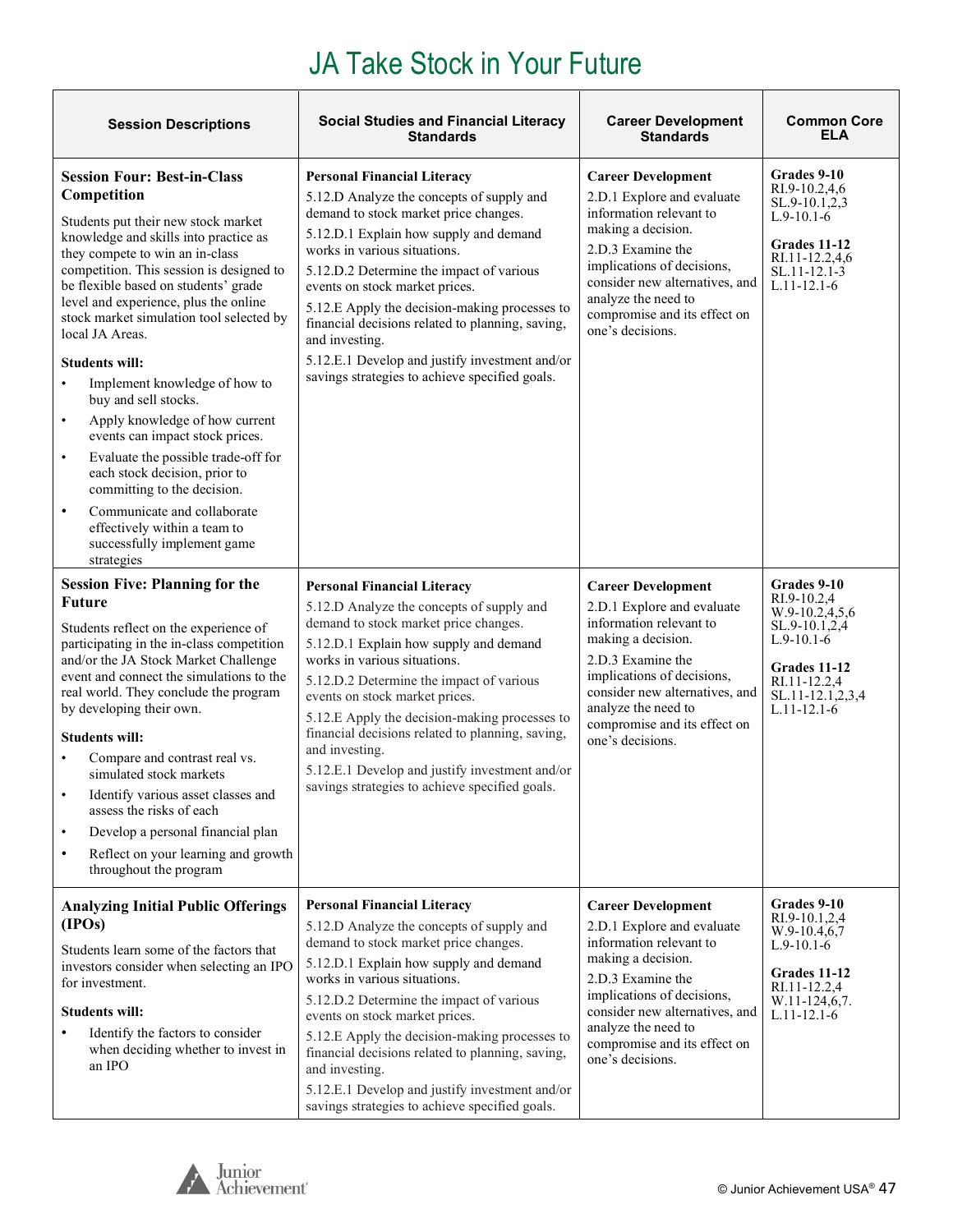# JA Take Stock in Your Future

| Session Descriptions | Social Studies and Financial Literacy Standards | Career Development Standards | Common Core ELA |
|---|---|---|---|
| **Session Four: Best-in-Class Competition**<br><br>Students put their new stock market knowledge and skills into practice as they compete to win an in-class competition. This session is designed to be flexible based on students' grade level and experience, plus the online stock market simulation tool selected by local JA Areas.<br><br>**Students will:**<br>• Implement knowledge of how to buy and sell stocks.<br>• Apply knowledge of how current events can impact stock prices.<br>• Evaluate the possible trade-off for each stock decision, prior to committing to the decision.<br>• Communicate and collaborate effectively within a team to successfully implement game strategies | **Personal Financial Literacy**<br>5.12.D Analyze the concepts of supply and demand to stock market price changes.<br>5.12.D.1 Explain how supply and demand works in various situations.<br>5.12.D.2 Determine the impact of various events on stock market prices.<br>5.12.E Apply the decision-making processes to financial decisions related to planning, saving, and investing.<br>5.12.E.1 Develop and justify investment and/or savings strategies to achieve specified goals. | **Career Development**<br>2.D.1 Explore and evaluate information relevant to making a decision.<br>2.D.3 Examine the implications of decisions, consider new alternatives, and analyze the need to compromise and its effect on one's decisions. | **Grades 9-10**<br>RI.9-10.2,4,6<br>SL.9-10.1,2,3<br>L.9-10.1-6<br><br>**Grades 11-12**<br>RI.11-12.2,4,6<br>SL.11-12.1-3<br>L.11-12.1-6 |
| **Session Five: Planning for the Future**<br><br>Students reflect on the experience of participating in the in-class competition and/or the JA Stock Market Challenge event and connect the simulations to the real world. They conclude the program by developing their own.<br><br>**Students will:**<br>• Compare and contrast real vs. simulated stock markets<br>• Identify various asset classes and assess the risks of each<br>• Develop a personal financial plan<br>• Reflect on your learning and growth throughout the program | **Personal Financial Literacy**<br>5.12.D Analyze the concepts of supply and demand to stock market price changes.<br>5.12.D.1 Explain how supply and demand works in various situations.<br>5.12.D.2 Determine the impact of various events on stock market prices.<br>5.12.E Apply the decision-making processes to financial decisions related to planning, saving, and investing.<br>5.12.E.1 Develop and justify investment and/or savings strategies to achieve specified goals. | **Career Development**<br>2.D.1 Explore and evaluate information relevant to making a decision.<br>2.D.3 Examine the implications of decisions, consider new alternatives, and analyze the need to compromise and its effect on one's decisions. | **Grades 9-10**<br>RI.9-10.2,4<br>W.9-10.2,4,5,6<br>SL.9-10.1,2,4<br>L.9-10.1-6<br><br>**Grades 11-12**<br>RI.11-12.2,4<br>SL.11-12.1,2,3,4<br>L.11-12.1-6 |
| **Analyzing Initial Public Offerings (IPOs)**<br><br>Students learn some of the factors that investors consider when selecting an IPO for investment.<br><br>**Students will:**<br>• Identify the factors to consider when deciding whether to invest in an IPO | **Personal Financial Literacy**<br>5.12.D Analyze the concepts of supply and demand to stock market price changes.<br>5.12.D.1 Explain how supply and demand works in various situations.<br>5.12.D.2 Determine the impact of various events on stock market prices.<br>5.12.E Apply the decision-making processes to financial decisions related to planning, saving, and investing.<br>5.12.E.1 Develop and justify investment and/or savings strategies to achieve specified goals. | **Career Development**<br>2.D.1 Explore and evaluate information relevant to making a decision.<br>2.D.3 Examine the implications of decisions, consider new alternatives, and analyze the need to compromise and its effect on one's decisions. | **Grades 9-10**<br>RI.9-10.1,2,4<br>W.9-10.4,6,7<br>L.9-10.1-6<br><br>**Grades 11-12**<br>RI.11-12.2,4<br>W.11-124,6,7.<br>L.11-12.1-6 |

© Junior Achievement USA®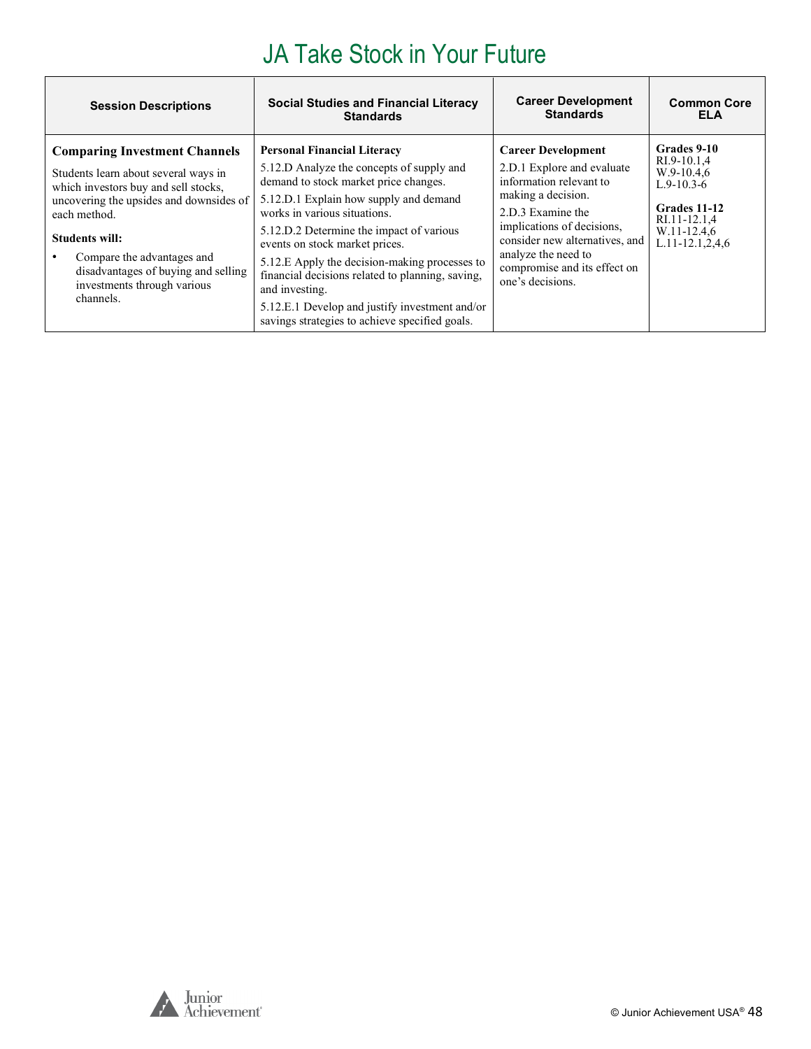# JA Take Stock in Your Future

| Session Descriptions | Social Studies and Financial Literacy Standards | Career Development Standards | Common Core ELA |
|---|---|---|---|
| **Comparing Investment Channels**<br><br>Students learn about several ways in which investors buy and sell stocks, uncovering the upsides and downsides of each method.<br><br>**Students will:**<br><br>• Compare the advantages and disadvantages of buying and selling investments through various channels. | **Personal Financial Literacy**<br><br>5.12.D Analyze the concepts of supply and demand to stock market price changes.<br><br>5.12.D.1 Explain how supply and demand works in various situations.<br><br>5.12.D.2 Determine the impact of various events on stock market prices.<br><br>5.12.E Apply the decision-making processes to financial decisions related to planning, saving, and investing.<br><br>5.12.E.1 Develop and justify investment and/or savings strategies to achieve specified goals. | **Career Development**<br><br>2.D.1 Explore and evaluate information relevant to making a decision.<br><br>2.D.3 Examine the implications of decisions, consider new alternatives, and analyze the need to compromise and its effect on one's decisions. | **Grades 9-10**<br>RI.9-10.1,4<br>W.9-10.4,6<br>L.9-10.3-6<br><br>**Grades 11-12**<br>RI.11-12.1,4<br>W.11-12.4,6<br>L.11-12.1,2,4,6 |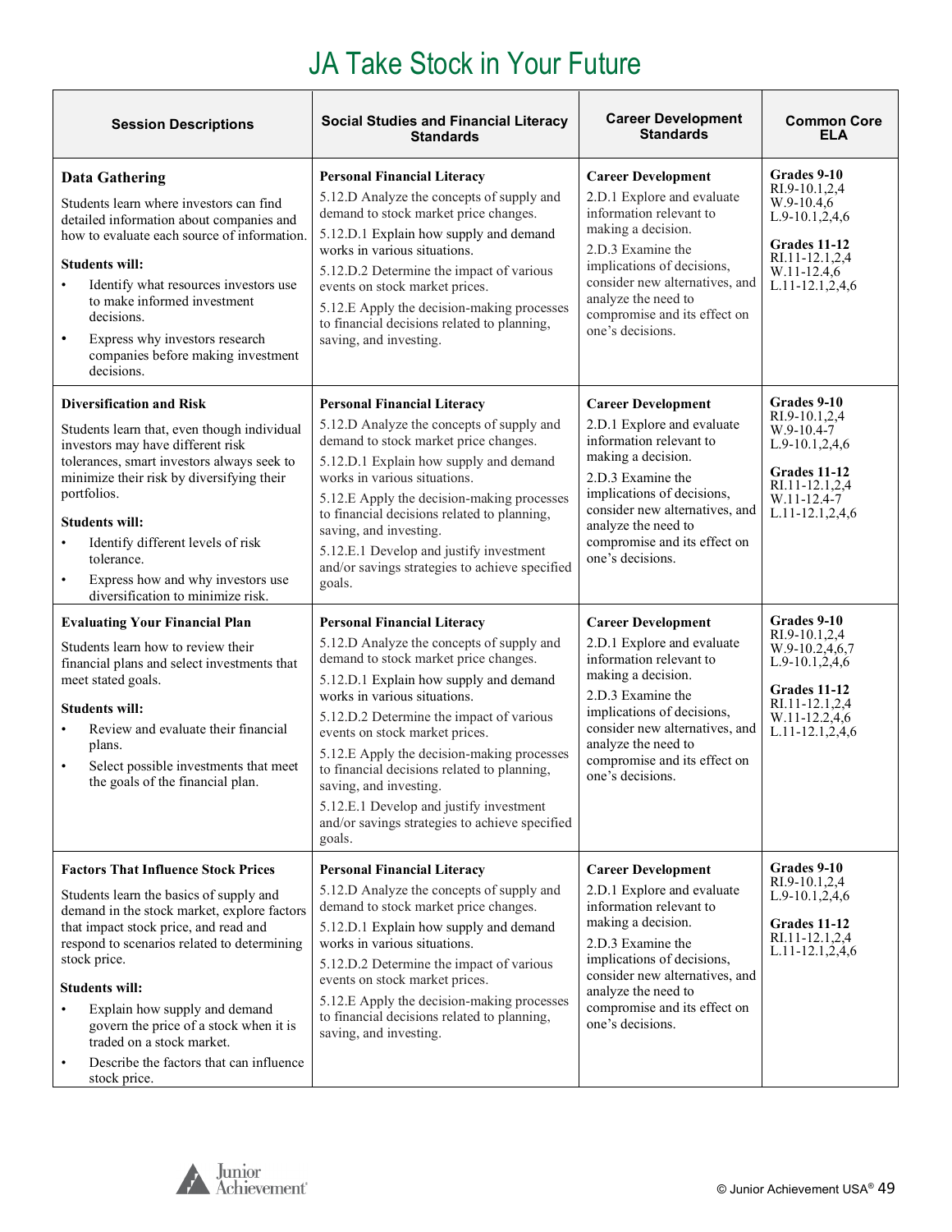# JA Take Stock in Your Future

| Session Descriptions | Social Studies and Financial Literacy Standards | Career Development Standards | Common Core ELA |
|---|---|---|---|
| **Data Gathering**<br>Students learn where investors can find detailed information about companies and how to evaluate each source of information.<br>**Students will:**<br>• Identify what resources investors use to make informed investment decisions.<br>• Express why investors research companies before making investment decisions. | **Personal Financial Literacy**<br>5.12.D Analyze the concepts of supply and demand to stock market price changes.<br>5.12.D.1 Explain how supply and demand works in various situations.<br>5.12.D.2 Determine the impact of various events on stock market prices.<br>5.12.E Apply the decision-making processes to financial decisions related to planning, saving, and investing. | **Career Development**<br>2.D.1 Explore and evaluate information relevant to making a decision.<br>2.D.3 Examine the implications of decisions, consider new alternatives, and analyze the need to compromise and its effect on one's decisions. | **Grades 9-10**<br>RI.9-10.1,2,4<br>W.9-10.4,6<br>L.9-10.1,2,4,6<br>**Grades 11-12**<br>RI.11-12.1,2,4<br>W.11-12.4,6<br>L.11-12.1,2,4,6 |
| **Diversification and Risk**<br>Students learn that, even though individual investors may have different risk tolerances, smart investors always seek to minimize their risk by diversifying their portfolios.<br>**Students will:**<br>• Identify different levels of risk tolerance.<br>• Express how and why investors use diversification to minimize risk. | **Personal Financial Literacy**<br>5.12.D Analyze the concepts of supply and demand to stock market price changes.<br>5.12.D.1 Explain how supply and demand works in various situations.<br>5.12.E Apply the decision-making processes to financial decisions related to planning, saving, and investing.<br>5.12.E.1 Develop and justify investment and/or savings strategies to achieve specified goals. | **Career Development**<br>2.D.1 Explore and evaluate information relevant to making a decision.<br>2.D.3 Examine the implications of decisions, consider new alternatives, and analyze the need to compromise and its effect on one's decisions. | **Grades 9-10**<br>RI.9-10.1,2,4<br>W.9-10.4-7<br>L.9-10.1,2,4,6<br>**Grades 11-12**<br>RI.11-12.1,2,4<br>W.11-12.4-7<br>L.11-12.1,2,4,6 |
| **Evaluating Your Financial Plan**<br>Students learn how to review their financial plans and select investments that meet stated goals.<br>**Students will:**<br>• Review and evaluate their financial plans.<br>• Select possible investments that meet the goals of the financial plan. | **Personal Financial Literacy**<br>5.12.D Analyze the concepts of supply and demand to stock market price changes.<br>5.12.D.1 Explain how supply and demand works in various situations.<br>5.12.D.2 Determine the impact of various events on stock market prices.<br>5.12.E Apply the decision-making processes to financial decisions related to planning, saving, and investing.<br>5.12.E.1 Develop and justify investment and/or savings strategies to achieve specified goals. | **Career Development**<br>2.D.1 Explore and evaluate information relevant to making a decision.<br>2.D.3 Examine the implications of decisions, consider new alternatives, and analyze the need to compromise and its effect on one's decisions. | **Grades 9-10**<br>RI.9-10.1,2,4<br>W.9-10.2,4,6,7<br>L.9-10.1,2,4,6<br>**Grades 11-12**<br>RI.11-12.1,2,4<br>W.11-12.2,4,6<br>L.11-12.1,2,4,6 |
| **Factors That Influence Stock Prices**<br>Students learn the basics of supply and demand in the stock market, explore factors that impact stock price, and read and respond to scenarios related to determining stock price.<br>**Students will:**<br>• Explain how supply and demand govern the price of a stock when it is traded on a stock market.<br>• Describe the factors that can influence stock price. | **Personal Financial Literacy**<br>5.12.D Analyze the concepts of supply and demand to stock market price changes.<br>5.12.D.1 Explain how supply and demand works in various situations.<br>5.12.D.2 Determine the impact of various events on stock market prices.<br>5.12.E Apply the decision-making processes to financial decisions related to planning, saving, and investing. | **Career Development**<br>2.D.1 Explore and evaluate information relevant to making a decision.<br>2.D.3 Examine the implications of decisions, consider new alternatives, and analyze the need to compromise and its effect on one's decisions. | **Grades 9-10**<br>RI.9-10.1,2,4<br>L.9-10.1,2,4,6<br>**Grades 11-12**<br>RI.11-12.1,2,4<br>L.11-12.1,2,4,6 |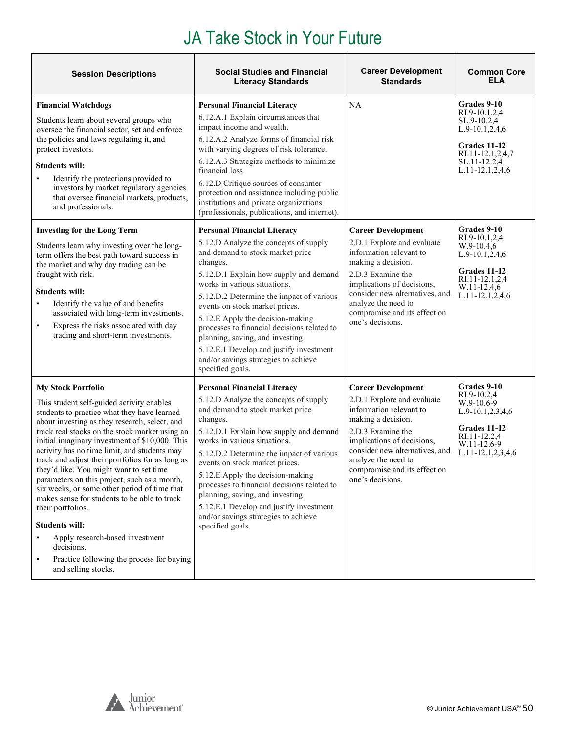# JA Take Stock in Your Future

| Session Descriptions | Social Studies and Financial Literacy Standards | Career Development Standards | Common Core ELA |
|---|---|---|---|
| **Financial Watchdogs**<br><br>Students learn about several groups who oversee the financial sector, set and enforce the policies and laws regulating it, and protect investors.<br><br>**Students will:**<br>• Identify the protections provided to investors by market regulatory agencies that oversee financial markets, products, and professionals. | **Personal Financial Literacy**<br>6.12.A.1 Explain circumstances that impact income and wealth.<br>6.12.A.2 Analyze forms of financial risk with varying degrees of risk tolerance.<br>6.12.A.3 Strategize methods to minimize financial loss.<br>6.12.D Critique sources of consumer protection and assistance including public institutions and private organizations (professionals, publications, and internet). | NA | **Grades 9-10**<br>RI.9-10.1,2,4<br>SL.9-10.2,4<br>L.9-10.1,2,4,6<br><br>**Grades 11-12**<br>RI.11-12.1,2,4,7<br>SL.11-12.2,4<br>L.11-12.1,2,4,6 |
| **Investing for the Long Term**<br><br>Students learn why investing over the long-term offers the best path toward success in the market and why day trading can be fraught with risk.<br><br>**Students will:**<br>• Identify the value of and benefits associated with long-term investments.<br>• Express the risks associated with day trading and short-term investments. | **Personal Financial Literacy**<br>5.12.D Analyze the concepts of supply and demand to stock market price changes.<br>5.12.D.1 Explain how supply and demand works in various situations.<br>5.12.D.2 Determine the impact of various events on stock market prices.<br>5.12.E Apply the decision-making processes to financial decisions related to planning, saving, and investing.<br>5.12.E.1 Develop and justify investment and/or savings strategies to achieve specified goals. | **Career Development**<br>2.D.1 Explore and evaluate information relevant to making a decision.<br>2.D.3 Examine the implications of decisions, consider new alternatives, and analyze the need to compromise and its effect on one's decisions. | **Grades 9-10**<br>RI.9-10.1,2,4<br>W.9-10.4,6<br>L.9-10.1,2,4,6<br><br>**Grades 11-12**<br>RI.11-12.1,2,4<br>W.11-12.4,6<br>L.11-12.1,2,4,6 |
| **My Stock Portfolio**<br><br>This student self-guided activity enables students to practice what they have learned about investing as they research, select, and track real stocks on the stock market using an initial imaginary investment of $10,000. This activity has no time limit, and students may track and adjust their portfolios for as long as they'd like. You might want to set time parameters on this project, such as a month, six weeks, or some other period of time that makes sense for students to be able to track their portfolios.<br><br>**Students will:**<br>• Apply research-based investment decisions.<br>• Practice following the process for buying and selling stocks. | **Personal Financial Literacy**<br>5.12.D Analyze the concepts of supply and demand to stock market price changes.<br>5.12.D.1 Explain how supply and demand works in various situations.<br>5.12.D.2 Determine the impact of various events on stock market prices.<br>5.12.E Apply the decision-making processes to financial decisions related to planning, saving, and investing.<br>5.12.E.1 Develop and justify investment and/or savings strategies to achieve specified goals. | **Career Development**<br>2.D.1 Explore and evaluate information relevant to making a decision.<br>2.D.3 Examine the implications of decisions, consider new alternatives, and analyze the need to compromise and its effect on one's decisions. | **Grades 9-10**<br>RI.9-10.2,4<br>W.9-10.6-9<br>L.9-10.1,2,3,4,6<br><br>**Grades 11-12**<br>RI.11-12.2,4<br>W.11-12.6-9<br>L.11-12.1,2,3,4,6 |

© Junior Achievement USA®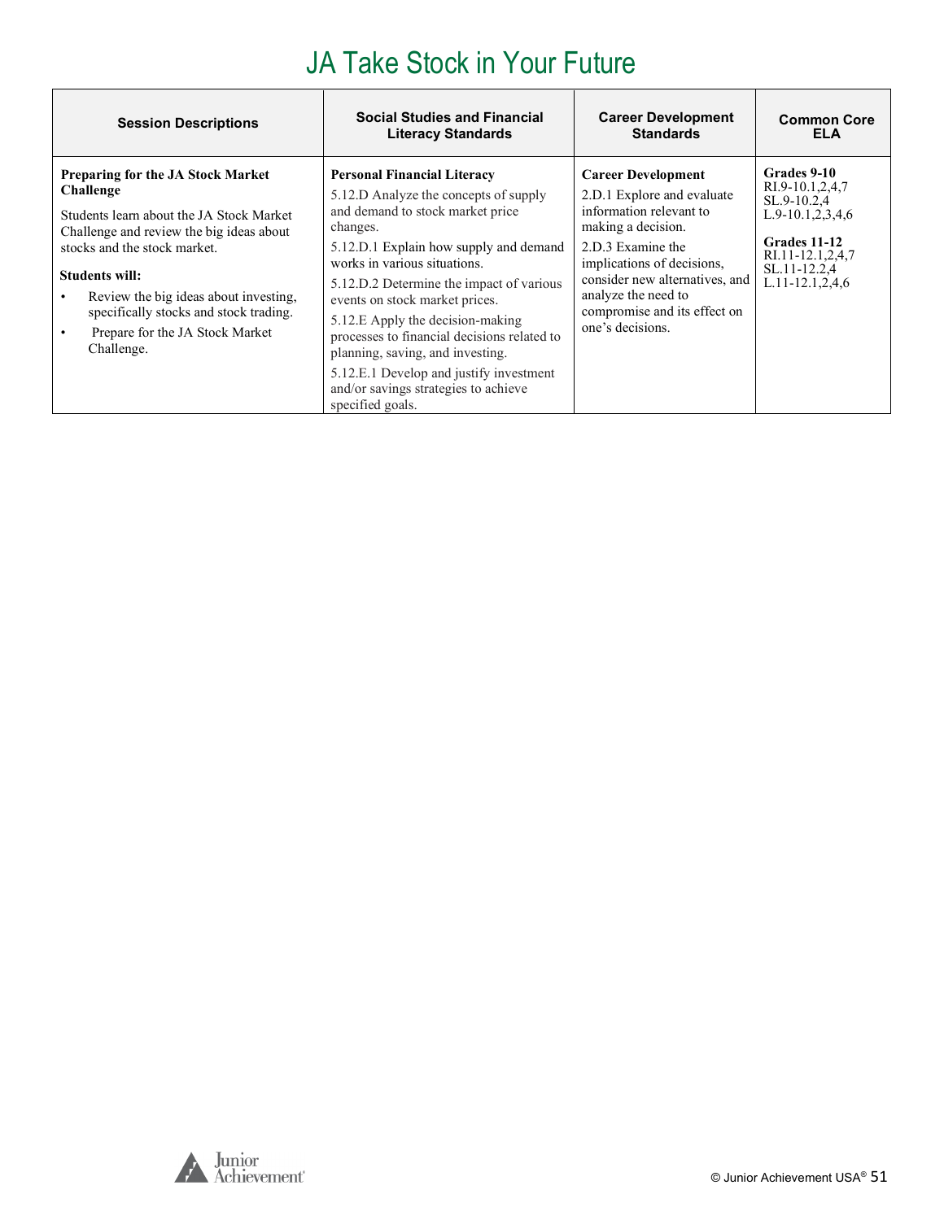# JA Take Stock in Your Future

| Session Descriptions | Social Studies and Financial Literacy Standards | Career Development Standards | Common Core ELA |
|---|---|---|---|
| **Preparing for the JA Stock Market Challenge**<br><br>Students learn about the JA Stock Market Challenge and review the big ideas about stocks and the stock market.<br><br>**Students will:**<br>• Review the big ideas about investing, specifically stocks and stock trading.<br>• Prepare for the JA Stock Market Challenge. | **Personal Financial Literacy**<br>5.12.D Analyze the concepts of supply and demand to stock market price changes.<br>5.12.D.1 Explain how supply and demand works in various situations.<br>5.12.D.2 Determine the impact of various events on stock market prices.<br>5.12.E Apply the decision-making processes to financial decisions related to planning, saving, and investing.<br>5.12.E.1 Develop and justify investment and/or savings strategies to achieve specified goals. | **Career Development**<br>2.D.1 Explore and evaluate information relevant to making a decision.<br>2.D.3 Examine the implications of decisions, consider new alternatives, and analyze the need to compromise and its effect on one's decisions. | **Grades 9-10**<br>RI.9-10.1,2,4,7<br>SL.9-10.2,4<br>L.9-10.1,2,3,4,6<br><br>**Grades 11-12**<br>RI.11-12.1,2,4,7<br>SL.11-12.2,4<br>L.11-12.1,2,4,6 |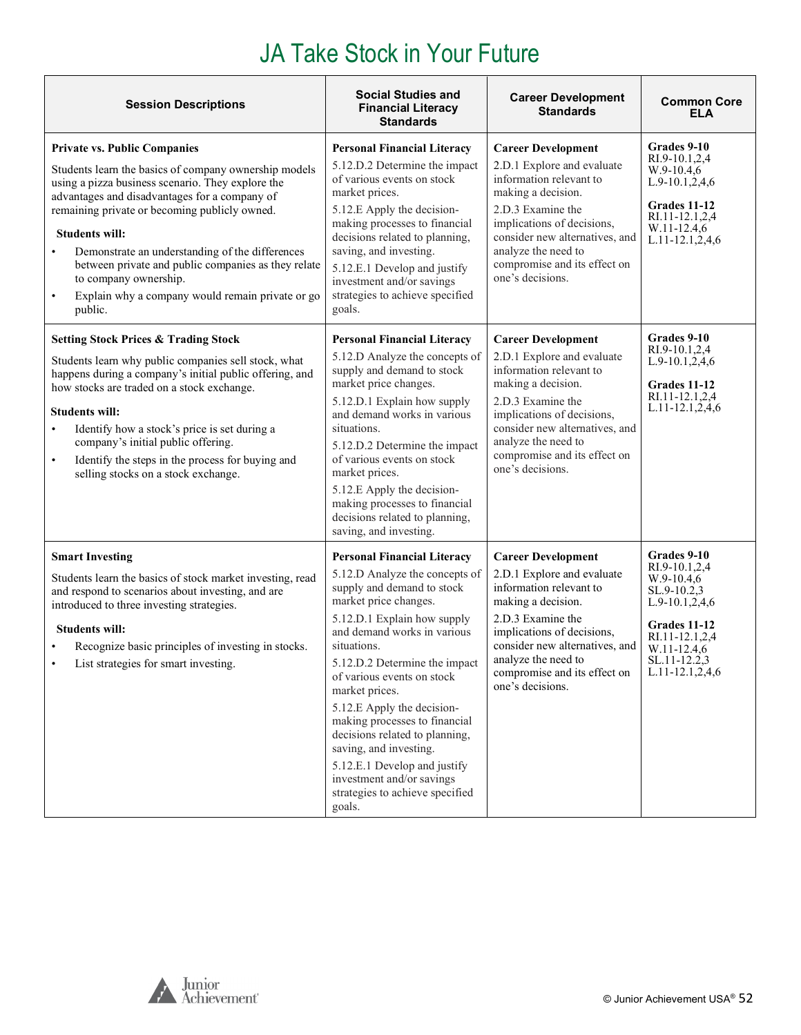# JA Take Stock in Your Future

| Session Descriptions | Social Studies and Financial Literacy Standards | Career Development Standards | Common Core ELA |
|---|---|---|---|
| **Private vs. Public Companies**<br><br>Students learn the basics of company ownership models using a pizza business scenario. They explore the advantages and disadvantages for a company of remaining private or becoming publicly owned.<br><br>**Students will:**<br>• Demonstrate an understanding of the differences between private and public companies as they relate to company ownership.<br>• Explain why a company would remain private or go public. | **Personal Financial Literacy**<br>5.12.D.2 Determine the impact of various events on stock market prices.<br>5.12.E Apply the decision-making processes to financial decisions related to planning, saving, and investing.<br>5.12.E.1 Develop and justify investment and/or savings strategies to achieve specified goals. | **Career Development**<br>2.D.1 Explore and evaluate information relevant to making a decision.<br>2.D.3 Examine the implications of decisions, consider new alternatives, and analyze the need to compromise and its effect on one's decisions. | **Grades 9-10**<br>RI.9-10.1,2,4<br>W.9-10.4,6<br>L.9-10.1,2,4,6<br><br>**Grades 11-12**<br>RI.11-12.1,2,4<br>W.11-12.4,6<br>L.11-12.1,2,4,6 |
| **Setting Stock Prices & Trading Stock**<br><br>Students learn why public companies sell stock, what happens during a company's initial public offering, and how stocks are traded on a stock exchange.<br><br>**Students will:**<br>• Identify how a stock's price is set during a company's initial public offering.<br>• Identify the steps in the process for buying and selling stocks on a stock exchange. | **Personal Financial Literacy**<br>5.12.D Analyze the concepts of supply and demand to stock market price changes.<br>5.12.D.1 Explain how supply and demand works in various situations.<br>5.12.D.2 Determine the impact of various events on stock market prices.<br>5.12.E Apply the decision-making processes to financial decisions related to planning, saving, and investing. | **Career Development**<br>2.D.1 Explore and evaluate information relevant to making a decision.<br>2.D.3 Examine the implications of decisions, consider new alternatives, and analyze the need to compromise and its effect on one's decisions. | **Grades 9-10**<br>RI.9-10.1,2,4<br>L.9-10.1,2,4,6<br><br>**Grades 11-12**<br>RI.11-12.1,2,4<br>L.11-12.1,2,4,6 |
| **Smart Investing**<br><br>Students learn the basics of stock market investing, read and respond to scenarios about investing, and are introduced to three investing strategies.<br><br>**Students will:**<br>• Recognize basic principles of investing in stocks.<br>• List strategies for smart investing. | **Personal Financial Literacy**<br>5.12.D Analyze the concepts of supply and demand to stock market price changes.<br>5.12.D.1 Explain how supply and demand works in various situations.<br>5.12.D.2 Determine the impact of various events on stock market prices.<br>5.12.E Apply the decision-making processes to financial decisions related to planning, saving, and investing.<br>5.12.E.1 Develop and justify investment and/or savings strategies to achieve specified goals. | **Career Development**<br>2.D.1 Explore and evaluate information relevant to making a decision.<br>2.D.3 Examine the implications of decisions, consider new alternatives, and analyze the need to compromise and its effect on one's decisions. | **Grades 9-10**<br>RI.9-10.1,2,4<br>W.9-10.4,6<br>SL.9-10.2,3<br>L.9-10.1,2,4,6<br><br>**Grades 11-12**<br>RI.11-12.1,2,4<br>W.11-12.4,6<br>SL.11-12.2,3<br>L.11-12.1,2,4,6 |

© Junior Achievement USA®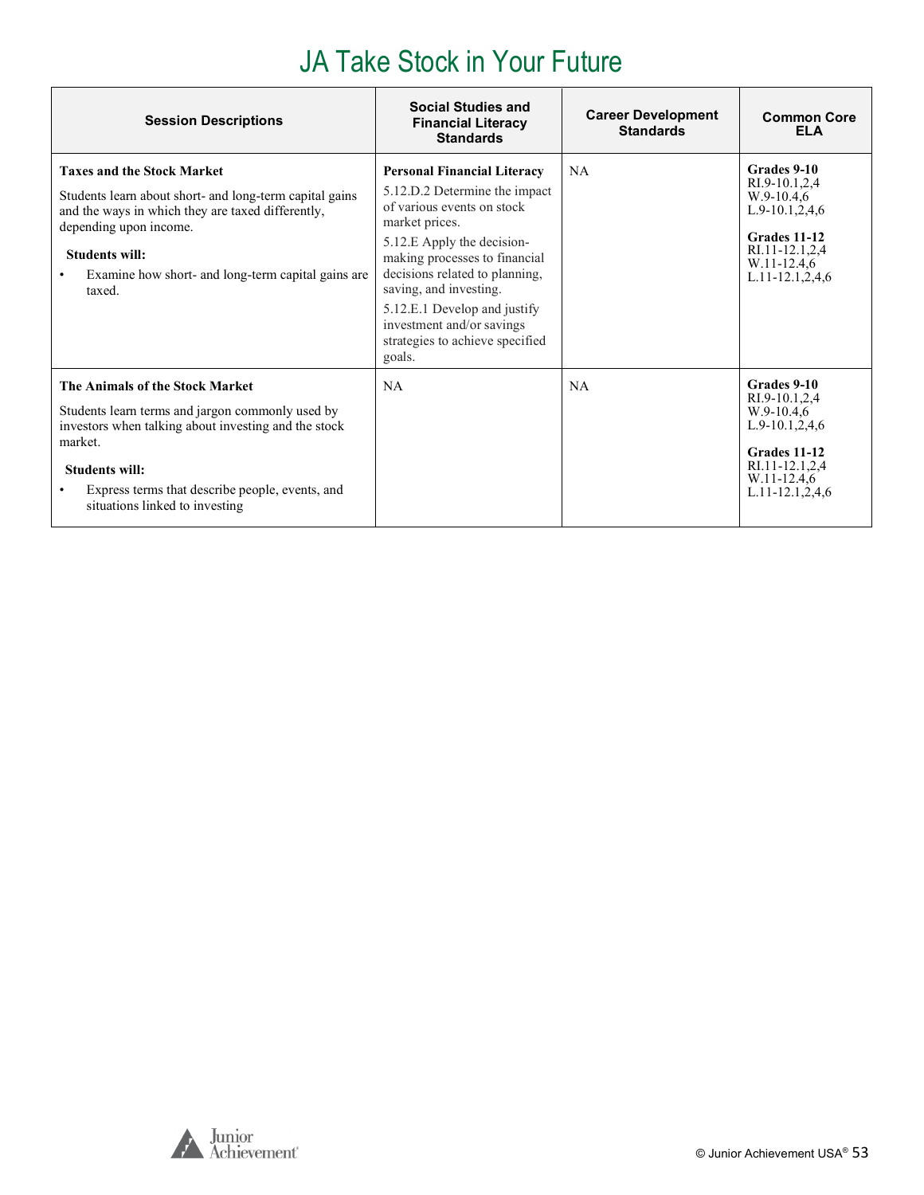# JA Take Stock in Your Future

| Session Descriptions | Social Studies and Financial Literacy Standards | Career Development Standards | Common Core ELA |
|---|---|---|---|
| **Taxes and the Stock Market**<br><br>Students learn about short- and long-term capital gains and the ways in which they are taxed differently, depending upon income.<br><br>**Students will:**<br>• Examine how short- and long-term capital gains are taxed. | **Personal Financial Literacy**<br>5.12.D.2 Determine the impact of various events on stock market prices.<br>5.12.E Apply the decision-making processes to financial decisions related to planning, saving, and investing.<br>5.12.E.1 Develop and justify investment and/or savings strategies to achieve specified goals. | NA | **Grades 9-10**<br>RI.9-10.1,2,4<br>W.9-10.4,6<br>L.9-10.1,2,4,6<br><br>**Grades 11-12**<br>RI.11-12.1,2,4<br>W.11-12.4,6<br>L.11-12.1,2,4,6 |
| **The Animals of the Stock Market**<br><br>Students learn terms and jargon commonly used by investors when talking about investing and the stock market.<br><br>**Students will:**<br>• Express terms that describe people, events, and situations linked to investing | NA | NA | **Grades 9-10**<br>RI.9-10.1,2,4<br>W.9-10.4,6<br>L.9-10.1,2,4,6<br><br>**Grades 11-12**<br>RI.11-12.1,2,4<br>W.11-12.4,6<br>L.11-12.1,2,4,6 |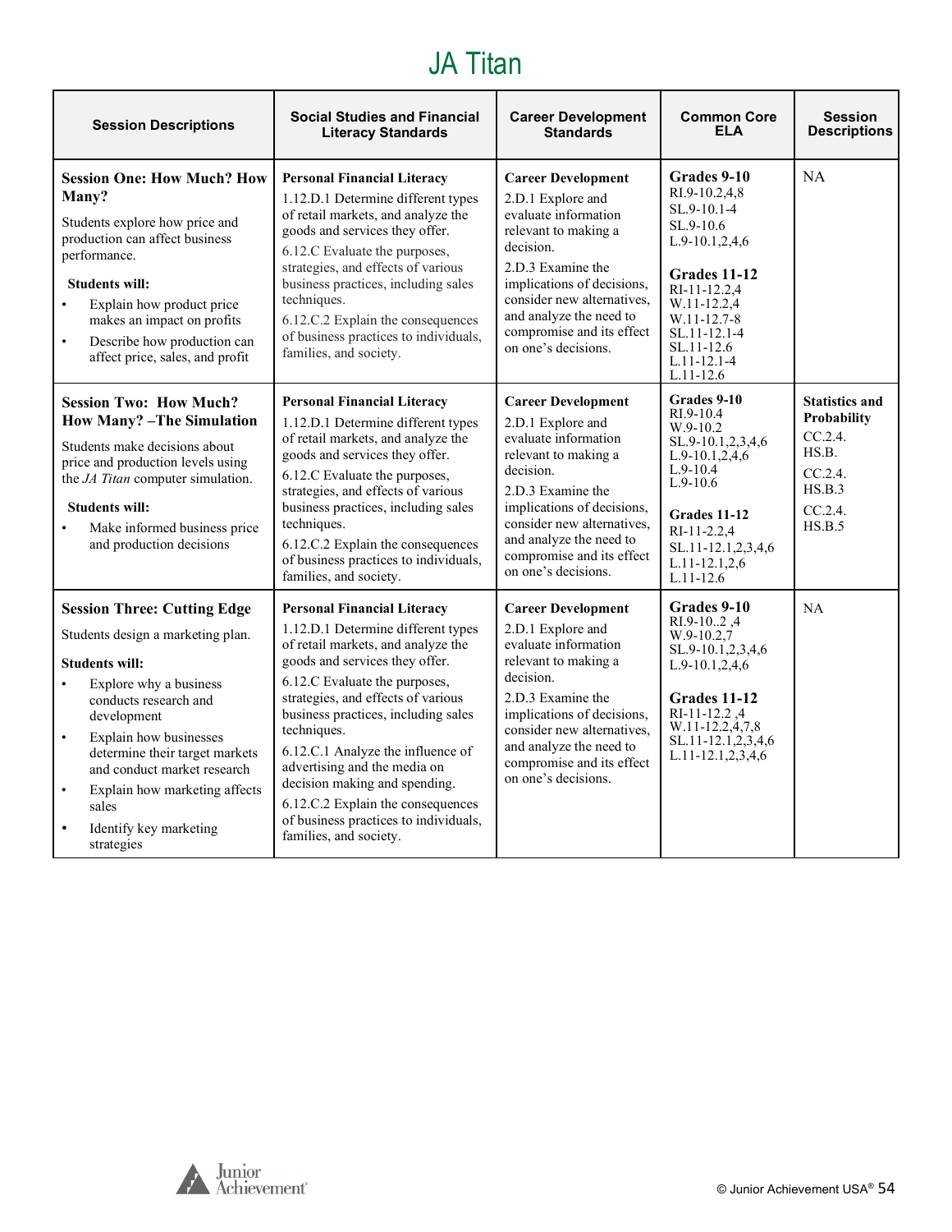# JA Titan

| Session Descriptions | Social Studies and Financial Literacy Standards | Career Development Standards | Common Core ELA | Session Descriptions |
|---|---|---|---|---|
| **Session One: How Much? How Many?**<br>Students explore how price and production can affect business performance.<br>**Students will:**<br>• Explain how product price makes an impact on profits<br>• Describe how production can affect price, sales, and profit | **Personal Financial Literacy**<br>1.12.D.1 Determine different types of retail markets, and analyze the goods and services they offer.<br>6.12.C Evaluate the purposes, strategies, and effects of various business practices, including sales techniques.<br>6.12.C.2 Explain the consequences of business practices to individuals, families, and society. | **Career Development**<br>2.D.1 Explore and evaluate information relevant to making a decision.<br>2.D.3 Examine the implications of decisions, consider new alternatives, and analyze the need to compromise and its effect on one's decisions. | **Grades 9-10**<br>RI.9-10.2,4,8<br>SL.9-10.1-4<br>SL.9-10.6<br>L.9-10.1,2,4,6<br>**Grades 11-12**<br>RI-11-12.2,4<br>W.11-12.2,4<br>W.11-12.7-8<br>SL.11-12.1-4<br>SL.11-12.6<br>L.11-12.1-4<br>L.11-12.6 | NA |
| **Session Two: How Much? How Many? –The Simulation**<br>Students make decisions about price and production levels using the *JA Titan* computer simulation.<br>**Students will:**<br>• Make informed business price and production decisions | **Personal Financial Literacy**<br>1.12.D.1 Determine different types of retail markets, and analyze the goods and services they offer.<br>6.12.C Evaluate the purposes, strategies, and effects of various business practices, including sales techniques.<br>6.12.C.2 Explain the consequences of business practices to individuals, families, and society. | **Career Development**<br>2.D.1 Explore and evaluate information relevant to making a decision.<br>2.D.3 Examine the implications of decisions, consider new alternatives, and analyze the need to compromise and its effect on one's decisions. | **Grades 9-10**<br>RI.9-10.4<br>W.9-10.2<br>SL.9-10.1,2,3,4,6<br>L.9-10.1,2,4,6<br>L.9-10.4<br>L.9-10.6<br>**Grades 11-12**<br>RI-11-2.2,4<br>SL.11-12.1,2,3,4,6<br>L.11-12.1,2,6<br>L.11-12.6 | **Statistics and Probability**<br>CC.2.4. HS.B.<br>CC.2.4. HS.B.3<br>CC.2.4. HS.B.5 |
| **Session Three: Cutting Edge**<br>Students design a marketing plan.<br>**Students will:**<br>• Explore why a business conducts research and development<br>• Explain how businesses determine their target markets and conduct market research<br>• Explain how marketing affects sales<br>• Identify key marketing strategies | **Personal Financial Literacy**<br>1.12.D.1 Determine different types of retail markets, and analyze the goods and services they offer.<br>6.12.C Evaluate the purposes, strategies, and effects of various business practices, including sales techniques.<br>6.12.C.1 Analyze the influence of advertising and the media on decision making and spending.<br>6.12.C.2 Explain the consequences of business practices to individuals, families, and society. | **Career Development**<br>2.D.1 Explore and evaluate information relevant to making a decision.<br>2.D.3 Examine the implications of decisions, consider new alternatives, and analyze the need to compromise and its effect on one's decisions. | **Grades 9-10**<br>RI.9-10..2 ,4<br>W.9-10.2,7<br>SL.9-10.1,2,3,4,6<br>L.9-10.1,2,4,6<br>**Grades 11-12**<br>RI-11-12.2 ,4<br>W.11-12.2,4,7,8<br>SL.11-12.1,2,3,4,6<br>L.11-12.1,2,3,4,6 | NA |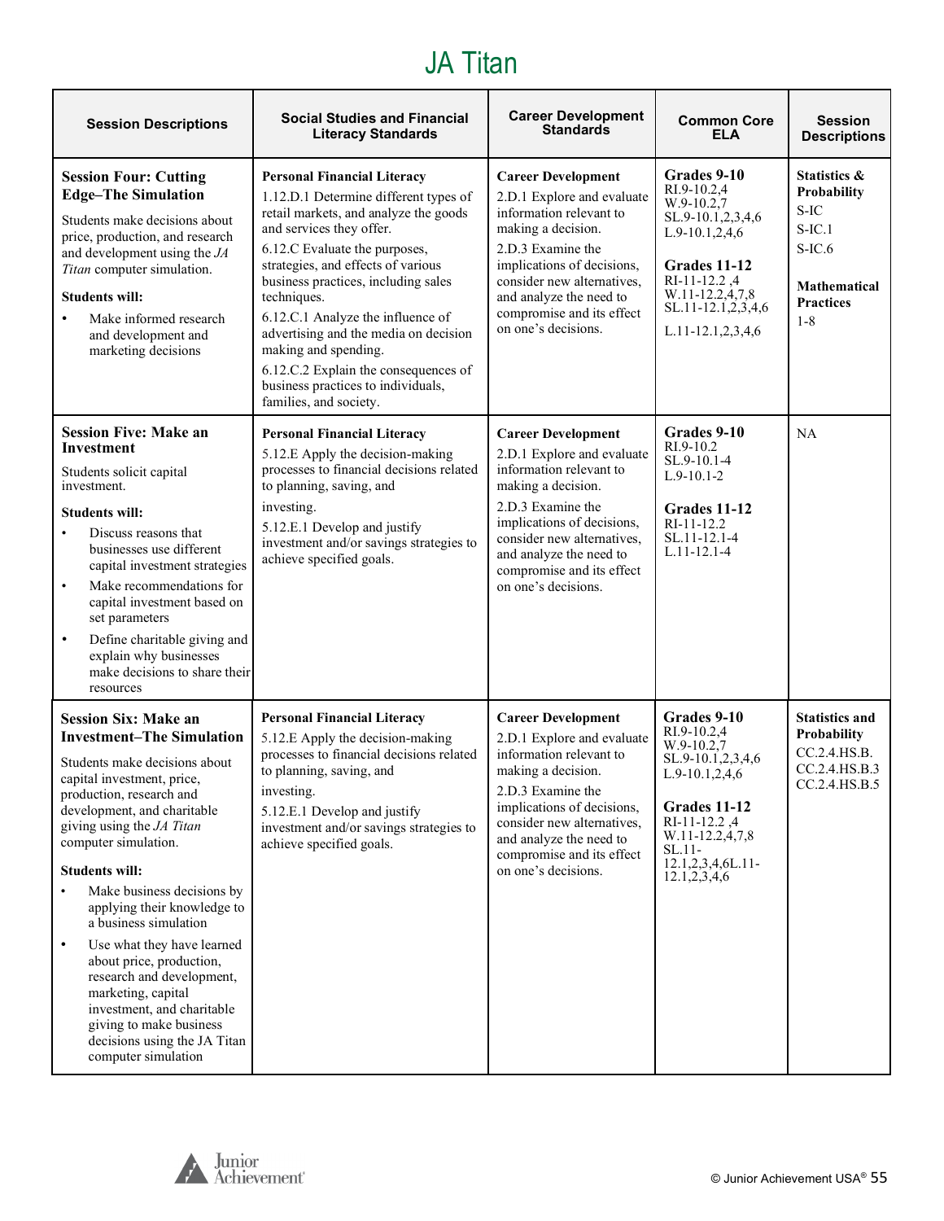# JA Titan

| Session Descriptions | Social Studies and Financial Literacy Standards | Career Development Standards | Common Core ELA | Session Descriptions |
|---|---|---|---|---|
| **Session Four: Cutting Edge–The Simulation**<br><br>Students make decisions about price, production, and research and development using the *JA Titan* computer simulation.<br><br>**Students will:**<br>• Make informed research and development and marketing decisions | **Personal Financial Literacy**<br>1.12.D.1 Determine different types of retail markets, and analyze the goods and services they offer.<br>6.12.C Evaluate the purposes, strategies, and effects of various business practices, including sales techniques.<br>6.12.C.1 Analyze the influence of advertising and the media on decision making and spending.<br>6.12.C.2 Explain the consequences of business practices to individuals, families, and society. | **Career Development**<br>2.D.1 Explore and evaluate information relevant to making a decision.<br>2.D.3 Examine the implications of decisions, consider new alternatives, and analyze the need to compromise and its effect on one's decisions. | **Grades 9-10**<br>RI.9-10.2,4<br>W.9-10.2,7<br>SL.9-10.1,2,3,4,6<br>L.9-10.1,2,4,6<br><br>**Grades 11-12**<br>RI-11-12.2 ,4<br>W.11-12.2,4,7,8<br>SL.11-12.1,2,3,4,6<br><br>L.11-12.1,2,3,4,6 | **Statistics & Probability**<br>S-IC<br>S-IC.1<br>S-IC.6<br><br>**Mathematical Practices**<br>1-8 |
| **Session Five: Make an Investment**<br><br>Students solicit capital investment.<br><br>**Students will:**<br>• Discuss reasons that businesses use different capital investment strategies<br>• Make recommendations for capital investment based on set parameters<br>• Define charitable giving and explain why businesses make decisions to share their resources | **Personal Financial Literacy**<br>5.12.E Apply the decision-making processes to financial decisions related to planning, saving, and investing.<br>5.12.E.1 Develop and justify investment and/or savings strategies to achieve specified goals. | **Career Development**<br>2.D.1 Explore and evaluate information relevant to making a decision.<br>2.D.3 Examine the implications of decisions, consider new alternatives, and analyze the need to compromise and its effect on one's decisions. | **Grades 9-10**<br>RI.9-10.2<br>SL.9-10.1-4<br>L.9-10.1-2<br><br>**Grades 11-12**<br>RI-11-12.2<br>SL.11-12.1-4<br>L.11-12.1-4 | NA |
| **Session Six: Make an Investment–The Simulation**<br><br>Students make decisions about capital investment, price, production, research and development, and charitable giving using the *JA Titan* computer simulation.<br><br>**Students will:**<br>• Make business decisions by applying their knowledge to a business simulation<br>• Use what they have learned about price, production, research and development, marketing, capital investment, and charitable giving to make business decisions using the JA Titan computer simulation | **Personal Financial Literacy**<br>5.12.E Apply the decision-making processes to financial decisions related to planning, saving, and investing.<br>5.12.E.1 Develop and justify investment and/or savings strategies to achieve specified goals. | **Career Development**<br>2.D.1 Explore and evaluate information relevant to making a decision.<br>2.D.3 Examine the implications of decisions, consider new alternatives, and analyze the need to compromise and its effect on one's decisions. | **Grades 9-10**<br>RI.9-10.2,4<br>W.9-10.2,7<br>SL.9-10.1,2,3,4,6<br>L.9-10.1,2,4,6<br><br>**Grades 11-12**<br>RI-11-12.2 ,4<br>W.11-12.2,4,7,8<br>SL.11-12.1,2,3,4,6L.11-12.1,2,3,4,6 | **Statistics and Probability**<br>CC.2.4.HS.B.<br>CC.2.4.HS.B.3<br>CC.2.4.HS.B.5 |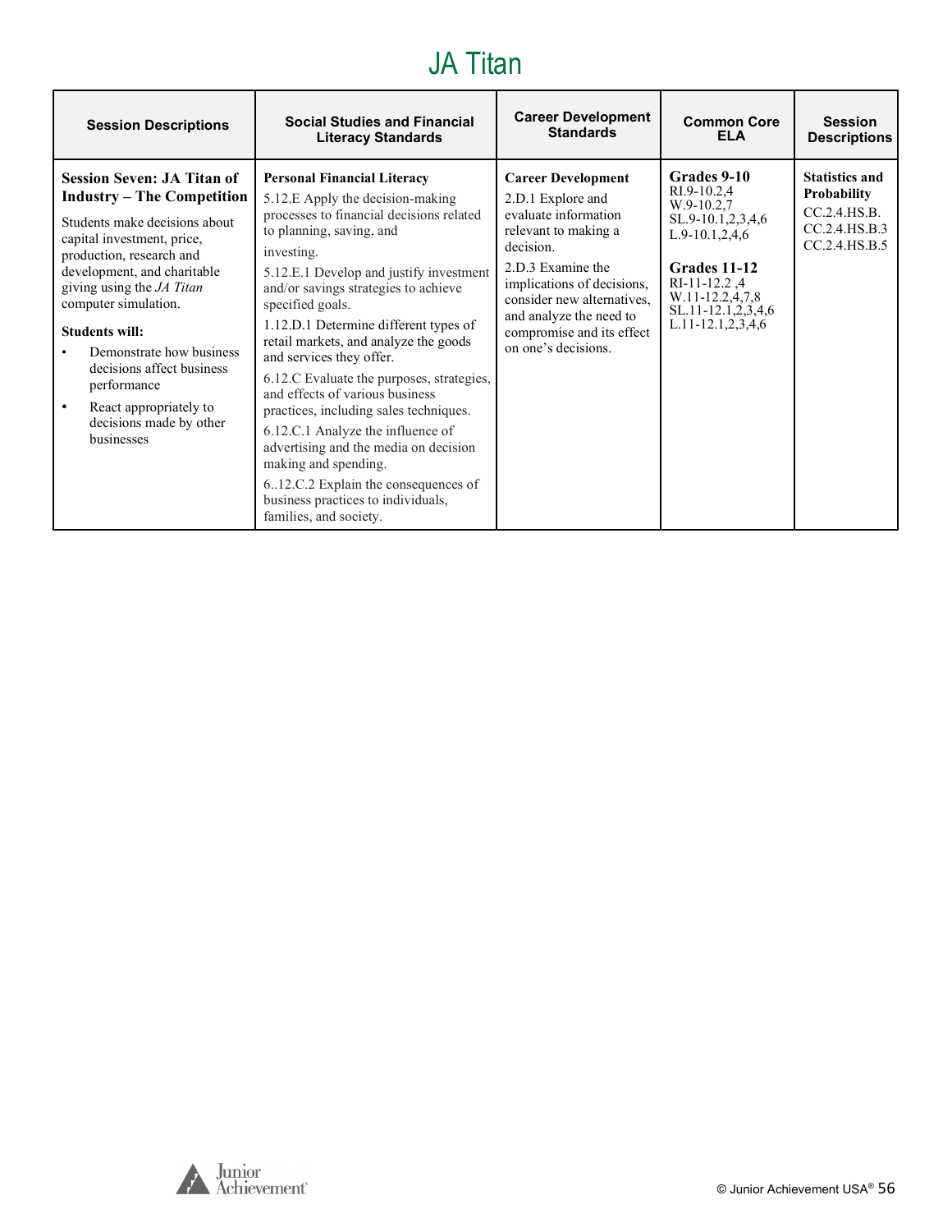# JA Titan

| Session Descriptions | Social Studies and Financial Literacy Standards | Career Development Standards | Common Core ELA | Session Descriptions |
|---|---|---|---|---|
| **Session Seven: JA Titan of Industry – The Competition**<br><br>Students make decisions about capital investment, price, production, research and development, and charitable giving using the *JA Titan* computer simulation.<br><br>**Students will:**<br>• Demonstrate how business decisions affect business performance<br>• React appropriately to decisions made by other businesses | **Personal Financial Literacy**<br>5.12.E Apply the decision-making processes to financial decisions related to planning, saving, and investing.<br>5.12.E.1 Develop and justify investment and/or savings strategies to achieve specified goals.<br>1.12.D.1 Determine different types of retail markets, and analyze the goods and services they offer.<br>6.12.C Evaluate the purposes, strategies, and effects of various business practices, including sales techniques.<br>6.12.C.1 Analyze the influence of advertising and the media on decision making and spending.<br>6..12.C.2 Explain the consequences of business practices to individuals, families, and society. | **Career Development**<br>2.D.1 Explore and evaluate information relevant to making a decision.<br>2.D.3 Examine the implications of decisions, consider new alternatives, and analyze the need to compromise and its effect on one's decisions. | **Grades 9-10**<br>RI.9-10.2,4<br>W.9-10.2,7<br>SL.9-10.1,2,3,4,6<br>L.9-10.1,2,4,6<br><br>**Grades 11-12**<br>RI-11-12.2 ,4<br>W.11-12.2,4,7,8<br>SL.11-12.1,2,3,4,6<br>L.11-12.1,2,3,4,6 | **Statistics and Probability**<br>CC.2.4.HS.B.<br>CC.2.4.HS.B.3<br>CC.2.4.HS.B.5 |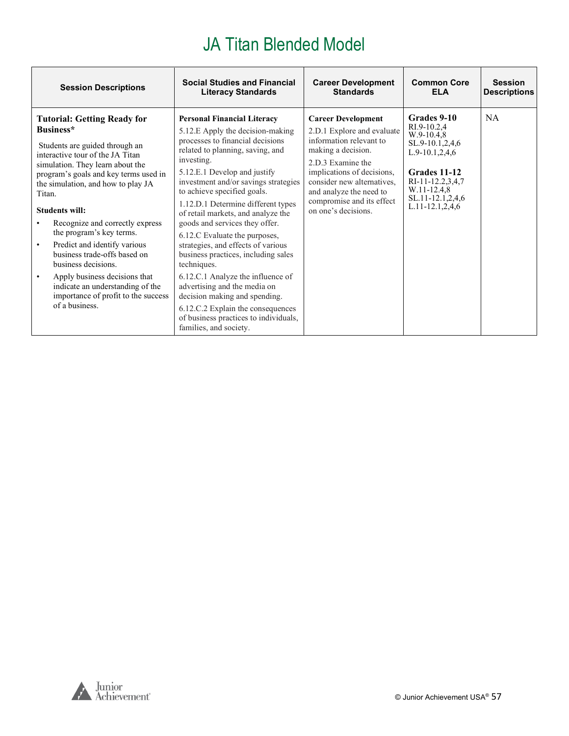# JA Titan Blended Model

| Session Descriptions | Social Studies and Financial Literacy Standards | Career Development Standards | Common Core ELA | Session Descriptions |
|---|---|---|---|---|
| **Tutorial: Getting Ready for Business***<br><br>Students are guided through an interactive tour of the JA Titan simulation. They learn about the program's goals and key terms used in the simulation, and how to play JA Titan.<br><br>**Students will:**<br>• Recognize and correctly express the program's key terms.<br>• Predict and identify various business trade-offs based on business decisions.<br>• Apply business decisions that indicate an understanding of the importance of profit to the success of a business. | **Personal Financial Literacy**<br>5.12.E Apply the decision-making processes to financial decisions related to planning, saving, and investing.<br>5.12.E.1 Develop and justify investment and/or savings strategies to achieve specified goals.<br>1.12.D.1 Determine different types of retail markets, and analyze the goods and services they offer.<br>6.12.C Evaluate the purposes, strategies, and effects of various business practices, including sales techniques.<br>6.12.C.1 Analyze the influence of advertising and the media on decision making and spending.<br>6.12.C.2 Explain the consequences of business practices to individuals, families, and society. | **Career Development**<br>2.D.1 Explore and evaluate information relevant to making a decision.<br>2.D.3 Examine the implications of decisions, consider new alternatives, and analyze the need to compromise and its effect on one's decisions. | **Grades 9-10**<br>RI.9-10.2,4<br>W.9-10.4,8<br>SL.9-10.1,2,4,6<br>L.9-10.1,2,4,6<br><br>**Grades 11-12**<br>RI-11-12.2,3,4,7<br>W.11-12.4,8<br>SL.11-12.1,2,4,6<br>L.11-12.1,2,4,6 | NA |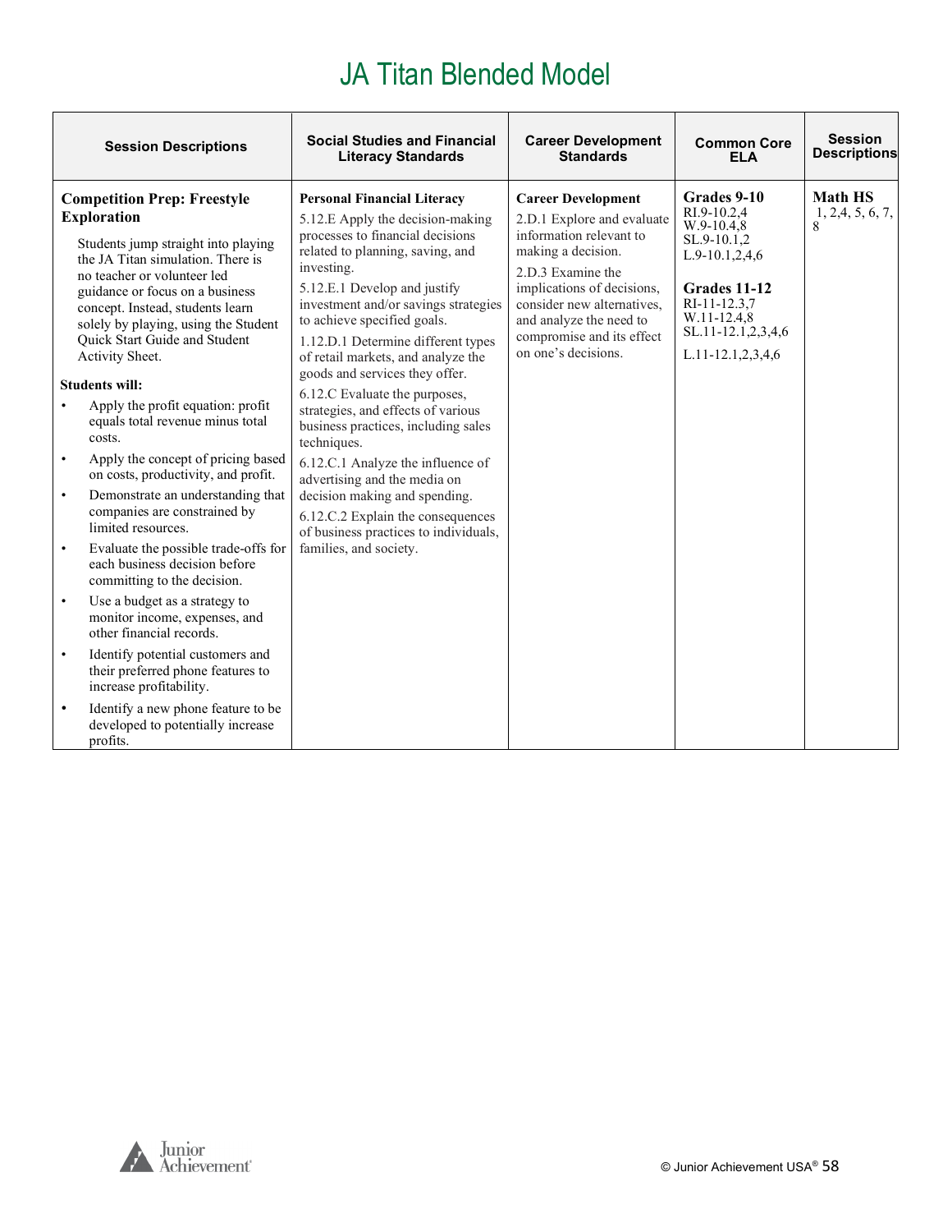# JA Titan Blended Model

| Session Descriptions | Social Studies and Financial Literacy Standards | Career Development Standards | Common Core ELA | Session Descriptions |
|---|---|---|---|---|
| **Competition Prep: Freestyle Exploration**<br><br>Students jump straight into playing the JA Titan simulation. There is no teacher or volunteer led guidance or focus on a business concept. Instead, students learn solely by playing, using the Student Quick Start Guide and Student Activity Sheet.<br><br>**Students will:**<br>• Apply the profit equation: profit equals total revenue minus total costs.<br>• Apply the concept of pricing based on costs, productivity, and profit.<br>• Demonstrate an understanding that companies are constrained by limited resources.<br>• Evaluate the possible trade-offs for each business decision before committing to the decision.<br>• Use a budget as a strategy to monitor income, expenses, and other financial records.<br>• Identify potential customers and their preferred phone features to increase profitability.<br>• Identify a new phone feature to be developed to potentially increase profits. | **Personal Financial Literacy**<br>5.12.E Apply the decision-making processes to financial decisions related to planning, saving, and investing.<br>5.12.E.1 Develop and justify investment and/or savings strategies to achieve specified goals.<br>1.12.D.1 Determine different types of retail markets, and analyze the goods and services they offer.<br>6.12.C Evaluate the purposes, strategies, and effects of various business practices, including sales techniques.<br>6.12.C.1 Analyze the influence of advertising and the media on decision making and spending.<br>6.12.C.2 Explain the consequences of business practices to individuals, families, and society. | **Career Development**<br>2.D.1 Explore and evaluate information relevant to making a decision.<br>2.D.3 Examine the implications of decisions, consider new alternatives, and analyze the need to compromise and its effect on one's decisions. | **Grades 9-10**<br>RI.9-10.2,4<br>W.9-10.4,8<br>SL.9-10.1,2<br>L.9-10.1,2,4,6<br><br>**Grades 11-12**<br>RI-11-12.3,7<br>W.11-12.4,8<br>SL.11-12.1,2,3,4,6<br>L.11-12.1,2,3,4,6 | **Math HS**<br>1, 2,4, 5, 6, 7, 8 |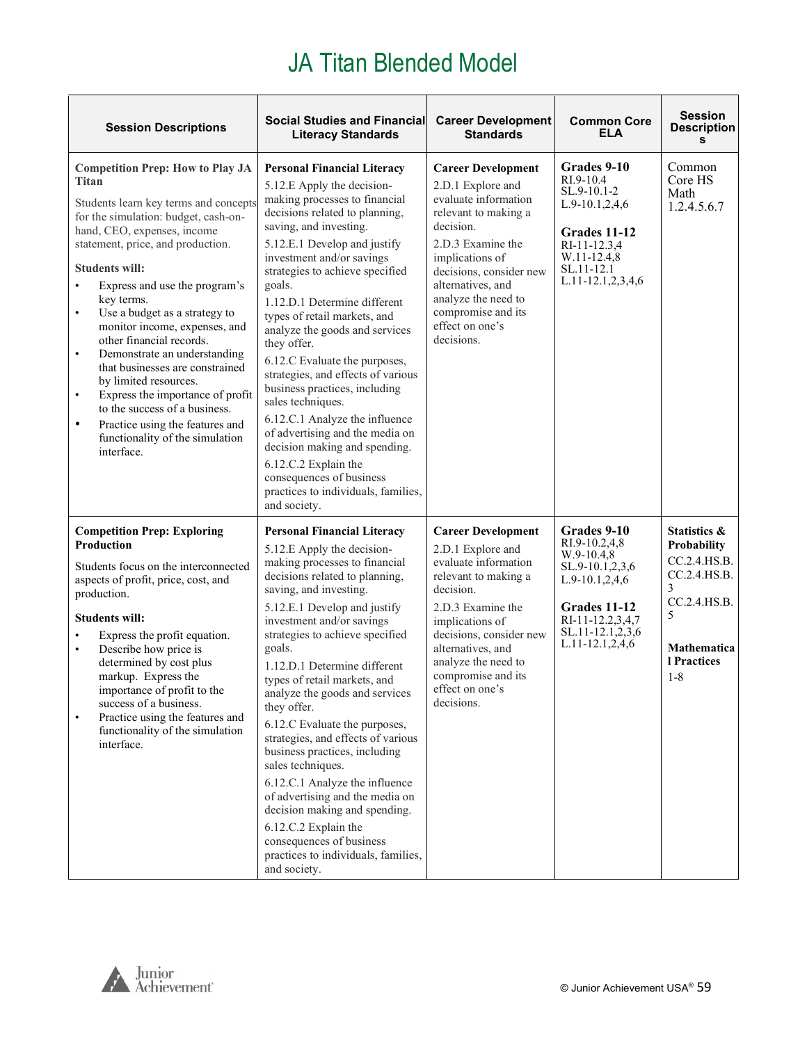# JA Titan Blended Model

| Session Descriptions | Social Studies and Financial Literacy Standards | Career Development Standards | Common Core ELA | Session Descriptions |
|---|---|---|---|---|
| **Competition Prep: How to Play JA Titan**<br><br>Students learn key terms and concepts for the simulation: budget, cash-on-hand, CEO, expenses, income statement, price, and production.<br><br>**Students will:**<br>• Express and use the program's key terms.<br>• Use a budget as a strategy to monitor income, expenses, and other financial records.<br>• Demonstrate an understanding that businesses are constrained by limited resources.<br>• Express the importance of profit to the success of a business.<br>• Practice using the features and functionality of the simulation interface. | **Personal Financial Literacy**<br>5.12.E Apply the decision-making processes to financial decisions related to planning, saving, and investing.<br>5.12.E.1 Develop and justify investment and/or savings strategies to achieve specified goals.<br>1.12.D.1 Determine different types of retail markets, and analyze the goods and services they offer.<br>6.12.C Evaluate the purposes, strategies, and effects of various business practices, including sales techniques.<br>6.12.C.1 Analyze the influence of advertising and the media on decision making and spending.<br>6.12.C.2 Explain the consequences of business practices to individuals, families, and society. | **Career Development**<br>2.D.1 Explore and evaluate information relevant to making a decision.<br>2.D.3 Examine the implications of decisions, consider new alternatives, and analyze the need to compromise and its effect on one's decisions. | **Grades 9-10**<br>RI.9-10.4<br>SL.9-10.1-2<br>L.9-10.1,2,4,6<br><br>**Grades 11-12**<br>RI-11-12.3,4<br>W.11-12.4,8<br>SL.11-12.1<br>L.11-12.1,2,3,4,6 | Common Core HS Math<br>1.2.4.5.6.7 |
| **Competition Prep: Exploring Production**<br><br>Students focus on the interconnected aspects of profit, price, cost, and production.<br><br>**Students will:**<br>• Express the profit equation.<br>• Describe how price is determined by cost plus markup. Express the importance of profit to the success of a business.<br>• Practice using the features and functionality of the simulation interface. | **Personal Financial Literacy**<br>5.12.E Apply the decision-making processes to financial decisions related to planning, saving, and investing.<br>5.12.E.1 Develop and justify investment and/or savings strategies to achieve specified goals.<br>1.12.D.1 Determine different types of retail markets, and analyze the goods and services they offer.<br>6.12.C Evaluate the purposes, strategies, and effects of various business practices, including sales techniques.<br>6.12.C.1 Analyze the influence of advertising and the media on decision making and spending.<br>6.12.C.2 Explain the consequences of business practices to individuals, families, and society. | **Career Development**<br>2.D.1 Explore and evaluate information relevant to making a decision.<br>2.D.3 Examine the implications of decisions, consider new alternatives, and analyze the need to compromise and its effect on one's decisions. | **Grades 9-10**<br>RI.9-10.2,4,8<br>W.9-10.4,8<br>SL.9-10.1,2,3,6<br>L.9-10.1,2,4,6<br><br>**Grades 11-12**<br>RI-11-12.2,3,4,7<br>SL.11-12.1,2,3,6<br>L.11-12.1,2,4,6 | **Statistics & Probability**<br>CC.2.4.HS.B.<br>CC.2.4.HS.B.3<br>CC.2.4.HS.B.5<br><br>**Mathematical Practices**<br>1-8 |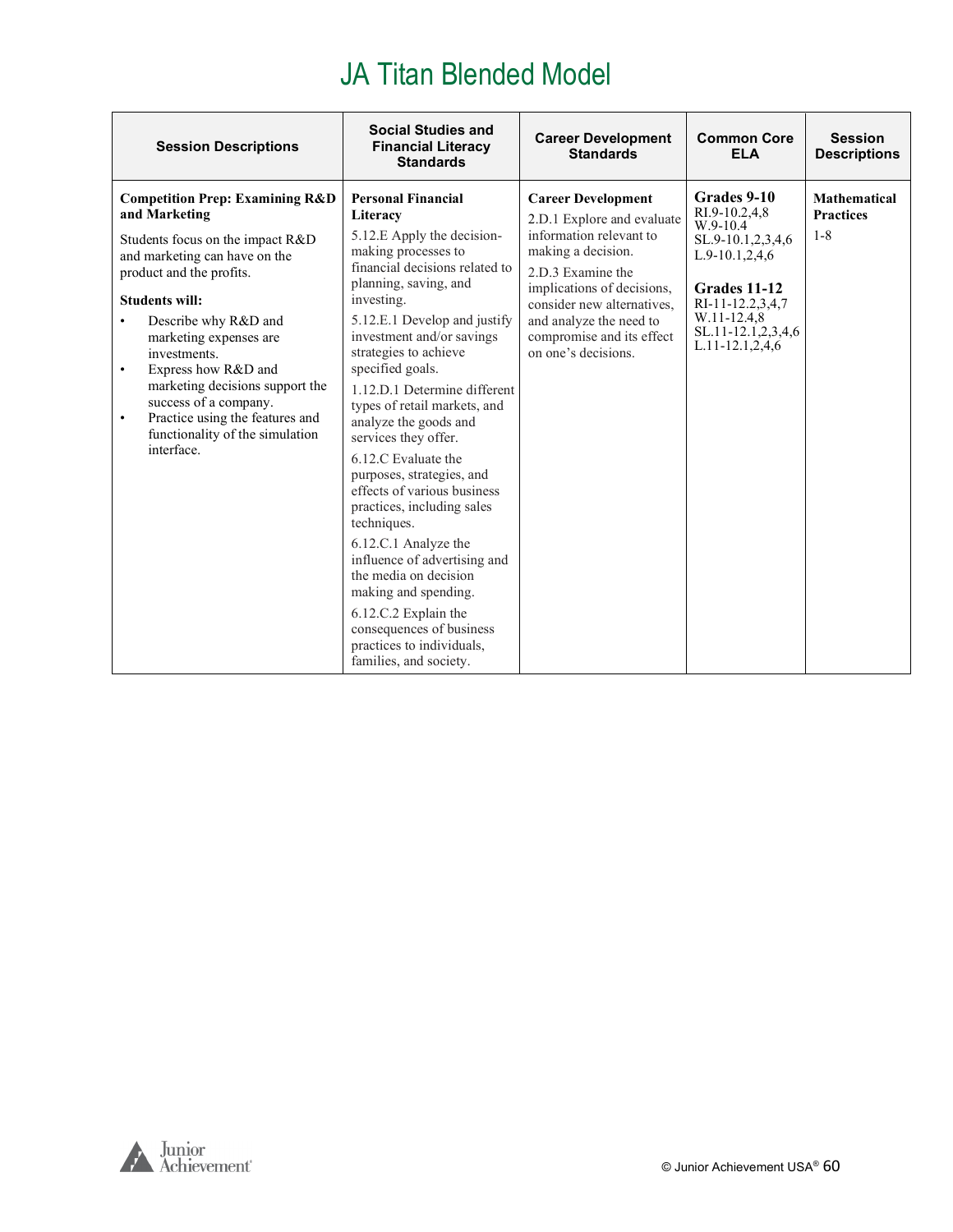# JA Titan Blended Model

| Session Descriptions | Social Studies and Financial Literacy Standards | Career Development Standards | Common Core ELA | Session Descriptions |
|---|---|---|---|---|
| **Competition Prep: Examining R&D and Marketing**<br><br>Students focus on the impact R&D and marketing can have on the product and the profits.<br><br>**Students will:**<br>• Describe why R&D and marketing expenses are investments.<br>• Express how R&D and marketing decisions support the success of a company.<br>• Practice using the features and functionality of the simulation interface. | **Personal Financial Literacy**<br><br>5.12.E Apply the decision-making processes to financial decisions related to planning, saving, and investing.<br><br>5.12.E.1 Develop and justify investment and/or savings strategies to achieve specified goals.<br><br>1.12.D.1 Determine different types of retail markets, and analyze the goods and services they offer.<br><br>6.12.C Evaluate the purposes, strategies, and effects of various business practices, including sales techniques.<br><br>6.12.C.1 Analyze the influence of advertising and the media on decision making and spending.<br><br>6.12.C.2 Explain the consequences of business practices to individuals, families, and society. | **Career Development**<br><br>2.D.1 Explore and evaluate information relevant to making a decision.<br><br>2.D.3 Examine the implications of decisions, consider new alternatives, and analyze the need to compromise and its effect on one's decisions. | **Grades 9-10**<br>RI.9-10.2,4,8<br>W.9-10.4<br>SL.9-10.1,2,3,4,6<br>L.9-10.1,2,4,6<br><br>**Grades 11-12**<br>RI-11-12.2,3,4,7<br>W.11-12.4,8<br>SL.11-12.1,2,3,4,6<br>L.11-12.1,2,4,6 | **Mathematical Practices**<br><br>1-8 |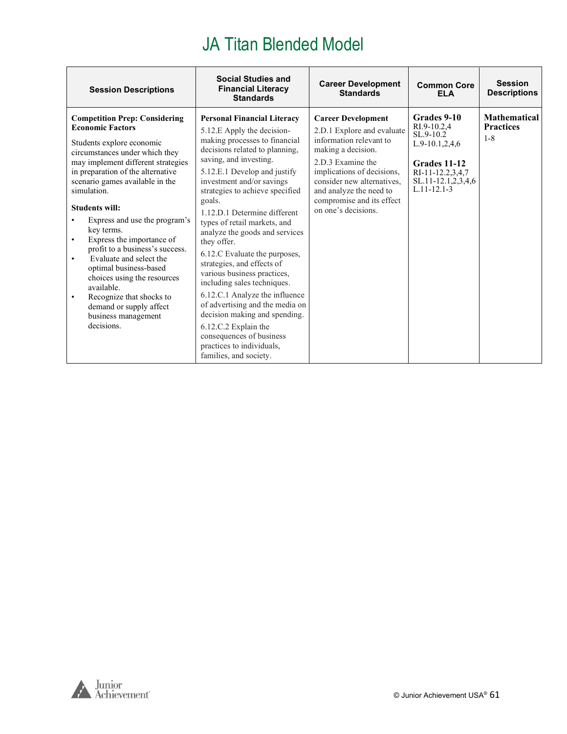# JA Titan Blended Model

| Session Descriptions | Social Studies and Financial Literacy Standards | Career Development Standards | Common Core ELA | Session Descriptions |
|---|---|---|---|---|
| **Competition Prep: Considering Economic Factors**<br><br>Students explore economic circumstances under which they may implement different strategies in preparation of the alternative scenario games available in the simulation.<br><br>**Students will:**<br>• Express and use the program's key terms.<br>• Express the importance of profit to a business's success.<br>• Evaluate and select the optimal business-based choices using the resources available.<br>• Recognize that shocks to demand or supply affect business management decisions. | **Personal Financial Literacy**<br>5.12.E Apply the decision-making processes to financial decisions related to planning, saving, and investing.<br>5.12.E.1 Develop and justify investment and/or savings strategies to achieve specified goals.<br>1.12.D.1 Determine different types of retail markets, and analyze the goods and services they offer.<br>6.12.C Evaluate the purposes, strategies, and effects of various business practices, including sales techniques.<br>6.12.C.1 Analyze the influence of advertising and the media on decision making and spending.<br>6.12.C.2 Explain the consequences of business practices to individuals, families, and society. | **Career Development**<br>2.D.1 Explore and evaluate information relevant to making a decision.<br>2.D.3 Examine the implications of decisions, consider new alternatives, and analyze the need to compromise and its effect on one's decisions. | **Grades 9-10**<br>RI.9-10.2,4<br>SL.9-10.2<br>L.9-10.1,2,4,6<br><br>**Grades 11-12**<br>RI-11-12.2,3,4,7<br>SL.11-12.1,2,3,4,6<br>L.11-12.1-3 | **Mathematical Practices**<br>1-8 |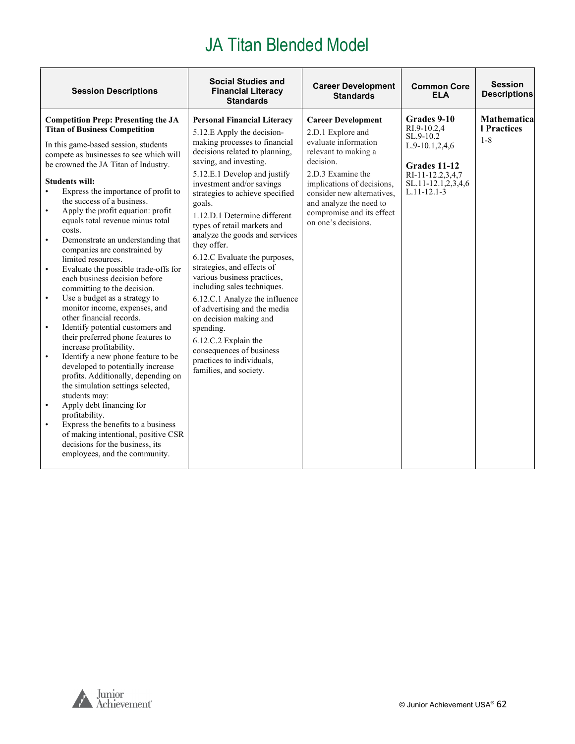# JA Titan Blended Model

| Session Descriptions | Social Studies and Financial Literacy Standards | Career Development Standards | Common Core ELA | Session Descriptions |
|---|---|---|---|---|
| **Competition Prep: Presenting the JA Titan of Business Competition**<br><br>In this game-based session, students compete as businesses to see which will be crowned the JA Titan of Industry.<br><br>**Students will:**<br>• Express the importance of profit to the success of a business.<br>• Apply the profit equation: profit equals total revenue minus total costs.<br>• Demonstrate an understanding that companies are constrained by limited resources.<br>• Evaluate the possible trade-offs for each business decision before committing to the decision.<br>• Use a budget as a strategy to monitor income, expenses, and other financial records.<br>• Identify potential customers and their preferred phone features to increase profitability.<br>• Identify a new phone feature to be developed to potentially increase profits. Additionally, depending on the simulation settings selected, students may:<br>• Apply debt financing for profitability.<br>• Express the benefits to a business of making intentional, positive CSR decisions for the business, its employees, and the community. | **Personal Financial Literacy**<br>5.12.E Apply the decision-making processes to financial decisions related to planning, saving, and investing.<br>5.12.E.1 Develop and justify investment and/or savings strategies to achieve specified goals.<br>1.12.D.1 Determine different types of retail markets and analyze the goods and services they offer.<br>6.12.C Evaluate the purposes, strategies, and effects of various business practices, including sales techniques.<br>6.12.C.1 Analyze the influence of advertising and the media on decision making and spending.<br>6.12.C.2 Explain the consequences of business practices to individuals, families, and society. | **Career Development**<br>2.D.1 Explore and evaluate information relevant to making a decision.<br>2.D.3 Examine the implications of decisions, consider new alternatives, and analyze the need to compromise and its effect on one's decisions. | **Grades 9-10**<br>RI.9-10.2,4<br>SL.9-10.2<br>L.9-10.1,2,4,6<br><br>**Grades 11-12**<br>RI-11-12.2,3,4,7<br>SL.11-12.1,2,3,4,6<br>L.11-12.1-3 | **Mathematical Practices**<br>1-8 |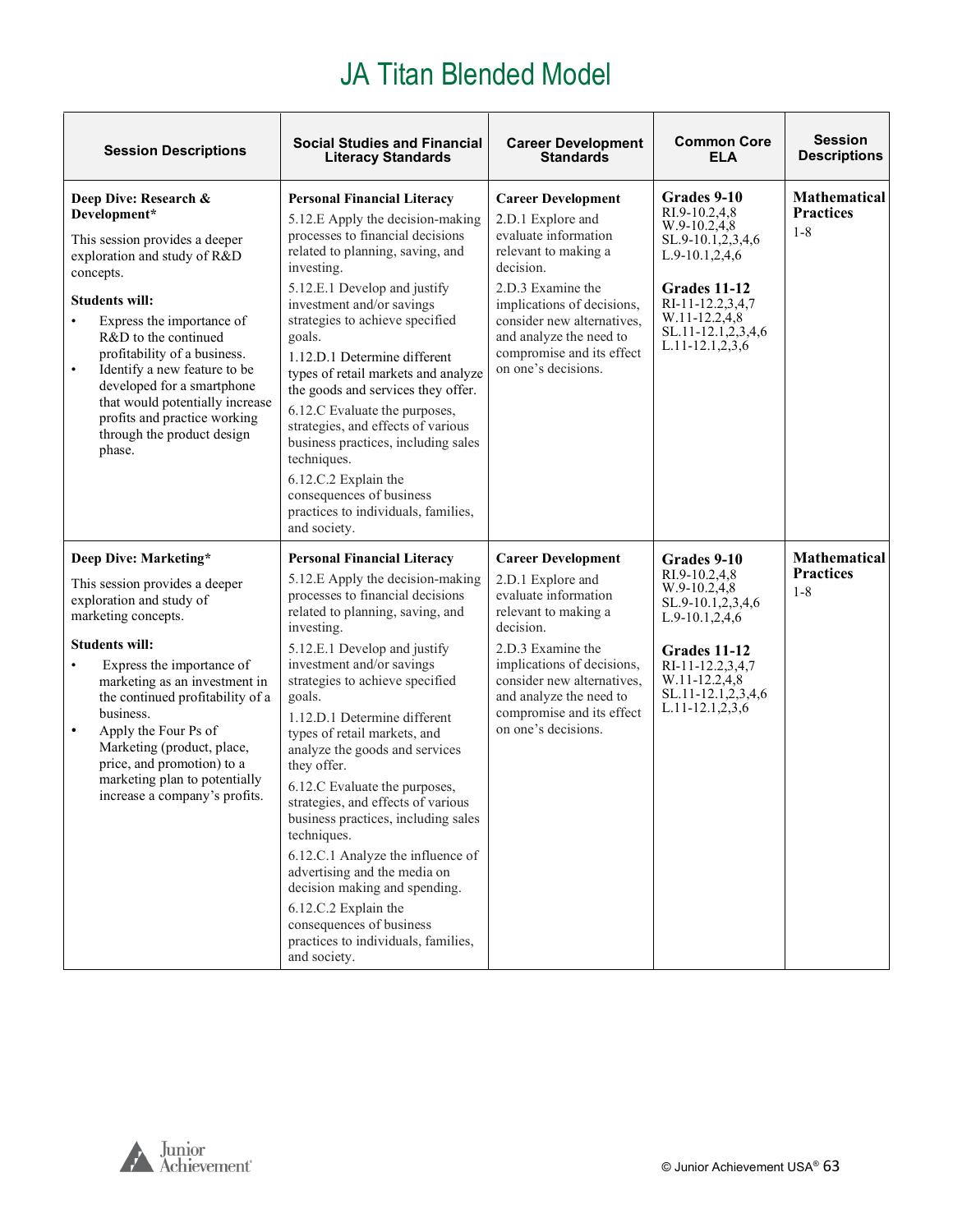# JA Titan Blended Model

| Session Descriptions | Social Studies and Financial Literacy Standards | Career Development Standards | Common Core ELA | Session Descriptions |
|---|---|---|---|---|
| **Deep Dive: Research & Development***<br><br>This session provides a deeper exploration and study of R&D concepts.<br><br>**Students will:**<br>• Express the importance of R&D to the continued profitability of a business.<br>• Identify a new feature to be developed for a smartphone that would potentially increase profits and practice working through the product design phase. | **Personal Financial Literacy**<br>5.12.E Apply the decision-making processes to financial decisions related to planning, saving, and investing.<br>5.12.E.1 Develop and justify investment and/or savings strategies to achieve specified goals.<br>1.12.D.1 Determine different types of retail markets and analyze the goods and services they offer.<br>6.12.C Evaluate the purposes, strategies, and effects of various business practices, including sales techniques.<br>6.12.C.2 Explain the consequences of business practices to individuals, families, and society. | **Career Development**<br>2.D.1 Explore and evaluate information relevant to making a decision.<br>2.D.3 Examine the implications of decisions, consider new alternatives, and analyze the need to compromise and its effect on one's decisions. | **Grades 9-10**<br>RI.9-10.2,4,8<br>W.9-10.2,4,8<br>SL.9-10.1,2,3,4,6<br>L.9-10.1,2,4,6<br><br>**Grades 11-12**<br>RI-11-12.2,3,4,7<br>W.11-12.2,4,8<br>SL.11-12.1,2,3,4,6<br>L.11-12.1,2,3,6 | **Mathematical Practices**<br>1-8 |
| **Deep Dive: Marketing***<br><br>This session provides a deeper exploration and study of marketing concepts.<br><br>**Students will:**<br>• Express the importance of marketing as an investment in the continued profitability of a business.<br>• Apply the Four Ps of Marketing (product, place, price, and promotion) to a marketing plan to potentially increase a company's profits. | **Personal Financial Literacy**<br>5.12.E Apply the decision-making processes to financial decisions related to planning, saving, and investing.<br>5.12.E.1 Develop and justify investment and/or savings strategies to achieve specified goals.<br>1.12.D.1 Determine different types of retail markets, and analyze the goods and services they offer.<br>6.12.C Evaluate the purposes, strategies, and effects of various business practices, including sales techniques.<br>6.12.C.1 Analyze the influence of advertising and the media on decision making and spending.<br>6.12.C.2 Explain the consequences of business practices to individuals, families, and society. | **Career Development**<br>2.D.1 Explore and evaluate information relevant to making a decision.<br>2.D.3 Examine the implications of decisions, consider new alternatives, and analyze the need to compromise and its effect on one's decisions. | **Grades 9-10**<br>RI.9-10.2,4,8<br>W.9-10.2,4,8<br>SL.9-10.1,2,3,4,6<br>L.9-10.1,2,4,6<br><br>**Grades 11-12**<br>RI-11-12.2,3,4,7<br>W.11-12.2,4,8<br>SL.11-12.1,2,3,4,6<br>L.11-12.1,2,3,6 | **Mathematical Practices**<br>1-8 |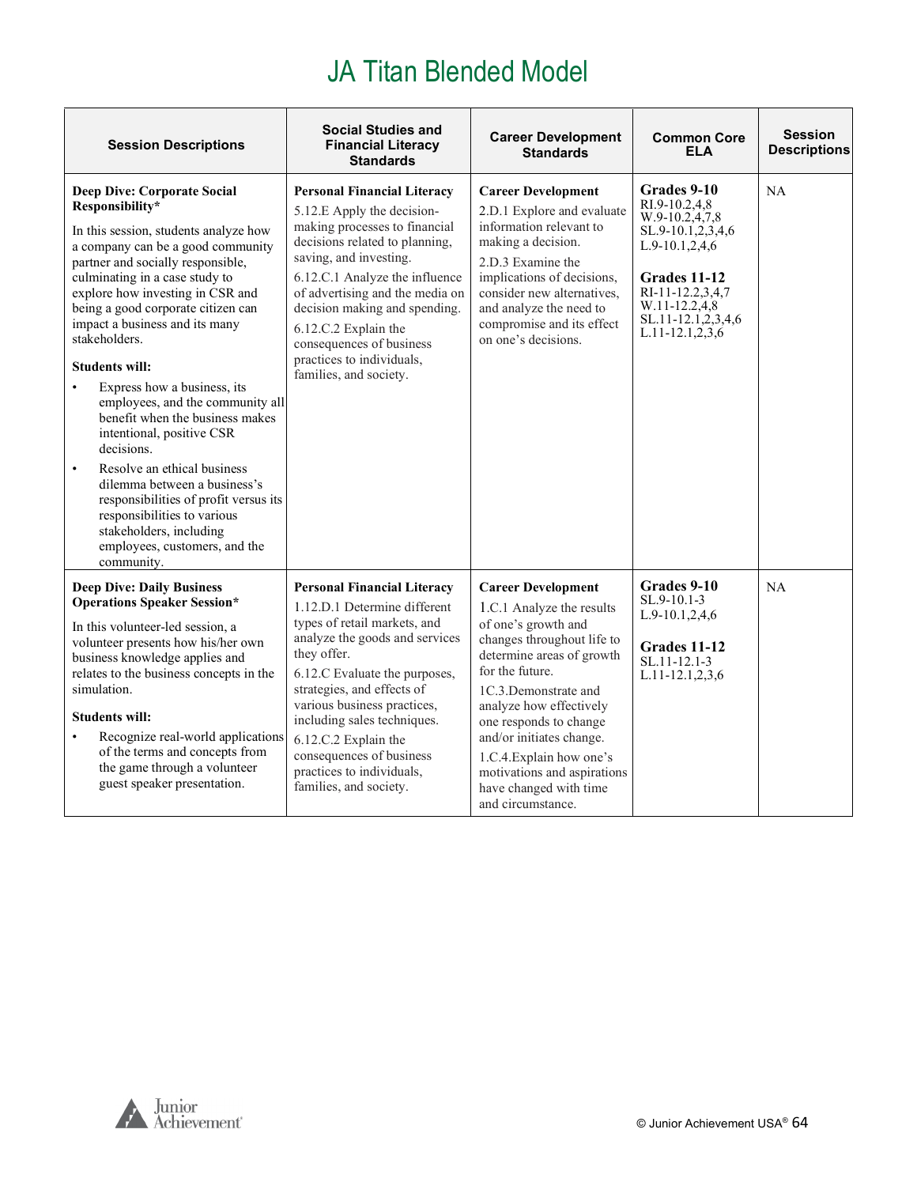# JA Titan Blended Model

| Session Descriptions | Social Studies and Financial Literacy Standards | Career Development Standards | Common Core ELA | Session Descriptions |
|---|---|---|---|---|
| **Deep Dive: Corporate Social Responsibility***<br><br>In this session, students analyze how a company can be a good community partner and socially responsible, culminating in a case study to explore how investing in CSR and being a good corporate citizen can impact a business and its many stakeholders.<br><br>**Students will:**<br>• Express how a business, its employees, and the community all benefit when the business makes intentional, positive CSR decisions.<br>• Resolve an ethical business dilemma between a business's responsibilities of profit versus its responsibilities to various stakeholders, including employees, customers, and the community. | **Personal Financial Literacy**<br>5.12.E Apply the decision-making processes to financial decisions related to planning, saving, and investing.<br>6.12.C.1 Analyze the influence of advertising and the media on decision making and spending.<br>6.12.C.2 Explain the consequences of business practices to individuals, families, and society. | **Career Development**<br>2.D.1 Explore and evaluate information relevant to making a decision.<br>2.D.3 Examine the implications of decisions, consider new alternatives, and analyze the need to compromise and its effect on one's decisions. | **Grades 9-10**<br>RI.9-10.2,4,8<br>W.9-10.2,4,7,8<br>SL.9-10.1,2,3,4,6<br>L.9-10.1,2,4,6<br><br>**Grades 11-12**<br>RI-11-12.2,3,4,7<br>W.11-12.2,4,8<br>SL.11-12.1,2,3,4,6<br>L.11-12.1,2,3,6 | NA |
| **Deep Dive: Daily Business Operations Speaker Session***<br><br>In this volunteer-led session, a volunteer presents how his/her own business knowledge applies and relates to the business concepts in the simulation.<br><br>**Students will:**<br>• Recognize real-world applications of the terms and concepts from the game through a volunteer guest speaker presentation. | **Personal Financial Literacy**<br>1.12.D.1 Determine different types of retail markets, and analyze the goods and services they offer.<br>6.12.C Evaluate the purposes, strategies, and effects of various business practices, including sales techniques.<br>6.12.C.2 Explain the consequences of business practices to individuals, families, and society. | **Career Development**<br>1.C.1 Analyze the results of one's growth and changes throughout life to determine areas of growth for the future.<br>1C.3.Demonstrate and analyze how effectively one responds to change and/or initiates change.<br>1.C.4.Explain how one's motivations and aspirations have changed with time and circumstance. | **Grades 9-10**<br>SL.9-10.1-3<br>L.9-10.1,2,4,6<br><br>**Grades 11-12**<br>SL.11-12.1-3<br>L.11-12.1,2,3,6 | NA |